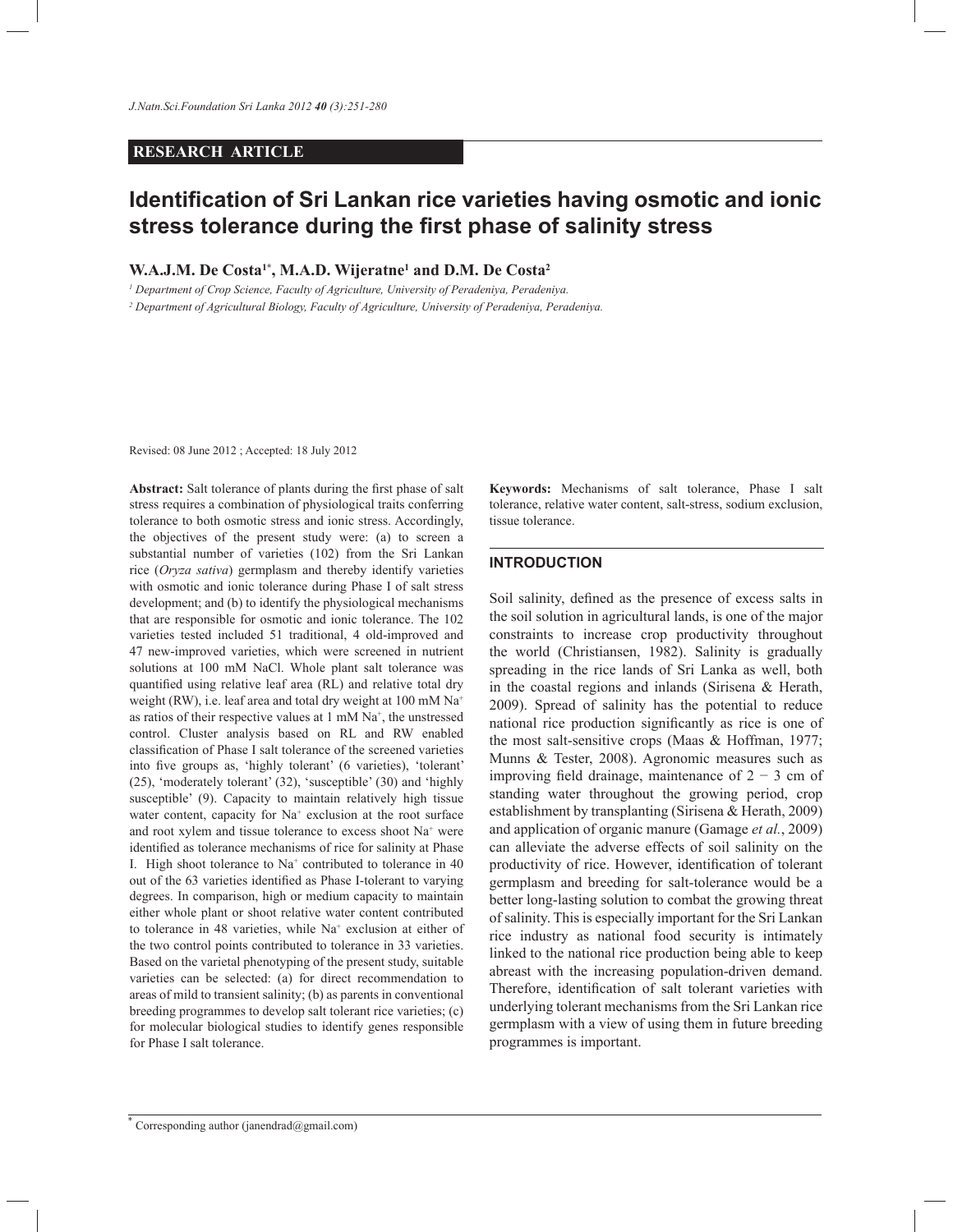**RESEARCH ARTICLE**

# Identification of Sri Lankan rice varieties having osmotic and ionic stress tolerance during the first phase of salinity stress

**W.A.J.M. De Costa[1*], M.A.D. Wijeratne[1] and D.M. De Costa[2]**

[1] Department of Crop Science, Faculty of Agriculture, University of Peradeniya, Peradeniya.

[2] Department of Agricultural Biology, Faculty of Agriculture, University of Peradeniya, Peradeniya.

Revised: 08 June 2012 ; Accepted: 18 July 2012

**Abstract:** Salt tolerance of plants during the first phase of salt stress requires a combination of physiological traits conferring tolerance to both osmotic stress and ionic stress. Accordingly, the objectives of the present study were: (a) to screen a substantial number of varieties (102) from the Sri Lankan rice (*Oryza sativa*) germplasm and thereby identify varieties with osmotic and ionic tolerance during Phase I of salt stress development; and (b) to identify the physiological mechanisms that are responsible for osmotic and ionic tolerance. The 102 varieties tested included 51 traditional, 4 old-improved and 47 new-improved varieties, which were screened in nutrient solutions at 100 mM NaCl. Whole plant salt tolerance was quantified using relative leaf area (RL) and relative total dry weight (RW), i.e. leaf area and total dry weight at 100 mM $Na^+$ as ratios of their respective values at 1 mM $Na^+$, the unstressed control. Cluster analysis based on RL and RW enabled classification of Phase I salt tolerance of the screened varieties into five groups as, 'highly tolerant' (6 varieties), 'tolerant' (25), 'moderately tolerant' (32), 'susceptible' (30) and 'highly susceptible' (9). Capacity to maintain relatively high tissue water content, capacity for $Na^+$ exclusion at the root surface and root xylem and tissue tolerance to excess shoot $Na^+$ were identified as tolerance mechanisms of rice for salinity at Phase I. High shoot tolerance to $Na^+$ contributed to tolerance in 40 out of the 63 varieties identified as Phase I-tolerant to varying degrees. In comparison, high or medium capacity to maintain either whole plant or shoot relative water content contributed to tolerance in 48 varieties, while $Na^+$ exclusion at either of the two control points contributed to tolerance in 33 varieties. Based on the varietal phenotyping of the present study, suitable varieties can be selected: (a) for direct recommendation to areas of mild to transient salinity; (b) as parents in conventional breeding programmes to develop salt tolerant rice varieties; (c) for molecular biological studies to identify genes responsible for Phase I salt tolerance.

**Keywords:** Mechanisms of salt tolerance, Phase I salt tolerance, relative water content, salt-stress, sodium exclusion, tissue tolerance.

## INTRODUCTION

Soil salinity, defined as the presence of excess salts in the soil solution in agricultural lands, is one of the major constraints to increase crop productivity throughout the world (Christiansen, 1982). Salinity is gradually spreading in the rice lands of Sri Lanka as well, both in the coastal regions and inlands (Sirisena & Herath, 2009). Spread of salinity has the potential to reduce national rice production significantly as rice is one of the most salt-sensitive crops (Maas & Hoffman, 1977; Munns & Tester, 2008). Agronomic measures such as improving field drainage, maintenance of 2 − 3 cm of standing water throughout the growing period, crop establishment by transplanting (Sirisena & Herath, 2009) and application of organic manure (Gamage *et al.*, 2009) can alleviate the adverse effects of soil salinity on the productivity of rice. However, identification of tolerant germplasm and breeding for salt-tolerance would be a better long-lasting solution to combat the growing threat of salinity. This is especially important for the Sri Lankan rice industry as national food security is intimately linked to the national rice production being able to keep abreast with the increasing population-driven demand. Therefore, identification of salt tolerant varieties with underlying tolerant mechanisms from the Sri Lankan rice germplasm with a view of using them in future breeding programmes is important.

\* Corresponding author (janendrad@gmail.com)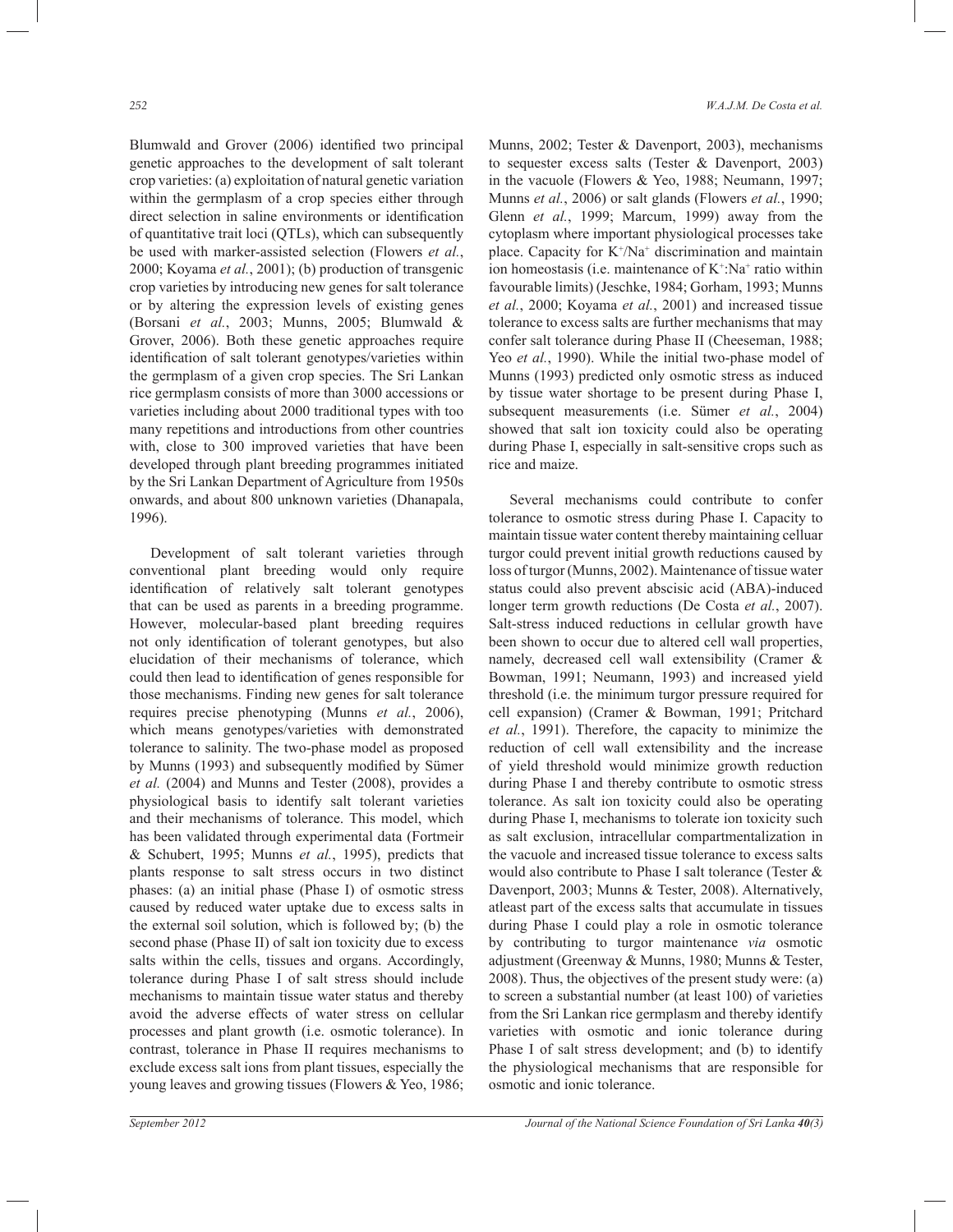Blumwald and Grover (2006) identified two principal genetic approaches to the development of salt tolerant crop varieties: (a) exploitation of natural genetic variation within the germplasm of a crop species either through direct selection in saline environments or identification of quantitative trait loci (QTLs), which can subsequently be used with marker-assisted selection (Flowers *et al.*, 2000; Koyama *et al.*, 2001); (b) production of transgenic crop varieties by introducing new genes for salt tolerance or by altering the expression levels of existing genes (Borsani *et al.*, 2003; Munns, 2005; Blumwald & Grover, 2006). Both these genetic approaches require identification of salt tolerant genotypes/varieties within the germplasm of a given crop species. The Sri Lankan rice germplasm consists of more than 3000 accessions or varieties including about 2000 traditional types with too many repetitions and introductions from other countries with, close to 300 improved varieties that have been developed through plant breeding programmes initiated by the Sri Lankan Department of Agriculture from 1950s onwards, and about 800 unknown varieties (Dhanapala, 1996).

Development of salt tolerant varieties through conventional plant breeding would only require identification of relatively salt tolerant genotypes that can be used as parents in a breeding programme. However, molecular-based plant breeding requires not only identification of tolerant genotypes, but also elucidation of their mechanisms of tolerance, which could then lead to identification of genes responsible for those mechanisms. Finding new genes for salt tolerance requires precise phenotyping (Munns *et al.*, 2006), which means genotypes/varieties with demonstrated tolerance to salinity. The two-phase model as proposed by Munns (1993) and subsequently modified by Sümer *et al.* (2004) and Munns and Tester (2008), provides a physiological basis to identify salt tolerant varieties and their mechanisms of tolerance. This model, which has been validated through experimental data (Fortmeir & Schubert, 1995; Munns *et al.*, 1995), predicts that plants response to salt stress occurs in two distinct phases: (a) an initial phase (Phase I) of osmotic stress caused by reduced water uptake due to excess salts in the external soil solution, which is followed by; (b) the second phase (Phase II) of salt ion toxicity due to excess salts within the cells, tissues and organs. Accordingly, tolerance during Phase I of salt stress should include mechanisms to maintain tissue water status and thereby avoid the adverse effects of water stress on cellular processes and plant growth (i.e. osmotic tolerance). In contrast, tolerance in Phase II requires mechanisms to exclude excess salt ions from plant tissues, especially the young leaves and growing tissues (Flowers & Yeo, 1986; Munns, 2002; Tester & Davenport, 2003), mechanisms to sequester excess salts (Tester & Davenport, 2003) in the vacuole (Flowers & Yeo, 1988; Neumann, 1997; Munns *et al.*, 2006) or salt glands (Flowers *et al.*, 1990; Glenn *et al.*, 1999; Marcum, 1999) away from the cytoplasm where important physiological processes take place. Capacity for $K^+/Na^+$ discrimination and maintain ion homeostasis (i.e. maintenance of $K^+:Na^+$ ratio within favourable limits) (Jeschke, 1984; Gorham, 1993; Munns *et al.*, 2000; Koyama *et al.*, 2001) and increased tissue tolerance to excess salts are further mechanisms that may confer salt tolerance during Phase II (Cheeseman, 1988; Yeo *et al.*, 1990). While the initial two-phase model of Munns (1993) predicted only osmotic stress as induced by tissue water shortage to be present during Phase I, subsequent measurements (i.e. Sümer *et al.*, 2004) showed that salt ion toxicity could also be operating during Phase I, especially in salt-sensitive crops such as rice and maize.

Several mechanisms could contribute to confer tolerance to osmotic stress during Phase I. Capacity to maintain tissue water content thereby maintaining celluar turgor could prevent initial growth reductions caused by loss of turgor (Munns, 2002). Maintenance of tissue water status could also prevent abscisic acid (ABA)-induced longer term growth reductions (De Costa *et al.*, 2007). Salt-stress induced reductions in cellular growth have been shown to occur due to altered cell wall properties, namely, decreased cell wall extensibility (Cramer & Bowman, 1991; Neumann, 1993) and increased yield threshold (i.e. the minimum turgor pressure required for cell expansion) (Cramer & Bowman, 1991; Pritchard *et al.*, 1991). Therefore, the capacity to minimize the reduction of cell wall extensibility and the increase of yield threshold would minimize growth reduction during Phase I and thereby contribute to osmotic stress tolerance. As salt ion toxicity could also be operating during Phase I, mechanisms to tolerate ion toxicity such as salt exclusion, intracellular compartmentalization in the vacuole and increased tissue tolerance to excess salts would also contribute to Phase I salt tolerance (Tester & Davenport, 2003; Munns & Tester, 2008). Alternatively, atleast part of the excess salts that accumulate in tissues during Phase I could play a role in osmotic tolerance by contributing to turgor maintenance *via* osmotic adjustment (Greenway & Munns, 1980; Munns & Tester, 2008). Thus, the objectives of the present study were: (a) to screen a substantial number (at least 100) of varieties from the Sri Lankan rice germplasm and thereby identify varieties with osmotic and ionic tolerance during Phase I of salt stress development; and (b) to identify the physiological mechanisms that are responsible for osmotic and ionic tolerance.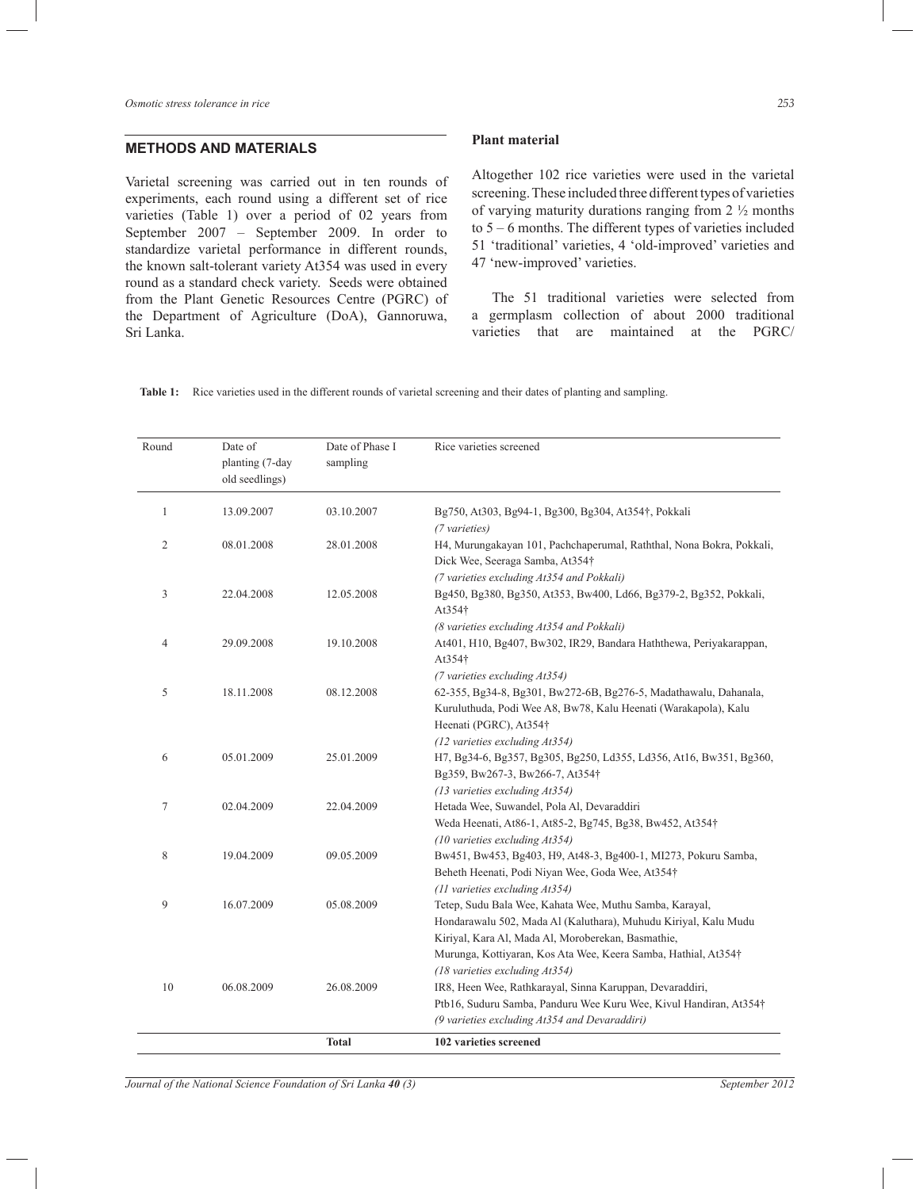## METHODS AND MATERIALS

Varietal screening was carried out in ten rounds of experiments, each round using a different set of rice varieties (Table 1) over a period of 02 years from September 2007 – September 2009. In order to standardize varietal performance in different rounds, the known salt-tolerant variety At354 was used in every round as a standard check variety. Seeds were obtained from the Plant Genetic Resources Centre (PGRC) of the Department of Agriculture (DoA), Gannoruwa, Sri Lanka.

### Plant material

Altogether 102 rice varieties were used in the varietal screening. These included three different types of varieties of varying maturity durations ranging from 2 ½ months to 5 – 6 months. The different types of varieties included 51 'traditional' varieties, 4 'old-improved' varieties and 47 'new-improved' varieties.

The 51 traditional varieties were selected from a germplasm collection of about 2000 traditional varieties that are maintained at the PGRC/

**Table 1:** Rice varieties used in the different rounds of varietal screening and their dates of planting and sampling.

| Round | Date of planting (7-day old seedlings) | Date of Phase I sampling | Rice varieties screened |
|---|---|---|---|
| 1 | 13.09.2007 | 03.10.2007 | Bg750, At303, Bg94-1, Bg300, Bg304, At354†, Pokkali *(7 varieties)* |
| 2 | 08.01.2008 | 28.01.2008 | H4, Murungakayan 101, Pachchaperumal, Raththal, Nona Bokra, Pokkali, Dick Wee, Seeraga Samba, At354† *(7 varieties excluding At354 and Pokkali)* |
| 3 | 22.04.2008 | 12.05.2008 | Bg450, Bg380, Bg350, At353, Bw400, Ld66, Bg379-2, Bg352, Pokkali, At354† *(8 varieties excluding At354 and Pokkali)* |
| 4 | 29.09.2008 | 19.10.2008 | At401, H10, Bg407, Bw302, IR29, Bandara Haththewa, Periyakarappan, At354† *(7 varieties excluding At354)* |
| 5 | 18.11.2008 | 08.12.2008 | 62-355, Bg34-8, Bg301, Bw272-6B, Bg276-5, Madathawalu, Dahanala, Kuruluthuda, Podi Wee A8, Bw78, Kalu Heenati (Warakapola), Kalu Heenati (PGRC), At354† *(12 varieties excluding At354)* |
| 6 | 05.01.2009 | 25.01.2009 | H7, Bg34-6, Bg357, Bg305, Bg250, Ld355, Ld356, At16, Bw351, Bg360, Bg359, Bw267-3, Bw266-7, At354† *(13 varieties excluding At354)* |
| 7 | 02.04.2009 | 22.04.2009 | Hetada Wee, Suwandel, Pola Al, Devaraddiri Weda Heenati, At86-1, At85-2, Bg745, Bg38, Bw452, At354† *(10 varieties excluding At354)* |
| 8 | 19.04.2009 | 09.05.2009 | Bw451, Bw453, Bg403, H9, At48-3, Bg400-1, MI273, Pokuru Samba, Beheth Heenati, Podi Niyan Wee, Goda Wee, At354† *(11 varieties excluding At354)* |
| 9 | 16.07.2009 | 05.08.2009 | Tetep, Sudu Bala Wee, Kahata Wee, Muthu Samba, Karayal, Hondarawalu 502, Mada Al (Kaluthara), Muhudu Kiriyal, Kalu Mudu Kiriyal, Kara Al, Mada Al, Moroberekan, Basmathie, Murunga, Kottiyaran, Kos Ata Wee, Keera Samba, Hathial, At354† *(18 varieties excluding At354)* |
| 10 | 06.08.2009 | 26.08.2009 | IR8, Heen Wee, Rathkarayal, Sinna Karuppan, Devaraddiri, Ptb16, Suduru Samba, Panduru Wee Kuru Wee, Kivul Handiran, At354† *(9 varieties excluding At354 and Devaraddiri)* |
| | | **Total** | **102 varieties screened** |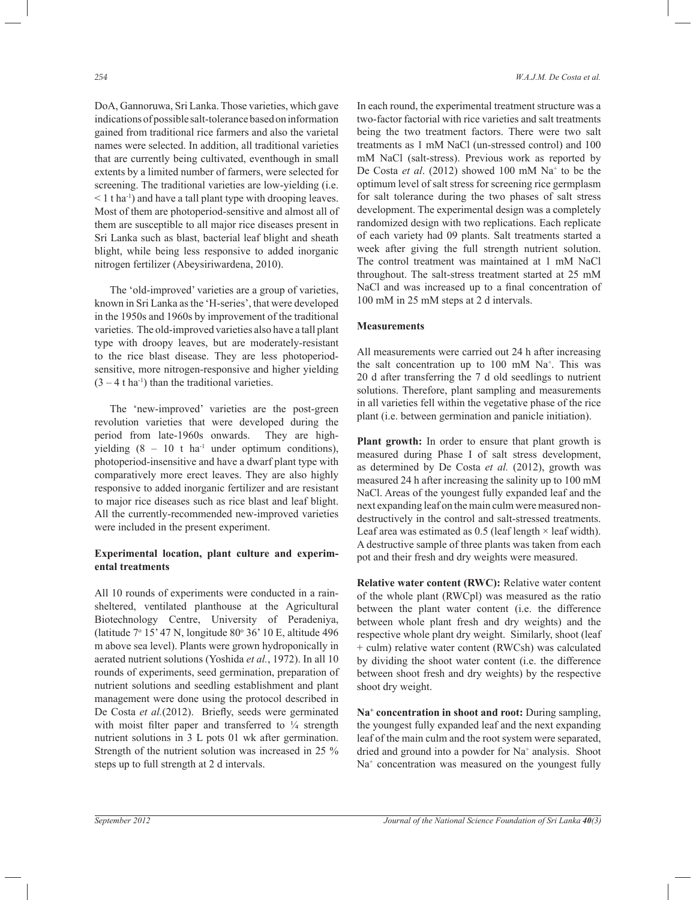DoA, Gannoruwa, Sri Lanka. Those varieties, which gave indications of possible salt-tolerance based on information gained from traditional rice farmers and also the varietal names were selected. In addition, all traditional varieties that are currently being cultivated, eventhough in small extents by a limited number of farmers, were selected for screening. The traditional varieties are low-yielding (i.e. $< 1$ t ha$^{-1}$) and have a tall plant type with drooping leaves. Most of them are photoperiod-sensitive and almost all of them are susceptible to all major rice diseases present in Sri Lanka such as blast, bacterial leaf blight and sheath blight, while being less responsive to added inorganic nitrogen fertilizer (Abeysiriwardena, 2010).

The 'old-improved' varieties are a group of varieties, known in Sri Lanka as the 'H-series', that were developed in the 1950s and 1960s by improvement of the traditional varieties. The old-improved varieties also have a tall plant type with droopy leaves, but are moderately-resistant to the rice blast disease. They are less photoperiod-sensitive, more nitrogen-responsive and higher yielding (3 – 4 t ha$^{-1}$) than the traditional varieties.

The 'new-improved' varieties are the post-green revolution varieties that were developed during the period from late-1960s onwards. They are high-yielding (8 – 10 t ha$^{-1}$ under optimum conditions), photoperiod-insensitive and have a dwarf plant type with comparatively more erect leaves. They are also highly responsive to added inorganic fertilizer and are resistant to major rice diseases such as rice blast and leaf blight. All the currently-recommended new-improved varieties were included in the present experiment.

**Experimental location, plant culture and experimental treatments**

All 10 rounds of experiments were conducted in a rain-sheltered, ventilated planthouse at the Agricultural Biotechnology Centre, University of Peradeniya, (latitude 7° 15' 47 N, longitude 80° 36' 10 E, altitude 496 m above sea level). Plants were grown hydroponically in aerated nutrient solutions (Yoshida *et al.*, 1972). In all 10 rounds of experiments, seed germination, preparation of nutrient solutions and seedling establishment and plant management were done using the protocol described in De Costa *et al.*(2012). Briefly, seeds were germinated with moist filter paper and transferred to ¼ strength nutrient solutions in 3 L pots 01 wk after germination. Strength of the nutrient solution was increased in 25 % steps up to full strength at 2 d intervals.

In each round, the experimental treatment structure was a two-factor factorial with rice varieties and salt treatments being the two treatment factors. There were two salt treatments as 1 mM NaCl (un-stressed control) and 100 mM NaCl (salt-stress). Previous work as reported by De Costa *et al*. (2012) showed 100 mM $Na^+$ to be the optimum level of salt stress for screening rice germplasm for salt tolerance during the two phases of salt stress development. The experimental design was a completely randomized design with two replications. Each replicate of each variety had 09 plants. Salt treatments started a week after giving the full strength nutrient solution. The control treatment was maintained at 1 mM NaCl throughout. The salt-stress treatment started at 25 mM NaCl and was increased up to a final concentration of 100 mM in 25 mM steps at 2 d intervals.

**Measurements**

All measurements were carried out 24 h after increasing the salt concentration up to 100 mM $Na^+$. This was 20 d after transferring the 7 d old seedlings to nutrient solutions. Therefore, plant sampling and measurements in all varieties fell within the vegetative phase of the rice plant (i.e. between germination and panicle initiation).

**Plant growth:** In order to ensure that plant growth is measured during Phase I of salt stress development, as determined by De Costa *et al.* (2012), growth was measured 24 h after increasing the salinity up to 100 mM NaCl. Areas of the youngest fully expanded leaf and the next expanding leaf on the main culm were measured non-destructively in the control and salt-stressed treatments. Leaf area was estimated as 0.5 (leaf length × leaf width). A destructive sample of three plants was taken from each pot and their fresh and dry weights were measured.

**Relative water content (RWC):** Relative water content of the whole plant (RWCpl) was measured as the ratio between the plant water content (i.e. the difference between whole plant fresh and dry weights) and the respective whole plant dry weight. Similarly, shoot (leaf + culm) relative water content (RWCsh) was calculated by dividing the shoot water content (i.e. the difference between shoot fresh and dry weights) by the respective shoot dry weight.

**$Na^+$ concentration in shoot and root:** During sampling, the youngest fully expanded leaf and the next expanding leaf of the main culm and the root system were separated, dried and ground into a powder for $Na^+$ analysis. Shoot $Na^+$ concentration was measured on the youngest fully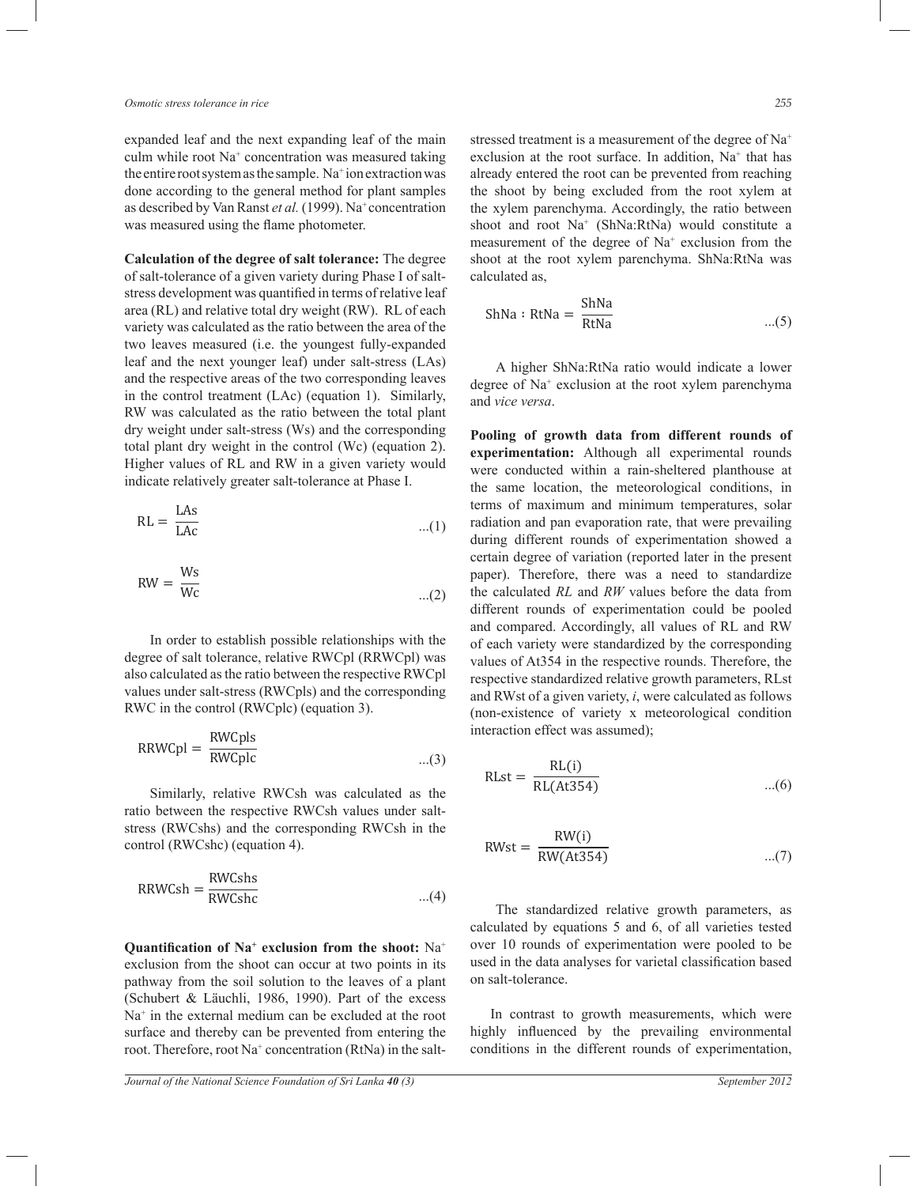expanded leaf and the next expanding leaf of the main culm while root $Na^+$ concentration was measured taking the entire root system as the sample. $Na^+$ ion extraction was done according to the general method for plant samples as described by Van Ranst *et al.* (1999). $Na^+$ concentration was measured using the flame photometer.

**Calculation of the degree of salt tolerance:** The degree of salt-tolerance of a given variety during Phase I of salt-stress development was quantified in terms of relative leaf area (RL) and relative total dry weight (RW). RL of each variety was calculated as the ratio between the area of the two leaves measured (i.e. the youngest fully-expanded leaf and the next younger leaf) under salt-stress (LAs) and the respective areas of the two corresponding leaves in the control treatment (LAc) (equation 1). Similarly, RW was calculated as the ratio between the total plant dry weight under salt-stress (Ws) and the corresponding total plant dry weight in the control (Wc) (equation 2). Higher values of RL and RW in a given variety would indicate relatively greater salt-tolerance at Phase I.

$$\mathrm{RL} = \frac{\mathrm{LAs}}{\mathrm{LAc}} \qquad \text{...(1)}$$

$$\mathrm{RW} = \frac{\mathrm{Ws}}{\mathrm{Wc}} \qquad \text{...(2)}$$

In order to establish possible relationships with the degree of salt tolerance, relative RWCpl (RRWCpl) was also calculated as the ratio between the respective RWCpl values under salt-stress (RWCpls) and the corresponding RWC in the control (RWCplc) (equation 3).

$$\mathrm{RRWCpl} = \frac{\mathrm{RWCpls}}{\mathrm{RWCplc}} \qquad \text{...(3)}$$

Similarly, relative RWCsh was calculated as the ratio between the respective RWCsh values under salt-stress (RWCshs) and the corresponding RWCsh in the control (RWCshc) (equation 4).

$$\mathrm{RRWCsh} = \frac{\mathrm{RWCshs}}{\mathrm{RWCshc}} \qquad \text{...(4)}$$

**Quantification of $Na^+$ exclusion from the shoot:** $Na^+$ exclusion from the shoot can occur at two points in its pathway from the soil solution to the leaves of a plant (Schubert & Läuchli, 1986, 1990). Part of the excess $Na^+$ in the external medium can be excluded at the root surface and thereby can be prevented from entering the root. Therefore, root $Na^+$ concentration (RtNa) in the salt-stressed treatment is a measurement of the degree of $Na^+$ exclusion at the root surface. In addition, $Na^+$ that has already entered the root can be prevented from reaching the shoot by being excluded from the root xylem at the xylem parenchyma. Accordingly, the ratio between shoot and root $Na^+$ (ShNa:RtNa) would constitute a measurement of the degree of $Na^+$ exclusion from the shoot at the root xylem parenchyma. ShNa:RtNa was calculated as,

$$\mathrm{ShNa : RtNa} = \frac{\mathrm{ShNa}}{\mathrm{RtNa}} \qquad \text{...(5)}$$

A higher ShNa:RtNa ratio would indicate a lower degree of $Na^+$ exclusion at the root xylem parenchyma and *vice versa*.

**Pooling of growth data from different rounds of experimentation:** Although all experimental rounds were conducted within a rain-sheltered planthouse at the same location, the meteorological conditions, in terms of maximum and minimum temperatures, solar radiation and pan evaporation rate, that were prevailing during different rounds of experimentation showed a certain degree of variation (reported later in the present paper). Therefore, there was a need to standardize the calculated *RL* and *RW* values before the data from different rounds of experimentation could be pooled and compared. Accordingly, all values of RL and RW of each variety were standardized by the corresponding values of At354 in the respective rounds. Therefore, the respective standardized relative growth parameters, RLst and RWst of a given variety, *i*, were calculated as follows (non-existence of variety x meteorological condition interaction effect was assumed);

$$\mathrm{RLst} = \frac{\mathrm{RL(i)}}{\mathrm{RL(At354)}} \qquad \text{...(6)}$$

$$\mathrm{RWst} = \frac{\mathrm{RW(i)}}{\mathrm{RW(At354)}} \qquad \text{...(7)}$$

The standardized relative growth parameters, as calculated by equations 5 and 6, of all varieties tested over 10 rounds of experimentation were pooled to be used in the data analyses for varietal classification based on salt-tolerance.

In contrast to growth measurements, which were highly influenced by the prevailing environmental conditions in the different rounds of experimentation,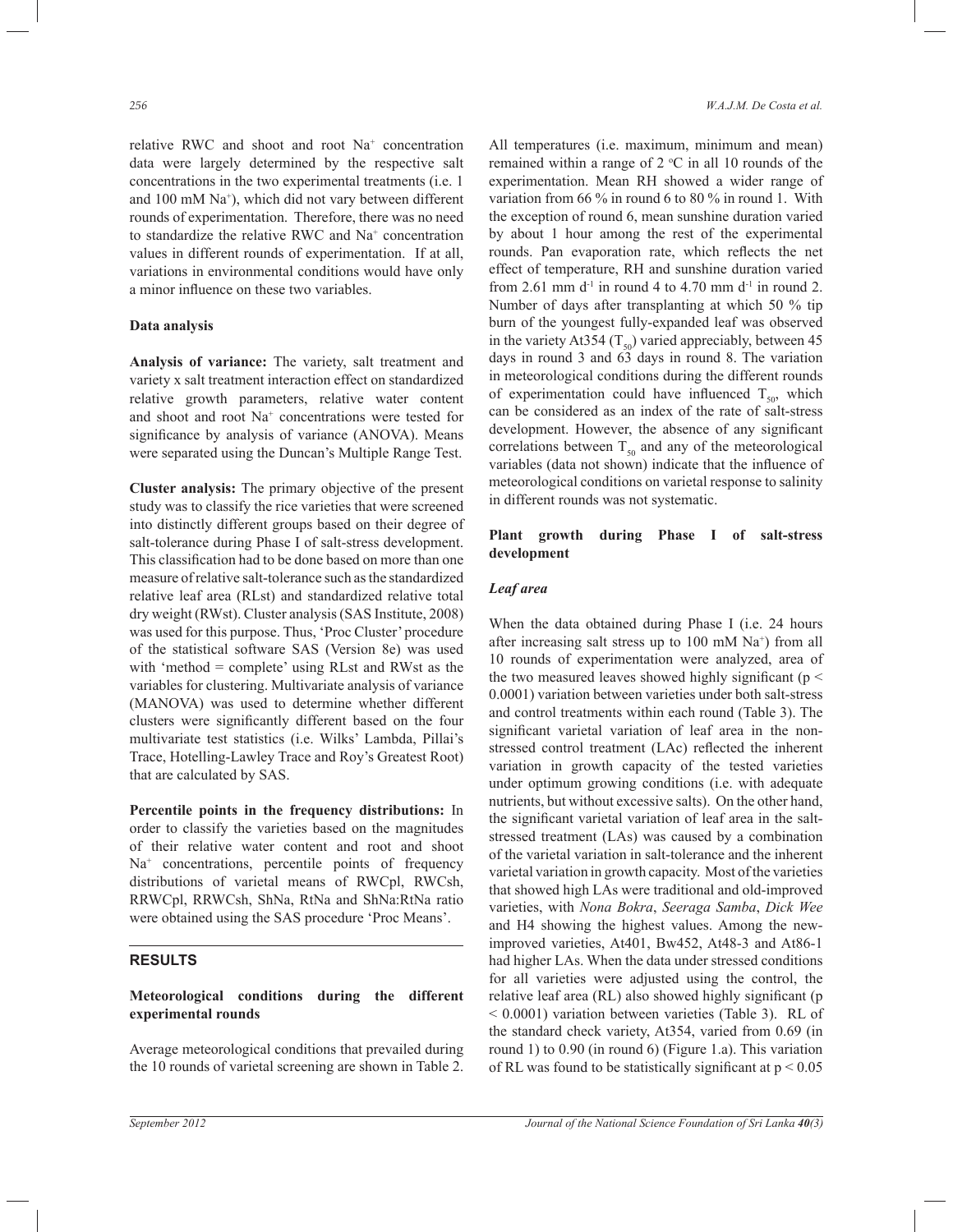relative RWC and shoot and root $Na^+$ concentration data were largely determined by the respective salt concentrations in the two experimental treatments (i.e. 1 and 100 mM $Na^+$), which did not vary between different rounds of experimentation. Therefore, there was no need to standardize the relative RWC and $Na^+$ concentration values in different rounds of experimentation. If at all, variations in environmental conditions would have only a minor influence on these two variables.

**Data analysis**

**Analysis of variance:** The variety, salt treatment and variety x salt treatment interaction effect on standardized relative growth parameters, relative water content and shoot and root $Na^+$ concentrations were tested for significance by analysis of variance (ANOVA). Means were separated using the Duncan's Multiple Range Test.

**Cluster analysis:** The primary objective of the present study was to classify the rice varieties that were screened into distinctly different groups based on their degree of salt-tolerance during Phase I of salt-stress development. This classification had to be done based on more than one measure of relative salt-tolerance such as the standardized relative leaf area (RLst) and standardized relative total dry weight (RWst). Cluster analysis (SAS Institute, 2008) was used for this purpose. Thus, 'Proc Cluster' procedure of the statistical software SAS (Version 8e) was used with 'method = complete' using RLst and RWst as the variables for clustering. Multivariate analysis of variance (MANOVA) was used to determine whether different clusters were significantly different based on the four multivariate test statistics (i.e. Wilks' Lambda, Pillai's Trace, Hotelling-Lawley Trace and Roy's Greatest Root) that are calculated by SAS.

**Percentile points in the frequency distributions:** In order to classify the varieties based on the magnitudes of their relative water content and root and shoot $Na^+$ concentrations, percentile points of frequency distributions of varietal means of RWCpl, RWCsh, RRWCpl, RRWCsh, ShNa, RtNa and ShNa:RtNa ratio were obtained using the SAS procedure 'Proc Means'.

## RESULTS

**Meteorological conditions during the different experimental rounds**

Average meteorological conditions that prevailed during the 10 rounds of varietal screening are shown in Table 2. All temperatures (i.e. maximum, minimum and mean) remained within a range of 2 °C in all 10 rounds of the experimentation. Mean RH showed a wider range of variation from 66 % in round 6 to 80 % in round 1. With the exception of round 6, mean sunshine duration varied by about 1 hour among the rest of the experimental rounds. Pan evaporation rate, which reflects the net effect of temperature, RH and sunshine duration varied from 2.61 mm $d^{-1}$ in round 4 to 4.70 mm $d^{-1}$ in round 2. Number of days after transplanting at which 50 % tip burn of the youngest fully-expanded leaf was observed in the variety At354 ($T_{50}$) varied appreciably, between 45 days in round 3 and 63 days in round 8. The variation in meteorological conditions during the different rounds of experimentation could have influenced $T_{50}$, which can be considered as an index of the rate of salt-stress development. However, the absence of any significant correlations between $T_{50}$ and any of the meteorological variables (data not shown) indicate that the influence of meteorological conditions on varietal response to salinity in different rounds was not systematic.

**Plant growth during Phase I of salt-stress development**

***Leaf area***

When the data obtained during Phase I (i.e. 24 hours after increasing salt stress up to 100 mM $Na^+$) from all 10 rounds of experimentation were analyzed, area of the two measured leaves showed highly significant ($p < 0.0001$) variation between varieties under both salt-stress and control treatments within each round (Table 3). The significant varietal variation of leaf area in the non-stressed control treatment (LAc) reflected the inherent variation in growth capacity of the tested varieties under optimum growing conditions (i.e. with adequate nutrients, but without excessive salts). On the other hand, the significant varietal variation of leaf area in the salt-stressed treatment (LAs) was caused by a combination of the varietal variation in salt-tolerance and the inherent varietal variation in growth capacity. Most of the varieties that showed high LAs were traditional and old-improved varieties, with *Nona Bokra*, *Seeraga Samba*, *Dick Wee* and H4 showing the highest values. Among the new-improved varieties, At401, Bw452, At48-3 and At86-1 had higher LAs. When the data under stressed conditions for all varieties were adjusted using the control, the relative leaf area (RL) also showed highly significant ($p < 0.0001$) variation between varieties (Table 3). RL of the standard check variety, At354, varied from 0.69 (in round 1) to 0.90 (in round 6) (Figure 1.a). This variation of RL was found to be statistically significant at $p < 0.05$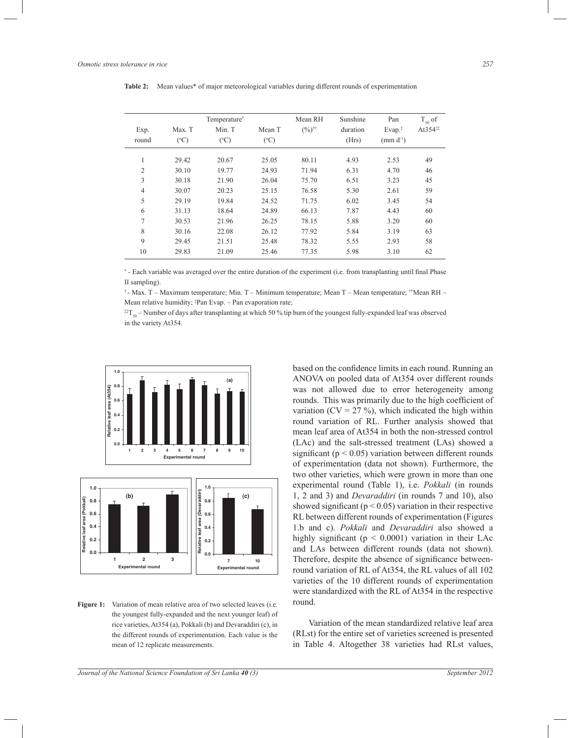**Table 2:** Mean values* of major meteorological variables during different rounds of experimentation

| Exp. round | Max. T (°C) | Temperature† Min. T (°C) | Mean T (°C) | Mean RH (%)†† | Sunshine duration (Hrs) | Pan Evap.‡ (mm d$^{-1}$) | $T_{50}$ of At354‡‡ |
|---|---|---|---|---|---|---|---|
| 1 | 29.42 | 20.67 | 25.05 | 80.11 | 4.93 | 2.53 | 49 |
| 2 | 30.10 | 19.77 | 24.93 | 71.94 | 6.31 | 4.70 | 46 |
| 3 | 30.18 | 21.90 | 26.04 | 75.70 | 6.51 | 3.23 | 45 |
| 4 | 30.07 | 20.23 | 25.15 | 76.58 | 5.30 | 2.61 | 59 |
| 5 | 29.19 | 19.84 | 24.52 | 71.75 | 6.02 | 3.45 | 54 |
| 6 | 31.13 | 18.64 | 24.89 | 66.13 | 7.87 | 4.43 | 60 |
| 7 | 30.53 | 21.96 | 26.25 | 78.15 | 5.88 | 3.20 | 60 |
| 8 | 30.16 | 22.08 | 26.12 | 77.92 | 5.84 | 3.19 | 63 |
| 9 | 29.45 | 21.51 | 25.48 | 78.32 | 5.55 | 2.93 | 58 |
| 10 | 29.83 | 21.09 | 25.46 | 77.35 | 5.98 | 3.10 | 62 |

* - Each variable was averaged over the entire duration of the experiment (i.e. from transplanting until final Phase II sampling).

† - Max. T – Maximum temperature; Min. T – Minimum temperature; Mean T – Mean temperature; ††Mean RH – Mean relative humidity; ‡Pan Evap. – Pan evaporation rate;

‡‡$T_{50}$ – Number of days after transplanting at which 50 % tip burn of the youngest fully-expanded leaf was observed in the variety At354.

**Figure 1:** Variation of mean relative area of two selected leaves (i.e. the youngest fully-expanded and the next younger leaf) of rice varieties, At354 (a), Pokkali (b) and Devaraddiri (c), in the different rounds of experimentation. Each value is the mean of 12 replicate measurements.

based on the confidence limits in each round. Running an ANOVA on pooled data of At354 over different rounds was not allowed due to error heterogeneity among rounds. This was primarily due to the high coefficient of variation (CV = 27 %), which indicated the high within round variation of RL. Further analysis showed that mean leaf area of At354 in both the non-stressed control (LAc) and the salt-stressed treatment (LAs) showed a significant ($p < 0.05$) variation between different rounds of experimentation (data not shown). Furthermore, the two other varieties, which were grown in more than one experimental round (Table 1), i.e. *Pokkali* (in rounds 1, 2 and 3) and *Devaraddiri* (in rounds 7 and 10), also showed significant ($p < 0.05$) variation in their respective RL between different rounds of experimentation (Figures 1.b and c). *Pokkali* and *Devaraddiri* also showed a highly significant ($p < 0.0001$) variation in their LAc and LAs between different rounds (data not shown). Therefore, despite the absence of significance between-round variation of RL of At354, the RL values of all 102 varieties of the 10 different rounds of experimentation were standardized with the RL of At354 in the respective round.

Variation of the mean standardized relative leaf area (RLst) for the entire set of varieties screened is presented in Table 4. Altogether 38 varieties had RLst values,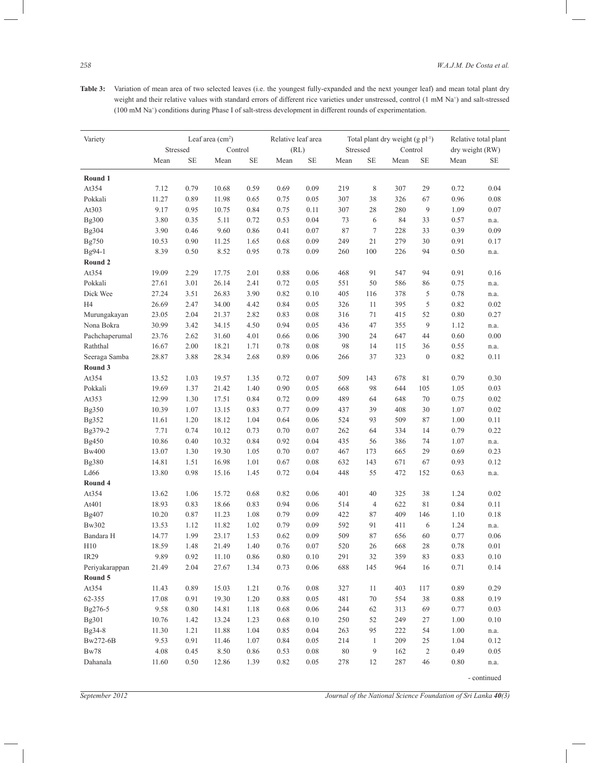**Table 3:** Variation of mean area of two selected leaves (i.e. the youngest fully-expanded and the next younger leaf) and mean total plant dry weight and their relative values with standard errors of different rice varieties under unstressed, control (1 mM $Na^+$) and salt-stressed (100 mM $Na^+$) conditions during Phase I of salt-stress development in different rounds of experimentation.

| Variety | Leaf area ($cm^2$) | | | | Relative leaf area (RL) | | Total plant dry weight (g $pl^{-1}$) | | | | Relative total plant dry weight (RW) | |
|---|---|---|---|---|---|---|---|---|---|---|---|---|
| | Stressed | | Control | | | | Stressed | | Control | | | |
| | Mean | SE | Mean | SE | Mean | SE | Mean | SE | Mean | SE | Mean | SE |
| **Round 1** | | | | | | | | | | | | |
| At354 | 7.12 | 0.79 | 10.68 | 0.59 | 0.69 | 0.09 | 219 | 8 | 307 | 29 | 0.72 | 0.04 |
| Pokkali | 11.27 | 0.89 | 11.98 | 0.65 | 0.75 | 0.05 | 307 | 38 | 326 | 67 | 0.96 | 0.08 |
| At303 | 9.17 | 0.95 | 10.75 | 0.84 | 0.75 | 0.11 | 307 | 28 | 280 | 9 | 1.09 | 0.07 |
| Bg300 | 3.80 | 0.35 | 5.11 | 0.72 | 0.53 | 0.04 | 73 | 6 | 84 | 33 | 0.57 | n.a. |
| Bg304 | 3.90 | 0.46 | 9.60 | 0.86 | 0.41 | 0.07 | 87 | 7 | 228 | 33 | 0.39 | 0.09 |
| Bg750 | 10.53 | 0.90 | 11.25 | 1.65 | 0.68 | 0.09 | 249 | 21 | 279 | 30 | 0.91 | 0.17 |
| Bg94-1 | 8.39 | 0.50 | 8.52 | 0.95 | 0.78 | 0.09 | 260 | 100 | 226 | 94 | 0.50 | n.a. |
| **Round 2** | | | | | | | | | | | | |
| At354 | 19.09 | 2.29 | 17.75 | 2.01 | 0.88 | 0.06 | 468 | 91 | 547 | 94 | 0.91 | 0.16 |
| Pokkali | 27.61 | 3.01 | 26.14 | 2.41 | 0.72 | 0.05 | 551 | 50 | 586 | 86 | 0.75 | n.a. |
| Dick Wee | 27.24 | 3.51 | 26.83 | 3.90 | 0.82 | 0.10 | 405 | 116 | 378 | 5 | 0.78 | n.a. |
| H4 | 26.69 | 2.47 | 34.00 | 4.42 | 0.84 | 0.05 | 326 | 11 | 395 | 5 | 0.82 | 0.02 |
| Murungakayan | 23.05 | 2.04 | 21.37 | 2.82 | 0.83 | 0.08 | 316 | 71 | 415 | 52 | 0.80 | 0.27 |
| Nona Bokra | 30.99 | 3.42 | 34.15 | 4.50 | 0.94 | 0.05 | 436 | 47 | 355 | 9 | 1.12 | n.a. |
| Pachchaperumal | 23.76 | 2.62 | 31.60 | 4.01 | 0.66 | 0.06 | 390 | 24 | 647 | 44 | 0.60 | 0.00 |
| Raththal | 16.67 | 2.00 | 18.21 | 1.71 | 0.78 | 0.08 | 98 | 14 | 115 | 36 | 0.55 | n.a. |
| Seeraga Samba | 28.87 | 3.88 | 28.34 | 2.68 | 0.89 | 0.06 | 266 | 37 | 323 | 0 | 0.82 | 0.11 |
| **Round 3** | | | | | | | | | | | | |
| At354 | 13.52 | 1.03 | 19.57 | 1.35 | 0.72 | 0.07 | 509 | 143 | 678 | 81 | 0.79 | 0.30 |
| Pokkali | 19.69 | 1.37 | 21.42 | 1.40 | 0.90 | 0.05 | 668 | 98 | 644 | 105 | 1.05 | 0.03 |
| At353 | 12.99 | 1.30 | 17.51 | 0.84 | 0.72 | 0.09 | 489 | 64 | 648 | 70 | 0.75 | 0.02 |
| Bg350 | 10.39 | 1.07 | 13.15 | 0.83 | 0.77 | 0.09 | 437 | 39 | 408 | 30 | 1.07 | 0.02 |
| Bg352 | 11.61 | 1.20 | 18.12 | 1.04 | 0.64 | 0.06 | 524 | 93 | 509 | 87 | 1.00 | 0.11 |
| Bg379-2 | 7.71 | 0.74 | 10.12 | 0.73 | 0.70 | 0.07 | 262 | 64 | 334 | 14 | 0.79 | 0.22 |
| Bg450 | 10.86 | 0.40 | 10.32 | 0.84 | 0.92 | 0.04 | 435 | 56 | 386 | 74 | 1.07 | n.a. |
| Bw400 | 13.07 | 1.30 | 19.30 | 1.05 | 0.70 | 0.07 | 467 | 173 | 665 | 29 | 0.69 | 0.23 |
| Bg380 | 14.81 | 1.51 | 16.98 | 1.01 | 0.67 | 0.08 | 632 | 143 | 671 | 67 | 0.93 | 0.12 |
| Ld66 | 13.80 | 0.98 | 15.16 | 1.45 | 0.72 | 0.04 | 448 | 55 | 472 | 152 | 0.63 | n.a. |
| **Round 4** | | | | | | | | | | | | |
| At354 | 13.62 | 1.06 | 15.72 | 0.68 | 0.82 | 0.06 | 401 | 40 | 325 | 38 | 1.24 | 0.02 |
| At401 | 18.93 | 0.83 | 18.66 | 0.83 | 0.94 | 0.06 | 514 | 4 | 622 | 81 | 0.84 | 0.11 |
| Bg407 | 10.20 | 0.87 | 11.23 | 1.08 | 0.79 | 0.09 | 422 | 87 | 409 | 146 | 1.10 | 0.18 |
| Bw302 | 13.53 | 1.12 | 11.82 | 1.02 | 0.79 | 0.09 | 592 | 91 | 411 | 6 | 1.24 | n.a. |
| Bandara H | 14.77 | 1.99 | 23.17 | 1.53 | 0.62 | 0.09 | 509 | 87 | 656 | 60 | 0.77 | 0.06 |
| H10 | 18.59 | 1.48 | 21.49 | 1.40 | 0.76 | 0.07 | 520 | 26 | 668 | 28 | 0.78 | 0.01 |
| IR29 | 9.89 | 0.92 | 11.10 | 0.86 | 0.80 | 0.10 | 291 | 32 | 359 | 83 | 0.83 | 0.10 |
| Periyakarappan | 21.49 | 2.04 | 27.67 | 1.34 | 0.73 | 0.06 | 688 | 145 | 964 | 16 | 0.71 | 0.14 |
| **Round 5** | | | | | | | | | | | | |
| At354 | 11.43 | 0.89 | 15.03 | 1.21 | 0.76 | 0.08 | 327 | 11 | 403 | 117 | 0.89 | 0.29 |
| 62-355 | 17.08 | 0.91 | 19.30 | 1.20 | 0.88 | 0.05 | 481 | 70 | 554 | 38 | 0.88 | 0.19 |
| Bg276-5 | 9.58 | 0.80 | 14.81 | 1.18 | 0.68 | 0.06 | 244 | 62 | 313 | 69 | 0.77 | 0.03 |
| Bg301 | 10.76 | 1.42 | 13.24 | 1.23 | 0.68 | 0.10 | 250 | 52 | 249 | 27 | 1.00 | 0.10 |
| Bg34-8 | 11.30 | 1.21 | 11.88 | 1.04 | 0.85 | 0.04 | 263 | 95 | 222 | 54 | 1.00 | n.a. |
| Bw272-6B | 9.53 | 0.91 | 11.46 | 1.07 | 0.84 | 0.05 | 214 | 1 | 209 | 25 | 1.04 | 0.12 |
| Bw78 | 4.08 | 0.45 | 8.50 | 0.86 | 0.53 | 0.08 | 80 | 9 | 162 | 2 | 0.49 | 0.05 |
| Dahanala | 11.60 | 0.50 | 12.86 | 1.39 | 0.82 | 0.05 | 278 | 12 | 287 | 46 | 0.80 | n.a. |

- continued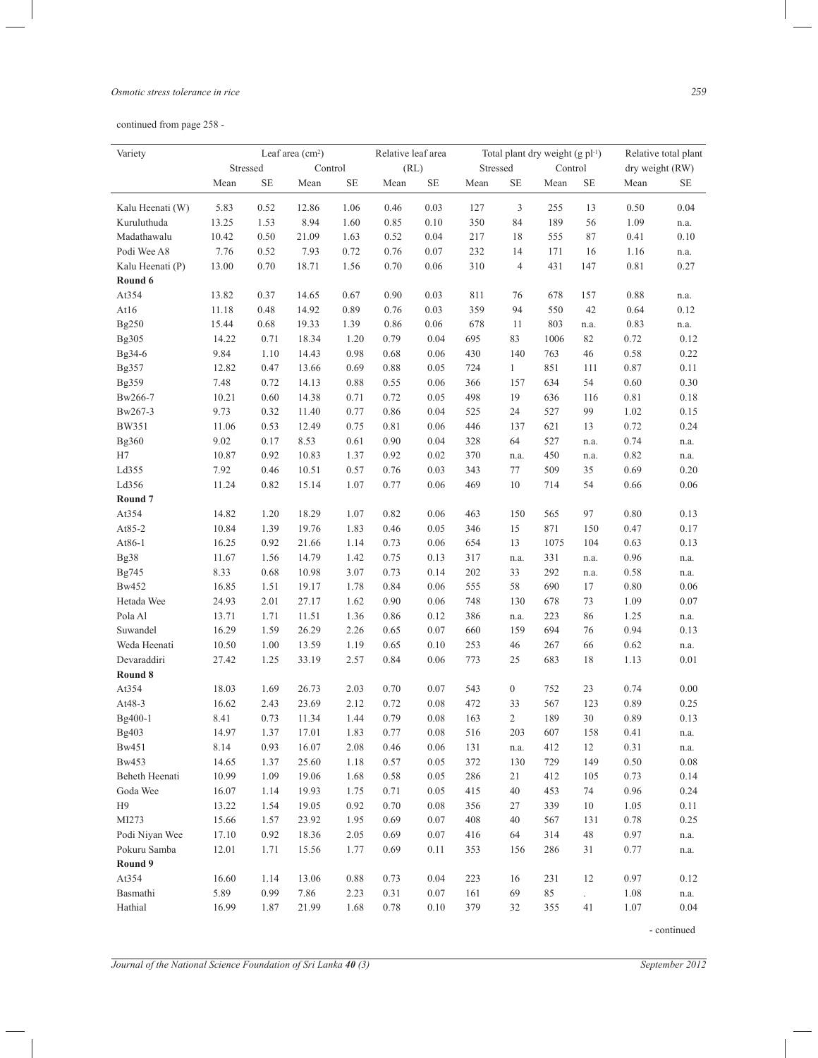continued from page 258 -

| Variety | Leaf area (cm$^2$) | | | | Relative leaf area | | Total plant dry weight (g pl$^{-1}$) | | | | Relative total plant | |
|---|---|---|---|---|---|---|---|---|---|---|---|---|
| | Stressed | | Control | | (RL) | | Stressed | | Control | | dry weight (RW) | |
| | Mean | SE | Mean | SE | Mean | SE | Mean | SE | Mean | SE | Mean | SE |
| Kalu Heenati (W) | 5.83 | 0.52 | 12.86 | 1.06 | 0.46 | 0.03 | 127 | 3 | 255 | 13 | 0.50 | 0.04 |
| Kuruluthuda | 13.25 | 1.53 | 8.94 | 1.60 | 0.85 | 0.10 | 350 | 84 | 189 | 56 | 1.09 | n.a. |
| Madathawalu | 10.42 | 0.50 | 21.09 | 1.63 | 0.52 | 0.04 | 217 | 18 | 555 | 87 | 0.41 | 0.10 |
| Podi Wee A8 | 7.76 | 0.52 | 7.93 | 0.72 | 0.76 | 0.07 | 232 | 14 | 171 | 16 | 1.16 | n.a. |
| Kalu Heenati (P) | 13.00 | 0.70 | 18.71 | 1.56 | 0.70 | 0.06 | 310 | 4 | 431 | 147 | 0.81 | 0.27 |
| **Round 6** | | | | | | | | | | | | |
| At354 | 13.82 | 0.37 | 14.65 | 0.67 | 0.90 | 0.03 | 811 | 76 | 678 | 157 | 0.88 | n.a. |
| At16 | 11.18 | 0.48 | 14.92 | 0.89 | 0.76 | 0.03 | 359 | 94 | 550 | 42 | 0.64 | 0.12 |
| Bg250 | 15.44 | 0.68 | 19.33 | 1.39 | 0.86 | 0.06 | 678 | 11 | 803 | n.a. | 0.83 | n.a. |
| Bg305 | 14.22 | 0.71 | 18.34 | 1.20 | 0.79 | 0.04 | 695 | 83 | 1006 | 82 | 0.72 | 0.12 |
| Bg34-6 | 9.84 | 1.10 | 14.43 | 0.98 | 0.68 | 0.06 | 430 | 140 | 763 | 46 | 0.58 | 0.22 |
| Bg357 | 12.82 | 0.47 | 13.66 | 0.69 | 0.88 | 0.05 | 724 | 1 | 851 | 111 | 0.87 | 0.11 |
| Bg359 | 7.48 | 0.72 | 14.13 | 0.88 | 0.55 | 0.06 | 366 | 157 | 634 | 54 | 0.60 | 0.30 |
| Bw266-7 | 10.21 | 0.60 | 14.38 | 0.71 | 0.72 | 0.05 | 498 | 19 | 636 | 116 | 0.81 | 0.18 |
| Bw267-3 | 9.73 | 0.32 | 11.40 | 0.77 | 0.86 | 0.04 | 525 | 24 | 527 | 99 | 1.02 | 0.15 |
| BW351 | 11.06 | 0.53 | 12.49 | 0.75 | 0.81 | 0.06 | 446 | 137 | 621 | 13 | 0.72 | 0.24 |
| Bg360 | 9.02 | 0.17 | 8.53 | 0.61 | 0.90 | 0.04 | 328 | 64 | 527 | n.a. | 0.74 | n.a. |
| H7 | 10.87 | 0.92 | 10.83 | 1.37 | 0.92 | 0.02 | 370 | n.a. | 450 | n.a. | 0.82 | n.a. |
| Ld355 | 7.92 | 0.46 | 10.51 | 0.57 | 0.76 | 0.03 | 343 | 77 | 509 | 35 | 0.69 | 0.20 |
| Ld356 | 11.24 | 0.82 | 15.14 | 1.07 | 0.77 | 0.06 | 469 | 10 | 714 | 54 | 0.66 | 0.06 |
| **Round 7** | | | | | | | | | | | | |
| At354 | 14.82 | 1.20 | 18.29 | 1.07 | 0.82 | 0.06 | 463 | 150 | 565 | 97 | 0.80 | 0.13 |
| At85-2 | 10.84 | 1.39 | 19.76 | 1.83 | 0.46 | 0.05 | 346 | 15 | 871 | 150 | 0.47 | 0.17 |
| At86-1 | 16.25 | 0.92 | 21.66 | 1.14 | 0.73 | 0.06 | 654 | 13 | 1075 | 104 | 0.63 | 0.13 |
| Bg38 | 11.67 | 1.56 | 14.79 | 1.42 | 0.75 | 0.13 | 317 | n.a. | 331 | n.a. | 0.96 | n.a. |
| Bg745 | 8.33 | 0.68 | 10.98 | 3.07 | 0.73 | 0.14 | 202 | 33 | 292 | n.a. | 0.58 | n.a. |
| Bw452 | 16.85 | 1.51 | 19.17 | 1.78 | 0.84 | 0.06 | 555 | 58 | 690 | 17 | 0.80 | 0.06 |
| Hetada Wee | 24.93 | 2.01 | 27.17 | 1.62 | 0.90 | 0.06 | 748 | 130 | 678 | 73 | 1.09 | 0.07 |
| Pola Al | 13.71 | 1.71 | 11.51 | 1.36 | 0.86 | 0.12 | 386 | n.a. | 223 | 86 | 1.25 | n.a. |
| Suwandel | 16.29 | 1.59 | 26.29 | 2.26 | 0.65 | 0.07 | 660 | 159 | 694 | 76 | 0.94 | 0.13 |
| Weda Heenati | 10.50 | 1.00 | 13.59 | 1.19 | 0.65 | 0.10 | 253 | 46 | 267 | 66 | 0.62 | n.a. |
| Devaraddiri | 27.42 | 1.25 | 33.19 | 2.57 | 0.84 | 0.06 | 773 | 25 | 683 | 18 | 1.13 | 0.01 |
| **Round 8** | | | | | | | | | | | | |
| At354 | 18.03 | 1.69 | 26.73 | 2.03 | 0.70 | 0.07 | 543 | 0 | 752 | 23 | 0.74 | 0.00 |
| At48-3 | 16.62 | 2.43 | 23.69 | 2.12 | 0.72 | 0.08 | 472 | 33 | 567 | 123 | 0.89 | 0.25 |
| Bg400-1 | 8.41 | 0.73 | 11.34 | 1.44 | 0.79 | 0.08 | 163 | 2 | 189 | 30 | 0.89 | 0.13 |
| Bg403 | 14.97 | 1.37 | 17.01 | 1.83 | 0.77 | 0.08 | 516 | 203 | 607 | 158 | 0.41 | n.a. |
| Bw451 | 8.14 | 0.93 | 16.07 | 2.08 | 0.46 | 0.06 | 131 | n.a. | 412 | 12 | 0.31 | n.a. |
| Bw453 | 14.65 | 1.37 | 25.60 | 1.18 | 0.57 | 0.05 | 372 | 130 | 729 | 149 | 0.50 | 0.08 |
| Beheth Heenati | 10.99 | 1.09 | 19.06 | 1.68 | 0.58 | 0.05 | 286 | 21 | 412 | 105 | 0.73 | 0.14 |
| Goda Wee | 16.07 | 1.14 | 19.93 | 1.75 | 0.71 | 0.05 | 415 | 40 | 453 | 74 | 0.96 | 0.24 |
| H9 | 13.22 | 1.54 | 19.05 | 0.92 | 0.70 | 0.08 | 356 | 27 | 339 | 10 | 1.05 | 0.11 |
| MI273 | 15.66 | 1.57 | 23.92 | 1.95 | 0.69 | 0.07 | 408 | 40 | 567 | 131 | 0.78 | 0.25 |
| Podi Niyan Wee | 17.10 | 0.92 | 18.36 | 2.05 | 0.69 | 0.07 | 416 | 64 | 314 | 48 | 0.97 | n.a. |
| Pokuru Samba | 12.01 | 1.71 | 15.56 | 1.77 | 0.69 | 0.11 | 353 | 156 | 286 | 31 | 0.77 | n.a. |
| **Round 9** | | | | | | | | | | | | |
| At354 | 16.60 | 1.14 | 13.06 | 0.88 | 0.73 | 0.04 | 223 | 16 | 231 | 12 | 0.97 | 0.12 |
| Basmathi | 5.89 | 0.99 | 7.86 | 2.23 | 0.31 | 0.07 | 161 | 69 | 85 | . | 1.08 | n.a. |
| Hathial | 16.99 | 1.87 | 21.99 | 1.68 | 0.78 | 0.10 | 379 | 32 | 355 | 41 | 1.07 | 0.04 |

- continued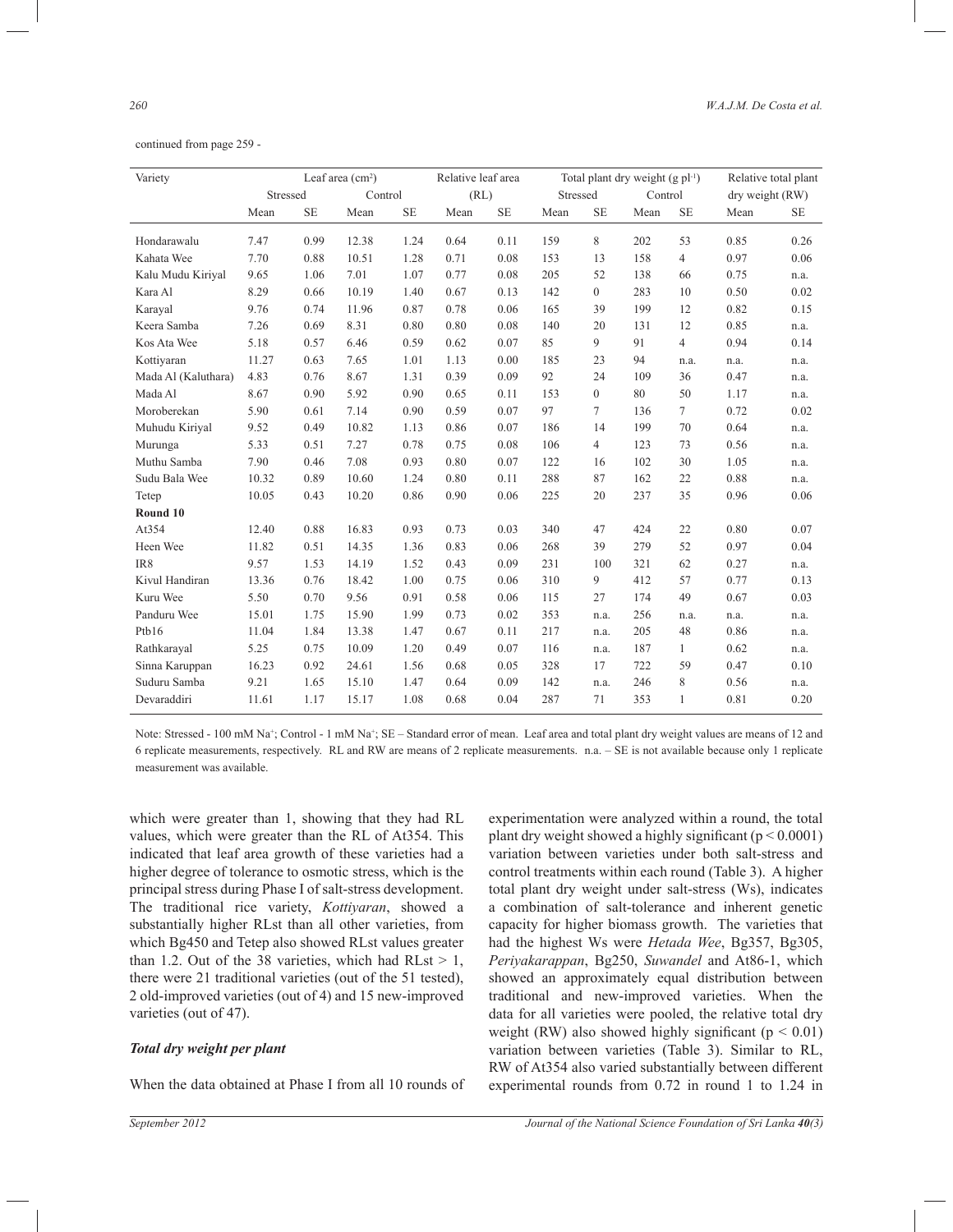continued from page 259 -

| Variety | Leaf area (cm²) | | | | Relative leaf area (RL) | | Total plant dry weight (g pl⁻¹) | | | | Relative total plant dry weight (RW) | |
|---|---|---|---|---|---|---|---|---|---|---|---|---|
| | Stressed | | Control | | | | Stressed | | Control | | | |
| | Mean | SE | Mean | SE | Mean | SE | Mean | SE | Mean | SE | Mean | SE |
| Hondarawalu | 7.47 | 0.99 | 12.38 | 1.24 | 0.64 | 0.11 | 159 | 8 | 202 | 53 | 0.85 | 0.26 |
| Kahata Wee | 7.70 | 0.88 | 10.51 | 1.28 | 0.71 | 0.08 | 153 | 13 | 158 | 4 | 0.97 | 0.06 |
| Kalu Mudu Kiriyal | 9.65 | 1.06 | 7.01 | 1.07 | 0.77 | 0.08 | 205 | 52 | 138 | 66 | 0.75 | n.a. |
| Kara Al | 8.29 | 0.66 | 10.19 | 1.40 | 0.67 | 0.13 | 142 | 0 | 283 | 10 | 0.50 | 0.02 |
| Karayal | 9.76 | 0.74 | 11.96 | 0.87 | 0.78 | 0.06 | 165 | 39 | 199 | 12 | 0.82 | 0.15 |
| Keera Samba | 7.26 | 0.69 | 8.31 | 0.80 | 0.80 | 0.08 | 140 | 20 | 131 | 12 | 0.85 | n.a. |
| Kos Ata Wee | 5.18 | 0.57 | 6.46 | 0.59 | 0.62 | 0.07 | 85 | 9 | 91 | 4 | 0.94 | 0.14 |
| Kottiyaran | 11.27 | 0.63 | 7.65 | 1.01 | 1.13 | 0.00 | 185 | 23 | 94 | n.a. | n.a. | n.a. |
| Mada Al (Kaluthara) | 4.83 | 0.76 | 8.67 | 1.31 | 0.39 | 0.09 | 92 | 24 | 109 | 36 | 0.47 | n.a. |
| Mada Al | 8.67 | 0.90 | 5.92 | 0.90 | 0.65 | 0.11 | 153 | 0 | 80 | 50 | 1.17 | n.a. |
| Moroberekan | 5.90 | 0.61 | 7.14 | 0.90 | 0.59 | 0.07 | 97 | 7 | 136 | 7 | 0.72 | 0.02 |
| Muhudu Kiriyal | 9.52 | 0.49 | 10.82 | 1.13 | 0.86 | 0.07 | 186 | 14 | 199 | 70 | 0.64 | n.a. |
| Murunga | 5.33 | 0.51 | 7.27 | 0.78 | 0.75 | 0.08 | 106 | 4 | 123 | 73 | 0.56 | n.a. |
| Muthu Samba | 7.90 | 0.46 | 7.08 | 0.93 | 0.80 | 0.07 | 122 | 16 | 102 | 30 | 1.05 | n.a. |
| Sudu Bala Wee | 10.32 | 0.89 | 10.60 | 1.24 | 0.80 | 0.11 | 288 | 87 | 162 | 22 | 0.88 | n.a. |
| Tetep | 10.05 | 0.43 | 10.20 | 0.86 | 0.90 | 0.06 | 225 | 20 | 237 | 35 | 0.96 | 0.06 |
| **Round 10** | | | | | | | | | | | | |
| At354 | 12.40 | 0.88 | 16.83 | 0.93 | 0.73 | 0.03 | 340 | 47 | 424 | 22 | 0.80 | 0.07 |
| Heen Wee | 11.82 | 0.51 | 14.35 | 1.36 | 0.83 | 0.06 | 268 | 39 | 279 | 52 | 0.97 | 0.04 |
| IR8 | 9.57 | 1.53 | 14.19 | 1.52 | 0.43 | 0.09 | 231 | 100 | 321 | 62 | 0.27 | n.a. |
| Kivul Handiran | 13.36 | 0.76 | 18.42 | 1.00 | 0.75 | 0.06 | 310 | 9 | 412 | 57 | 0.77 | 0.13 |
| Kuru Wee | 5.50 | 0.70 | 9.56 | 0.91 | 0.58 | 0.06 | 115 | 27 | 174 | 49 | 0.67 | 0.03 |
| Panduru Wee | 15.01 | 1.75 | 15.90 | 1.99 | 0.73 | 0.02 | 353 | n.a. | 256 | n.a. | n.a. | n.a. |
| Ptb16 | 11.04 | 1.84 | 13.38 | 1.47 | 0.67 | 0.11 | 217 | n.a. | 205 | 48 | 0.86 | n.a. |
| Rathkarayal | 5.25 | 0.75 | 10.09 | 1.20 | 0.49 | 0.07 | 116 | n.a. | 187 | 1 | 0.62 | n.a. |
| Sinna Karuppan | 16.23 | 0.92 | 24.61 | 1.56 | 0.68 | 0.05 | 328 | 17 | 722 | 59 | 0.47 | 0.10 |
| Suduru Samba | 9.21 | 1.65 | 15.10 | 1.47 | 0.64 | 0.09 | 142 | n.a. | 246 | 8 | 0.56 | n.a. |
| Devaraddiri | 11.61 | 1.17 | 15.17 | 1.08 | 0.68 | 0.04 | 287 | 71 | 353 | 1 | 0.81 | 0.20 |

Note: Stressed - 100 mM $Na^+$; Control - 1 mM $Na^+$; SE – Standard error of mean. Leaf area and total plant dry weight values are means of 12 and 6 replicate measurements, respectively. RL and RW are means of 2 replicate measurements. n.a. – SE is not available because only 1 replicate measurement was available.

which were greater than 1, showing that they had RL values, which were greater than the RL of At354. This indicated that leaf area growth of these varieties had a higher degree of tolerance to osmotic stress, which is the principal stress during Phase I of salt-stress development. The traditional rice variety, *Kottiyaran*, showed a substantially higher RLst than all other varieties, from which Bg450 and Tetep also showed RLst values greater than 1.2. Out of the 38 varieties, which had RLst > 1, there were 21 traditional varieties (out of the 51 tested), 2 old-improved varieties (out of 4) and 15 new-improved varieties (out of 47).

### *Total dry weight per plant*

When the data obtained at Phase I from all 10 rounds of experimentation were analyzed within a round, the total plant dry weight showed a highly significant ($p < 0.0001$) variation between varieties under both salt-stress and control treatments within each round (Table 3). A higher total plant dry weight under salt-stress (Ws), indicates a combination of salt-tolerance and inherent genetic capacity for higher biomass growth. The varieties that had the highest Ws were *Hetada Wee*, Bg357, Bg305, *Periyakarappan*, Bg250, *Suwandel* and At86-1, which showed an approximately equal distribution between traditional and new-improved varieties. When the data for all varieties were pooled, the relative total dry weight (RW) also showed highly significant ($p < 0.01$) variation between varieties (Table 3). Similar to RL, RW of At354 also varied substantially between different experimental rounds from 0.72 in round 1 to 1.24 in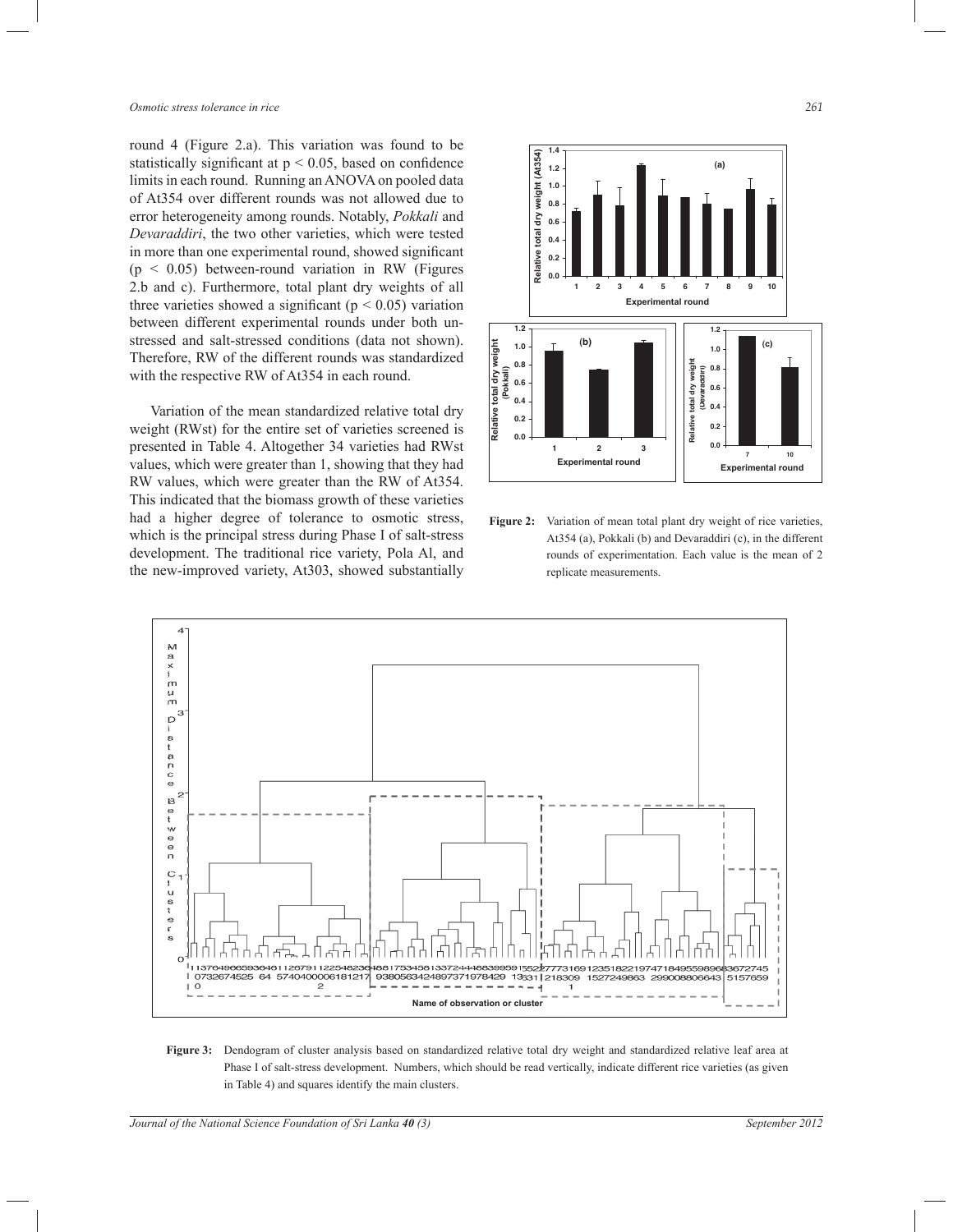round 4 (Figure 2.a). This variation was found to be statistically significant at $p < 0.05$, based on confidence limits in each round. Running an ANOVA on pooled data of At354 over different rounds was not allowed due to error heterogeneity among rounds. Notably, *Pokkali* and *Devaraddiri*, the two other varieties, which were tested in more than one experimental round, showed significant ($p < 0.05$) between-round variation in RW (Figures 2.b and c). Furthermore, total plant dry weights of all three varieties showed a significant ($p < 0.05$) variation between different experimental rounds under both un-stressed and salt-stressed conditions (data not shown). Therefore, RW of the different rounds was standardized with the respective RW of At354 in each round.

Variation of the mean standardized relative total dry weight (RWst) for the entire set of varieties screened is presented in Table 4. Altogether 34 varieties had RWst values, which were greater than 1, showing that they had RW values, which were greater than the RW of At354. This indicated that the biomass growth of these varieties had a higher degree of tolerance to osmotic stress, which is the principal stress during Phase I of salt-stress development. The traditional rice variety, Pola Al, and the new-improved variety, At303, showed substantially

**Figure 2:** Variation of mean total plant dry weight of rice varieties, At354 (a), Pokkali (b) and Devaraddiri (c), in the different rounds of experimentation. Each value is the mean of 2 replicate measurements.

**Figure 3:** Dendogram of cluster analysis based on standardized relative total dry weight and standardized relative leaf area at Phase I of salt-stress development. Numbers, which should be read vertically, indicate different rice varieties (as given in Table 4) and squares identify the main clusters.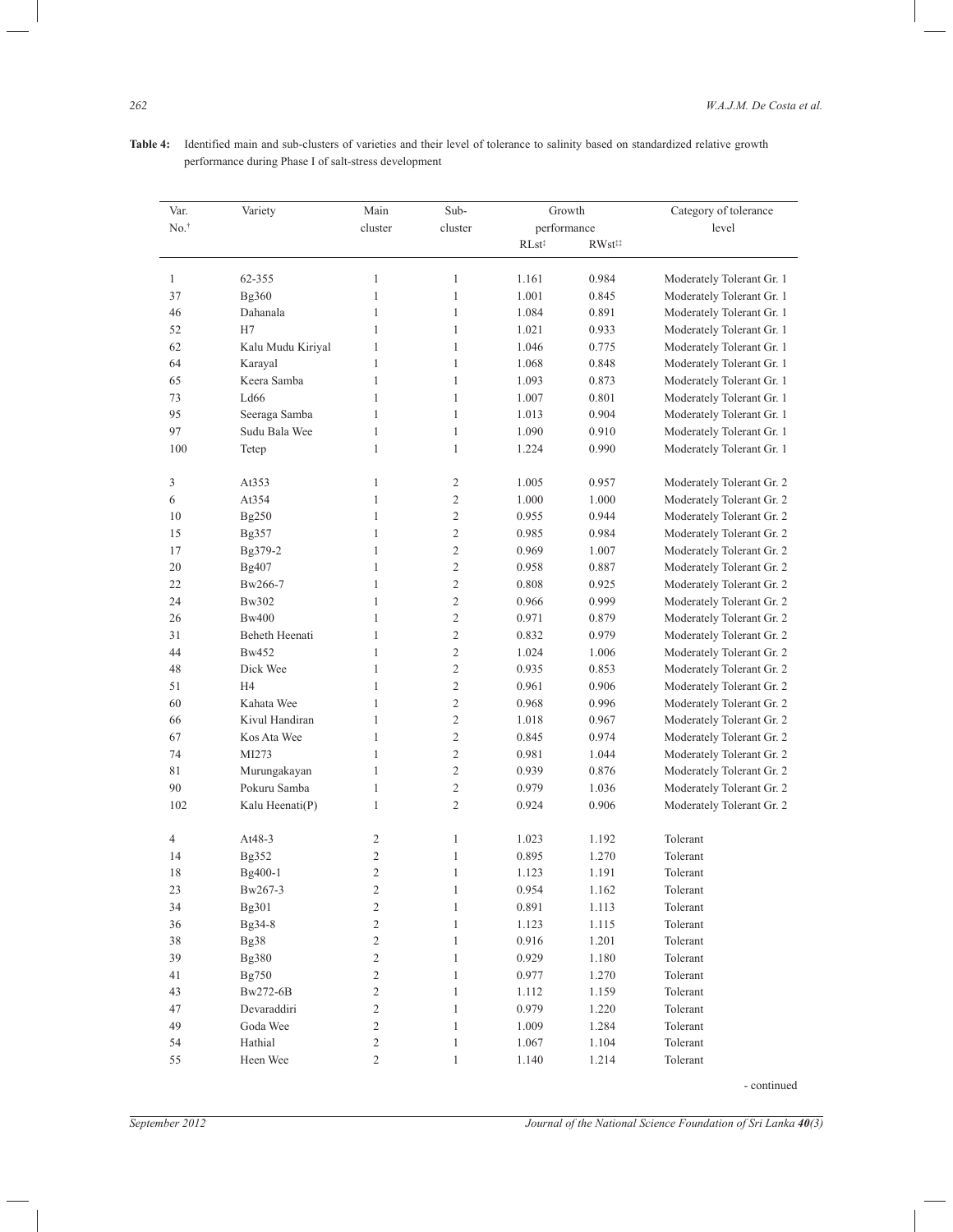**Table 4:** Identified main and sub-clusters of varieties and their level of tolerance to salinity based on standardized relative growth performance during Phase I of salt-stress development

| Var. No.[†] | Variety | Main cluster | Sub-cluster | Growth performance | | Category of tolerance level |
|---|---|---|---|---|---|---|
| | | | | RLst[‡] | RWst[‡‡] | |
| 1 | 62-355 | 1 | 1 | 1.161 | 0.984 | Moderately Tolerant Gr. 1 |
| 37 | Bg360 | 1 | 1 | 1.001 | 0.845 | Moderately Tolerant Gr. 1 |
| 46 | Dahanala | 1 | 1 | 1.084 | 0.891 | Moderately Tolerant Gr. 1 |
| 52 | H7 | 1 | 1 | 1.021 | 0.933 | Moderately Tolerant Gr. 1 |
| 62 | Kalu Mudu Kiriyal | 1 | 1 | 1.046 | 0.775 | Moderately Tolerant Gr. 1 |
| 64 | Karayal | 1 | 1 | 1.068 | 0.848 | Moderately Tolerant Gr. 1 |
| 65 | Keera Samba | 1 | 1 | 1.093 | 0.873 | Moderately Tolerant Gr. 1 |
| 73 | Ld66 | 1 | 1 | 1.007 | 0.801 | Moderately Tolerant Gr. 1 |
| 95 | Seeraga Samba | 1 | 1 | 1.013 | 0.904 | Moderately Tolerant Gr. 1 |
| 97 | Sudu Bala Wee | 1 | 1 | 1.090 | 0.910 | Moderately Tolerant Gr. 1 |
| 100 | Tetep | 1 | 1 | 1.224 | 0.990 | Moderately Tolerant Gr. 1 |
| 3 | At353 | 1 | 2 | 1.005 | 0.957 | Moderately Tolerant Gr. 2 |
| 6 | At354 | 1 | 2 | 1.000 | 1.000 | Moderately Tolerant Gr. 2 |
| 10 | Bg250 | 1 | 2 | 0.955 | 0.944 | Moderately Tolerant Gr. 2 |
| 15 | Bg357 | 1 | 2 | 0.985 | 0.984 | Moderately Tolerant Gr. 2 |
| 17 | Bg379-2 | 1 | 2 | 0.969 | 1.007 | Moderately Tolerant Gr. 2 |
| 20 | Bg407 | 1 | 2 | 0.958 | 0.887 | Moderately Tolerant Gr. 2 |
| 22 | Bw266-7 | 1 | 2 | 0.808 | 0.925 | Moderately Tolerant Gr. 2 |
| 24 | Bw302 | 1 | 2 | 0.966 | 0.999 | Moderately Tolerant Gr. 2 |
| 26 | Bw400 | 1 | 2 | 0.971 | 0.879 | Moderately Tolerant Gr. 2 |
| 31 | Beheth Heenati | 1 | 2 | 0.832 | 0.979 | Moderately Tolerant Gr. 2 |
| 44 | Bw452 | 1 | 2 | 1.024 | 1.006 | Moderately Tolerant Gr. 2 |
| 48 | Dick Wee | 1 | 2 | 0.935 | 0.853 | Moderately Tolerant Gr. 2 |
| 51 | H4 | 1 | 2 | 0.961 | 0.906 | Moderately Tolerant Gr. 2 |
| 60 | Kahata Wee | 1 | 2 | 0.968 | 0.996 | Moderately Tolerant Gr. 2 |
| 66 | Kivul Handiran | 1 | 2 | 1.018 | 0.967 | Moderately Tolerant Gr. 2 |
| 67 | Kos Ata Wee | 1 | 2 | 0.845 | 0.974 | Moderately Tolerant Gr. 2 |
| 74 | MI273 | 1 | 2 | 0.981 | 1.044 | Moderately Tolerant Gr. 2 |
| 81 | Murungakayan | 1 | 2 | 0.939 | 0.876 | Moderately Tolerant Gr. 2 |
| 90 | Pokuru Samba | 1 | 2 | 0.979 | 1.036 | Moderately Tolerant Gr. 2 |
| 102 | Kalu Heenati(P) | 1 | 2 | 0.924 | 0.906 | Moderately Tolerant Gr. 2 |
| 4 | At48-3 | 2 | 1 | 1.023 | 1.192 | Tolerant |
| 14 | Bg352 | 2 | 1 | 0.895 | 1.270 | Tolerant |
| 18 | Bg400-1 | 2 | 1 | 1.123 | 1.191 | Tolerant |
| 23 | Bw267-3 | 2 | 1 | 0.954 | 1.162 | Tolerant |
| 34 | Bg301 | 2 | 1 | 0.891 | 1.113 | Tolerant |
| 36 | Bg34-8 | 2 | 1 | 1.123 | 1.115 | Tolerant |
| 38 | Bg38 | 2 | 1 | 0.916 | 1.201 | Tolerant |
| 39 | Bg380 | 2 | 1 | 0.929 | 1.180 | Tolerant |
| 41 | Bg750 | 2 | 1 | 0.977 | 1.270 | Tolerant |
| 43 | Bw272-6B | 2 | 1 | 1.112 | 1.159 | Tolerant |
| 47 | Devaraddiri | 2 | 1 | 0.979 | 1.220 | Tolerant |
| 49 | Goda Wee | 2 | 1 | 1.009 | 1.284 | Tolerant |
| 54 | Hathial | 2 | 1 | 1.067 | 1.104 | Tolerant |
| 55 | Heen Wee | 2 | 1 | 1.140 | 1.214 | Tolerant |

- continued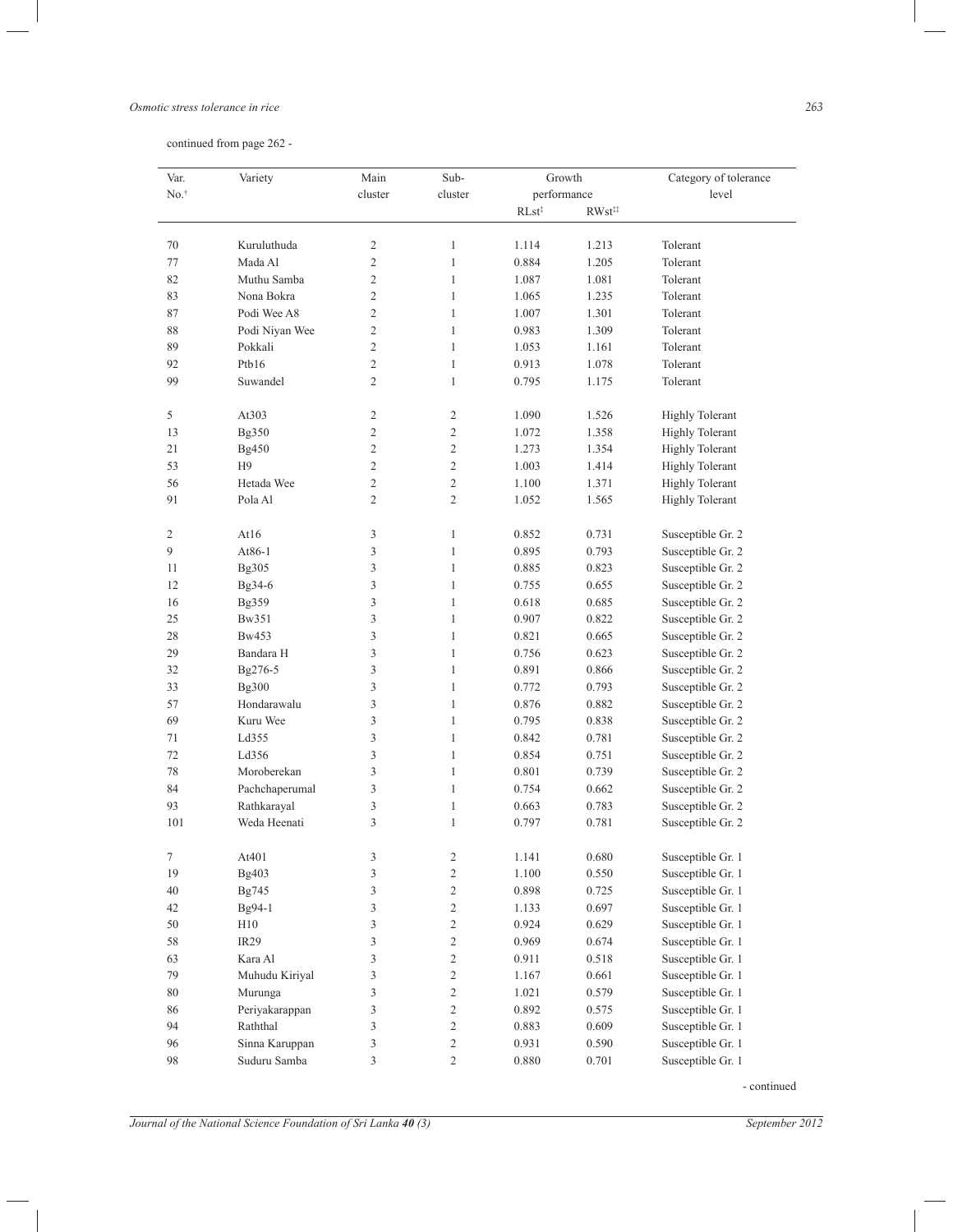continued from page 262 -

| Var. No.[†] | Variety | Main cluster | Sub-cluster | Growth performance | | Category of tolerance level |
|---|---|---|---|---|---|---|
| | | | | RLst[‡] | RWst[‡‡] | |
| 70 | Kuruluthuda | 2 | 1 | 1.114 | 1.213 | Tolerant |
| 77 | Mada Al | 2 | 1 | 0.884 | 1.205 | Tolerant |
| 82 | Muthu Samba | 2 | 1 | 1.087 | 1.081 | Tolerant |
| 83 | Nona Bokra | 2 | 1 | 1.065 | 1.235 | Tolerant |
| 87 | Podi Wee A8 | 2 | 1 | 1.007 | 1.301 | Tolerant |
| 88 | Podi Niyan Wee | 2 | 1 | 0.983 | 1.309 | Tolerant |
| 89 | Pokkali | 2 | 1 | 1.053 | 1.161 | Tolerant |
| 92 | Ptb16 | 2 | 1 | 0.913 | 1.078 | Tolerant |
| 99 | Suwandel | 2 | 1 | 0.795 | 1.175 | Tolerant |
| 5 | At303 | 2 | 2 | 1.090 | 1.526 | Highly Tolerant |
| 13 | Bg350 | 2 | 2 | 1.072 | 1.358 | Highly Tolerant |
| 21 | Bg450 | 2 | 2 | 1.273 | 1.354 | Highly Tolerant |
| 53 | H9 | 2 | 2 | 1.003 | 1.414 | Highly Tolerant |
| 56 | Hetada Wee | 2 | 2 | 1.100 | 1.371 | Highly Tolerant |
| 91 | Pola Al | 2 | 2 | 1.052 | 1.565 | Highly Tolerant |
| 2 | At16 | 3 | 1 | 0.852 | 0.731 | Susceptible Gr. 2 |
| 9 | At86-1 | 3 | 1 | 0.895 | 0.793 | Susceptible Gr. 2 |
| 11 | Bg305 | 3 | 1 | 0.885 | 0.823 | Susceptible Gr. 2 |
| 12 | Bg34-6 | 3 | 1 | 0.755 | 0.655 | Susceptible Gr. 2 |
| 16 | Bg359 | 3 | 1 | 0.618 | 0.685 | Susceptible Gr. 2 |
| 25 | Bw351 | 3 | 1 | 0.907 | 0.822 | Susceptible Gr. 2 |
| 28 | Bw453 | 3 | 1 | 0.821 | 0.665 | Susceptible Gr. 2 |
| 29 | Bandara H | 3 | 1 | 0.756 | 0.623 | Susceptible Gr. 2 |
| 32 | Bg276-5 | 3 | 1 | 0.891 | 0.866 | Susceptible Gr. 2 |
| 33 | Bg300 | 3 | 1 | 0.772 | 0.793 | Susceptible Gr. 2 |
| 57 | Hondarawalu | 3 | 1 | 0.876 | 0.882 | Susceptible Gr. 2 |
| 69 | Kuru Wee | 3 | 1 | 0.795 | 0.838 | Susceptible Gr. 2 |
| 71 | Ld355 | 3 | 1 | 0.842 | 0.781 | Susceptible Gr. 2 |
| 72 | Ld356 | 3 | 1 | 0.854 | 0.751 | Susceptible Gr. 2 |
| 78 | Moroberekan | 3 | 1 | 0.801 | 0.739 | Susceptible Gr. 2 |
| 84 | Pachchaperumal | 3 | 1 | 0.754 | 0.662 | Susceptible Gr. 2 |
| 93 | Rathkarayal | 3 | 1 | 0.663 | 0.783 | Susceptible Gr. 2 |
| 101 | Weda Heenati | 3 | 1 | 0.797 | 0.781 | Susceptible Gr. 2 |
| 7 | At401 | 3 | 2 | 1.141 | 0.680 | Susceptible Gr. 1 |
| 19 | Bg403 | 3 | 2 | 1.100 | 0.550 | Susceptible Gr. 1 |
| 40 | Bg745 | 3 | 2 | 0.898 | 0.725 | Susceptible Gr. 1 |
| 42 | Bg94-1 | 3 | 2 | 1.133 | 0.697 | Susceptible Gr. 1 |
| 50 | H10 | 3 | 2 | 0.924 | 0.629 | Susceptible Gr. 1 |
| 58 | IR29 | 3 | 2 | 0.969 | 0.674 | Susceptible Gr. 1 |
| 63 | Kara Al | 3 | 2 | 0.911 | 0.518 | Susceptible Gr. 1 |
| 79 | Muhudu Kiriyal | 3 | 2 | 1.167 | 0.661 | Susceptible Gr. 1 |
| 80 | Murunga | 3 | 2 | 1.021 | 0.579 | Susceptible Gr. 1 |
| 86 | Periyakarappan | 3 | 2 | 0.892 | 0.575 | Susceptible Gr. 1 |
| 94 | Raththal | 3 | 2 | 0.883 | 0.609 | Susceptible Gr. 1 |
| 96 | Sinna Karuppan | 3 | 2 | 0.931 | 0.590 | Susceptible Gr. 1 |
| 98 | Suduru Samba | 3 | 2 | 0.880 | 0.701 | Susceptible Gr. 1 |

- continued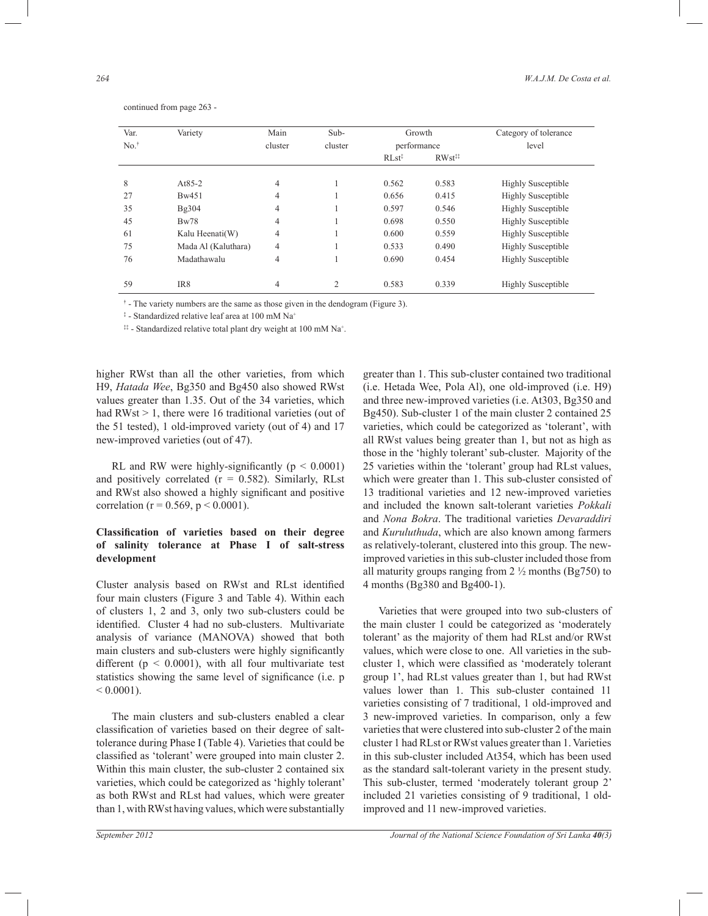continued from page 263 -

| Var. No.[†] | Variety | Main cluster | Sub-cluster | Growth performance | | Category of tolerance level |
|---|---|---|---|---|---|---|
| | | | | RLst[‡] | RWst[‡‡] | |
| 8 | At85-2 | 4 | 1 | 0.562 | 0.583 | Highly Susceptible |
| 27 | Bw451 | 4 | 1 | 0.656 | 0.415 | Highly Susceptible |
| 35 | Bg304 | 4 | 1 | 0.597 | 0.546 | Highly Susceptible |
| 45 | Bw78 | 4 | 1 | 0.698 | 0.550 | Highly Susceptible |
| 61 | Kalu Heenati(W) | 4 | 1 | 0.600 | 0.559 | Highly Susceptible |
| 75 | Mada Al (Kaluthara) | 4 | 1 | 0.533 | 0.490 | Highly Susceptible |
| 76 | Madathawalu | 4 | 1 | 0.690 | 0.454 | Highly Susceptible |
| 59 | IR8 | 4 | 2 | 0.583 | 0.339 | Highly Susceptible |

[†] - The variety numbers are the same as those given in the dendogram (Figure 3).

[‡] - Standardized relative leaf area at 100 mM $Na^+$

[‡‡] - Standardized relative total plant dry weight at 100 mM $Na^+$.

higher RWst than all the other varieties, from which H9, *Hatada Wee*, Bg350 and Bg450 also showed RWst values greater than 1.35. Out of the 34 varieties, which had RWst > 1, there were 16 traditional varieties (out of the 51 tested), 1 old-improved variety (out of 4) and 17 new-improved varieties (out of 47).

RL and RW were highly-significantly ($p < 0.0001$) and positively correlated ($r = 0.582$). Similarly, RLst and RWst also showed a highly significant and positive correlation ($r = 0.569$, $p < 0.0001$).

### Classification of varieties based on their degree of salinity tolerance at Phase I of salt-stress development

Cluster analysis based on RWst and RLst identified four main clusters (Figure 3 and Table 4). Within each of clusters 1, 2 and 3, only two sub-clusters could be identified. Cluster 4 had no sub-clusters. Multivariate analysis of variance (MANOVA) showed that both main clusters and sub-clusters were highly significantly different ($p < 0.0001$), with all four multivariate test statistics showing the same level of significance (i.e. $p < 0.0001$).

The main clusters and sub-clusters enabled a clear classification of varieties based on their degree of salt-tolerance during Phase I (Table 4). Varieties that could be classified as 'tolerant' were grouped into main cluster 2. Within this main cluster, the sub-cluster 2 contained six varieties, which could be categorized as 'highly tolerant' as both RWst and RLst had values, which were greater than 1, with RWst having values, which were substantially greater than 1. This sub-cluster contained two traditional (i.e. Hetada Wee, Pola Al), one old-improved (i.e. H9) and three new-improved varieties (i.e. At303, Bg350 and Bg450). Sub-cluster 1 of the main cluster 2 contained 25 varieties, which could be categorized as 'tolerant', with all RWst values being greater than 1, but not as high as those in the 'highly tolerant' sub-cluster. Majority of the 25 varieties within the 'tolerant' group had RLst values, which were greater than 1. This sub-cluster consisted of 13 traditional varieties and 12 new-improved varieties and included the known salt-tolerant varieties *Pokkali* and *Nona Bokra*. The traditional varieties *Devaraddiri* and *Kuruluthuda*, which are also known among farmers as relatively-tolerant, clustered into this group. The new-improved varieties in this sub-cluster included those from all maturity groups ranging from 2 ½ months (Bg750) to 4 months (Bg380 and Bg400-1).

Varieties that were grouped into two sub-clusters of the main cluster 1 could be categorized as 'moderately tolerant' as the majority of them had RLst and/or RWst values, which were close to one. All varieties in the sub-cluster 1, which were classified as 'moderately tolerant group 1', had RLst values greater than 1, but had RWst values lower than 1. This sub-cluster contained 11 varieties consisting of 7 traditional, 1 old-improved and 3 new-improved varieties. In comparison, only a few varieties that were clustered into sub-cluster 2 of the main cluster 1 had RLst or RWst values greater than 1. Varieties in this sub-cluster included At354, which has been used as the standard salt-tolerant variety in the present study. This sub-cluster, termed 'moderately tolerant group 2' included 21 varieties consisting of 9 traditional, 1 old-improved and 11 new-improved varieties.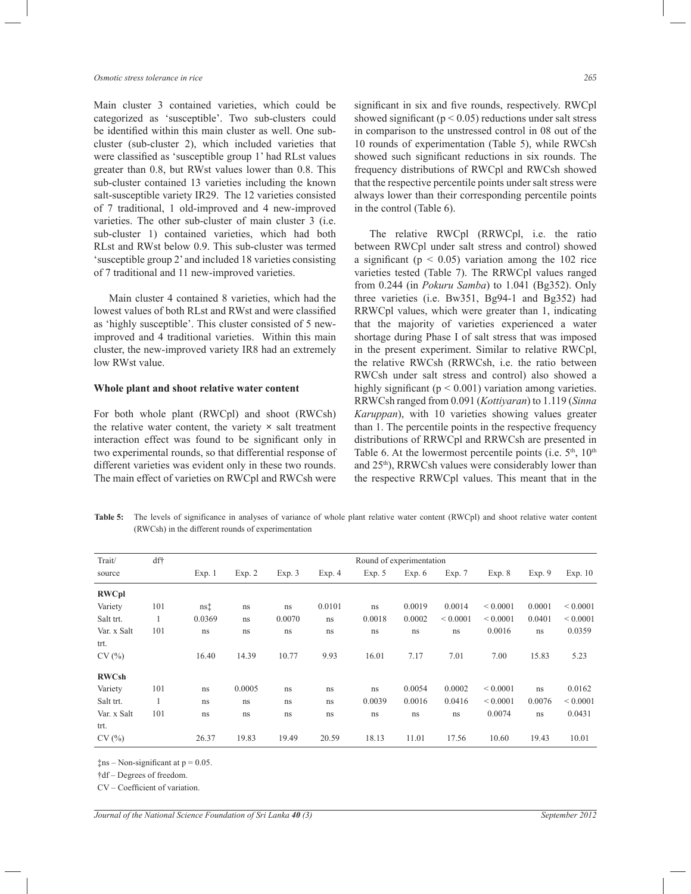Main cluster 3 contained varieties, which could be categorized as 'susceptible'. Two sub-clusters could be identified within this main cluster as well. One sub-cluster (sub-cluster 2), which included varieties that were classified as 'susceptible group 1' had RLst values greater than 0.8, but RWst values lower than 0.8. This sub-cluster contained 13 varieties including the known salt-susceptible variety IR29. The 12 varieties consisted of 7 traditional, 1 old-improved and 4 new-improved varieties. The other sub-cluster of main cluster 3 (i.e. sub-cluster 1) contained varieties, which had both RLst and RWst below 0.9. This sub-cluster was termed 'susceptible group 2' and included 18 varieties consisting of 7 traditional and 11 new-improved varieties.

Main cluster 4 contained 8 varieties, which had the lowest values of both RLst and RWst and were classified as 'highly susceptible'. This cluster consisted of 5 new-improved and 4 traditional varieties. Within this main cluster, the new-improved variety IR8 had an extremely low RWst value.

**Whole plant and shoot relative water content**

For both whole plant (RWCpl) and shoot (RWCsh) the relative water content, the variety × salt treatment interaction effect was found to be significant only in two experimental rounds, so that differential response of different varieties was evident only in these two rounds. The main effect of varieties on RWCpl and RWCsh were significant in six and five rounds, respectively. RWCpl showed significant ($p < 0.05$) reductions under salt stress in comparison to the unstressed control in 08 out of the 10 rounds of experimentation (Table 5), while RWCsh showed such significant reductions in six rounds. The frequency distributions of RWCpl and RWCsh showed that the respective percentile points under salt stress were always lower than their corresponding percentile points in the control (Table 6).

The relative RWCpl (RRWCpl, i.e. the ratio between RWCpl under salt stress and control) showed a significant ($p < 0.05$) variation among the 102 rice varieties tested (Table 7). The RRWCpl values ranged from 0.244 (in *Pokuru Samba*) to 1.041 (Bg352). Only three varieties (i.e. Bw351, Bg94-1 and Bg352) had RRWCpl values, which were greater than 1, indicating that the majority of varieties experienced a water shortage during Phase I of salt stress that was imposed in the present experiment. Similar to relative RWCpl, the relative RWCsh (RRWCsh, i.e. the ratio between RWCsh under salt stress and control) also showed a highly significant ($p < 0.001$) variation among varieties. RRWCsh ranged from 0.091 (*Kottiyaran*) to 1.119 (*Sinna Karuppan*), with 10 varieties showing values greater than 1. The percentile points in the respective frequency distributions of RRWCpl and RRWCsh are presented in Table 6. At the lowermost percentile points (i.e. 5th, 10th and 25th), RRWCsh values were considerably lower than the respective RRWCpl values. This meant that in the

**Table 5:** The levels of significance in analyses of variance of whole plant relative water content (RWCpl) and shoot relative water content (RWCsh) in the different rounds of experimentation

| Trait/ source | df† | Round of experimentation | | | | | | | | | |
|---|---|---|---|---|---|---|---|---|---|---|---|
| | | Exp. 1 | Exp. 2 | Exp. 3 | Exp. 4 | Exp. 5 | Exp. 6 | Exp. 7 | Exp. 8 | Exp. 9 | Exp. 10 |
| **RWCpl** | | | | | | | | | | | |
| Variety | 101 | ns‡ | ns | ns | 0.0101 | ns | 0.0019 | 0.0014 | < 0.0001 | 0.0001 | < 0.0001 |
| Salt trt. | 1 | 0.0369 | ns | 0.0070 | ns | 0.0018 | 0.0002 | < 0.0001 | < 0.0001 | 0.0401 | < 0.0001 |
| Var. x Salt trt. | 101 | ns | ns | ns | ns | ns | ns | ns | 0.0016 | ns | 0.0359 |
| CV (%) | | 16.40 | 14.39 | 10.77 | 9.93 | 16.01 | 7.17 | 7.01 | 7.00 | 15.83 | 5.23 |
| **RWCsh** | | | | | | | | | | | |
| Variety | 101 | ns | 0.0005 | ns | ns | ns | 0.0054 | 0.0002 | < 0.0001 | ns | 0.0162 |
| Salt trt. | 1 | ns | ns | ns | ns | 0.0039 | 0.0016 | 0.0416 | < 0.0001 | 0.0076 | < 0.0001 |
| Var. x Salt trt. | 101 | ns | ns | ns | ns | ns | ns | ns | 0.0074 | ns | 0.0431 |
| CV (%) | | 26.37 | 19.83 | 19.49 | 20.59 | 18.13 | 11.01 | 17.56 | 10.60 | 19.43 | 10.01 |

‡ns – Non-significant at p = 0.05.

†df – Degrees of freedom.

CV – Coefficient of variation.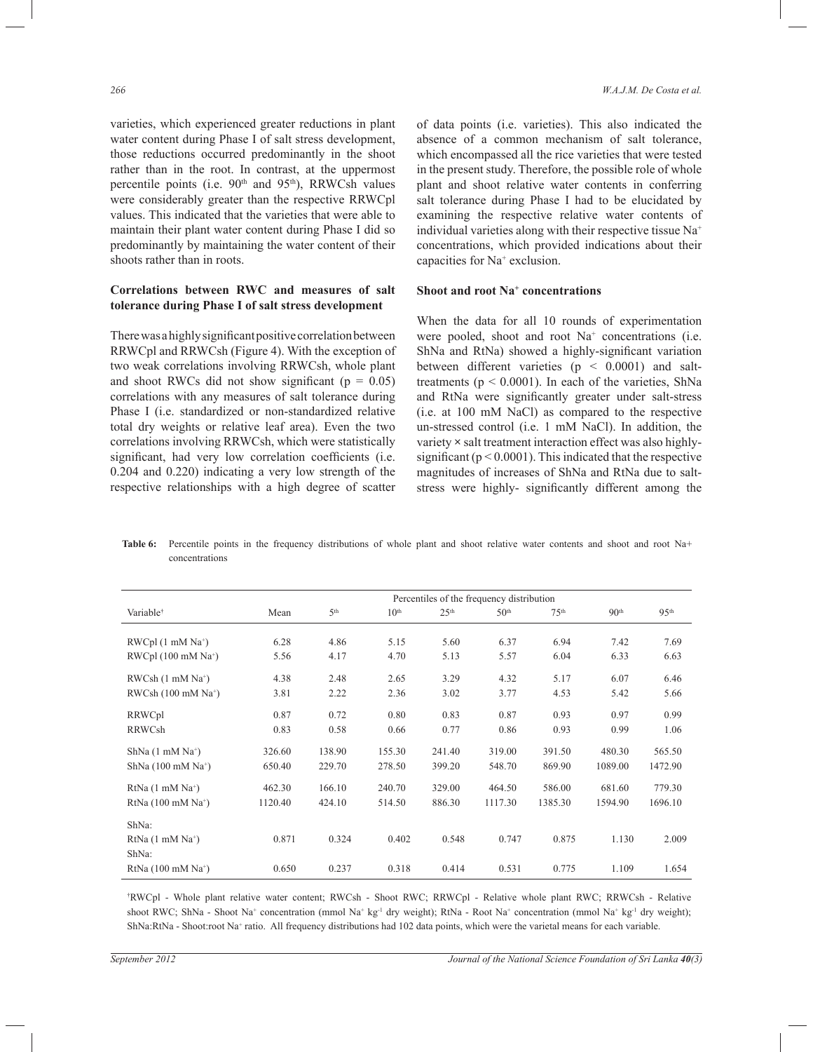varieties, which experienced greater reductions in plant water content during Phase I of salt stress development, those reductions occurred predominantly in the shoot rather than in the root. In contrast, at the uppermost percentile points (i.e. 90th and 95th), RRWCsh values were considerably greater than the respective RRWCpl values. This indicated that the varieties that were able to maintain their plant water content during Phase I did so predominantly by maintaining the water content of their shoots rather than in roots.

### Correlations between RWC and measures of salt tolerance during Phase I of salt stress development

There was a highly significant positive correlation between RRWCpl and RRWCsh (Figure 4). With the exception of two weak correlations involving RRWCsh, whole plant and shoot RWCs did not show significant ($p = 0.05$) correlations with any measures of salt tolerance during Phase I (i.e. standardized or non-standardized relative total dry weights or relative leaf area). Even the two correlations involving RRWCsh, which were statistically significant, had very low correlation coefficients (i.e. 0.204 and 0.220) indicating a very low strength of the respective relationships with a high degree of scatter of data points (i.e. varieties). This also indicated the absence of a common mechanism of salt tolerance, which encompassed all the rice varieties that were tested in the present study. Therefore, the possible role of whole plant and shoot relative water contents in conferring salt tolerance during Phase I had to be elucidated by examining the respective relative water contents of individual varieties along with their respective tissue $Na^+$ concentrations, which provided indications about their capacities for $Na^+$ exclusion.

### Shoot and root $Na^+$ concentrations

When the data for all 10 rounds of experimentation were pooled, shoot and root $Na^+$ concentrations (i.e. ShNa and RtNa) showed a highly-significant variation between different varieties ($p < 0.0001$) and salt-treatments ($p < 0.0001$). In each of the varieties, ShNa and RtNa were significantly greater under salt-stress (i.e. at 100 mM NaCl) as compared to the respective un-stressed control (i.e. 1 mM NaCl). In addition, the variety × salt treatment interaction effect was also highly-significant ($p < 0.0001$). This indicated that the respective magnitudes of increases of ShNa and RtNa due to salt-stress were highly- significantly different among the

**Table 6:** Percentile points in the frequency distributions of whole plant and shoot relative water contents and shoot and root Na+ concentrations

| Variable† | Mean | Percentiles of the frequency distribution 5th | 10th | 25th | 50th | 75th | 90th | 95th |
|---|---|---|---|---|---|---|---|---|
| RWCpl (1 mM $Na^+$) | 6.28 | 4.86 | 5.15 | 5.60 | 6.37 | 6.94 | 7.42 | 7.69 |
| RWCpl (100 mM $Na^+$) | 5.56 | 4.17 | 4.70 | 5.13 | 5.57 | 6.04 | 6.33 | 6.63 |
| RWCsh (1 mM $Na^+$) | 4.38 | 2.48 | 2.65 | 3.29 | 4.32 | 5.17 | 6.07 | 6.46 |
| RWCsh (100 mM $Na^+$) | 3.81 | 2.22 | 2.36 | 3.02 | 3.77 | 4.53 | 5.42 | 5.66 |
| RRWCpl | 0.87 | 0.72 | 0.80 | 0.83 | 0.87 | 0.93 | 0.97 | 0.99 |
| RRWCsh | 0.83 | 0.58 | 0.66 | 0.77 | 0.86 | 0.93 | 0.99 | 1.06 |
| ShNa (1 mM $Na^+$) | 326.60 | 138.90 | 155.30 | 241.40 | 319.00 | 391.50 | 480.30 | 565.50 |
| ShNa (100 mM $Na^+$) | 650.40 | 229.70 | 278.50 | 399.20 | 548.70 | 869.90 | 1089.00 | 1472.90 |
| RtNa (1 mM $Na^+$) | 462.30 | 166.10 | 240.70 | 329.00 | 464.50 | 586.00 | 681.60 | 779.30 |
| RtNa (100 mM $Na^+$) | 1120.40 | 424.10 | 514.50 | 886.30 | 1117.30 | 1385.30 | 1594.90 | 1696.10 |
| ShNa: RtNa (1 mM $Na^+$) | 0.871 | 0.324 | 0.402 | 0.548 | 0.747 | 0.875 | 1.130 | 2.009 |
| ShNa: RtNa (100 mM $Na^+$) | 0.650 | 0.237 | 0.318 | 0.414 | 0.531 | 0.775 | 1.109 | 1.654 |

†RWCpl - Whole plant relative water content; RWCsh - Shoot RWC; RRWCpl - Relative whole plant RWC; RRWCsh - Relative shoot RWC; ShNa - Shoot $Na^+$ concentration (mmol $Na^+$ $kg^{-1}$ dry weight); RtNa - Root $Na^+$ concentration (mmol $Na^+$ $kg^{-1}$ dry weight); ShNa:RtNa - Shoot:root $Na^+$ ratio. All frequency distributions had 102 data points, which were the varietal means for each variable.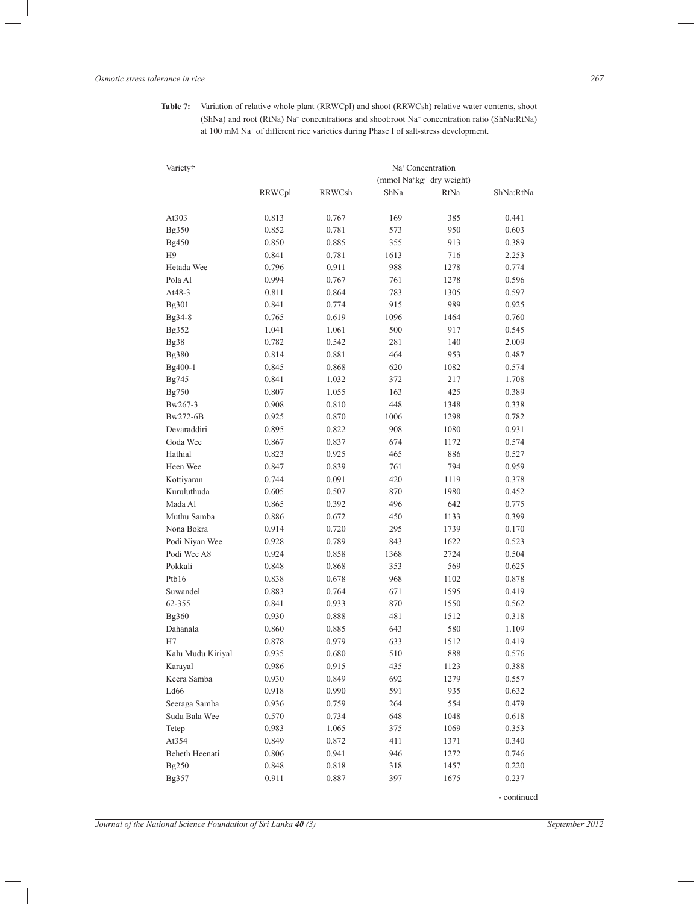**Table 7:** Variation of relative whole plant (RRWCpl) and shoot (RRWCsh) relative water contents, shoot (ShNa) and root (RtNa) $Na^+$ concentrations and shoot:root $Na^+$ concentration ratio (ShNa:RtNa) at 100 mM $Na^+$ of different rice varieties during Phase I of salt-stress development.

| Variety† | | | $Na^+$ Concentration (mmol $Na^+kg^{-1}$ dry weight) | | |
|---|---|---|---|---|---|
| | RRWCpl | RRWCsh | ShNa | RtNa | ShNa:RtNa |
| At303 | 0.813 | 0.767 | 169 | 385 | 0.441 |
| Bg350 | 0.852 | 0.781 | 573 | 950 | 0.603 |
| Bg450 | 0.850 | 0.885 | 355 | 913 | 0.389 |
| H9 | 0.841 | 0.781 | 1613 | 716 | 2.253 |
| Hetada Wee | 0.796 | 0.911 | 988 | 1278 | 0.774 |
| Pola Al | 0.994 | 0.767 | 761 | 1278 | 0.596 |
| At48-3 | 0.811 | 0.864 | 783 | 1305 | 0.597 |
| Bg301 | 0.841 | 0.774 | 915 | 989 | 0.925 |
| Bg34-8 | 0.765 | 0.619 | 1096 | 1464 | 0.760 |
| Bg352 | 1.041 | 1.061 | 500 | 917 | 0.545 |
| Bg38 | 0.782 | 0.542 | 281 | 140 | 2.009 |
| Bg380 | 0.814 | 0.881 | 464 | 953 | 0.487 |
| Bg400-1 | 0.845 | 0.868 | 620 | 1082 | 0.574 |
| Bg745 | 0.841 | 1.032 | 372 | 217 | 1.708 |
| Bg750 | 0.807 | 1.055 | 163 | 425 | 0.389 |
| Bw267-3 | 0.908 | 0.810 | 448 | 1348 | 0.338 |
| Bw272-6B | 0.925 | 0.870 | 1006 | 1298 | 0.782 |
| Devaraddiri | 0.895 | 0.822 | 908 | 1080 | 0.931 |
| Goda Wee | 0.867 | 0.837 | 674 | 1172 | 0.574 |
| Hathial | 0.823 | 0.925 | 465 | 886 | 0.527 |
| Heen Wee | 0.847 | 0.839 | 761 | 794 | 0.959 |
| Kottiyaran | 0.744 | 0.091 | 420 | 1119 | 0.378 |
| Kuruluthuda | 0.605 | 0.507 | 870 | 1980 | 0.452 |
| Mada Al | 0.865 | 0.392 | 496 | 642 | 0.775 |
| Muthu Samba | 0.886 | 0.672 | 450 | 1133 | 0.399 |
| Nona Bokra | 0.914 | 0.720 | 295 | 1739 | 0.170 |
| Podi Niyan Wee | 0.928 | 0.789 | 843 | 1622 | 0.523 |
| Podi Wee A8 | 0.924 | 0.858 | 1368 | 2724 | 0.504 |
| Pokkali | 0.848 | 0.868 | 353 | 569 | 0.625 |
| Ptb16 | 0.838 | 0.678 | 968 | 1102 | 0.878 |
| Suwandel | 0.883 | 0.764 | 671 | 1595 | 0.419 |
| 62-355 | 0.841 | 0.933 | 870 | 1550 | 0.562 |
| Bg360 | 0.930 | 0.888 | 481 | 1512 | 0.318 |
| Dahanala | 0.860 | 0.885 | 643 | 580 | 1.109 |
| H7 | 0.878 | 0.979 | 633 | 1512 | 0.419 |
| Kalu Mudu Kiriyal | 0.935 | 0.680 | 510 | 888 | 0.576 |
| Karayal | 0.986 | 0.915 | 435 | 1123 | 0.388 |
| Keera Samba | 0.930 | 0.849 | 692 | 1279 | 0.557 |
| Ld66 | 0.918 | 0.990 | 591 | 935 | 0.632 |
| Seeraga Samba | 0.936 | 0.759 | 264 | 554 | 0.479 |
| Sudu Bala Wee | 0.570 | 0.734 | 648 | 1048 | 0.618 |
| Tetep | 0.983 | 1.065 | 375 | 1069 | 0.353 |
| At354 | 0.849 | 0.872 | 411 | 1371 | 0.340 |
| Beheth Heenati | 0.806 | 0.941 | 946 | 1272 | 0.746 |
| Bg250 | 0.848 | 0.818 | 318 | 1457 | 0.220 |
| Bg357 | 0.911 | 0.887 | 397 | 1675 | 0.237 |

- continued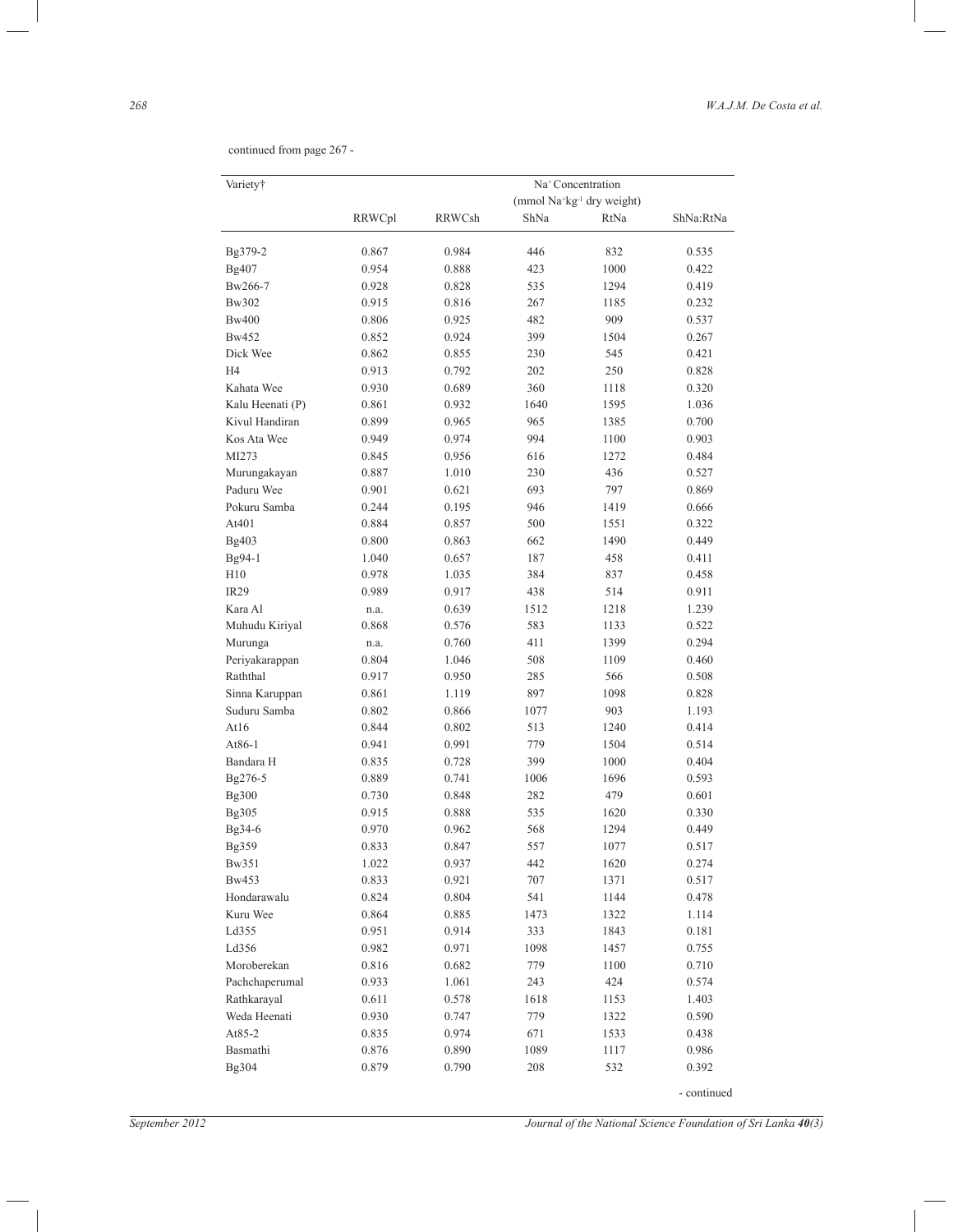continued from page 267 -

| Variety† | | | Na$^+$ Concentration (mmol Na$^+$kg$^{-1}$ dry weight) | | |
|---|---|---|---|---|---|
| | RRWCpl | RRWCsh | ShNa | RtNa | ShNa:RtNa |
| Bg379-2 | 0.867 | 0.984 | 446 | 832 | 0.535 |
| Bg407 | 0.954 | 0.888 | 423 | 1000 | 0.422 |
| Bw266-7 | 0.928 | 0.828 | 535 | 1294 | 0.419 |
| Bw302 | 0.915 | 0.816 | 267 | 1185 | 0.232 |
| Bw400 | 0.806 | 0.925 | 482 | 909 | 0.537 |
| Bw452 | 0.852 | 0.924 | 399 | 1504 | 0.267 |
| Dick Wee | 0.862 | 0.855 | 230 | 545 | 0.421 |
| H4 | 0.913 | 0.792 | 202 | 250 | 0.828 |
| Kahata Wee | 0.930 | 0.689 | 360 | 1118 | 0.320 |
| Kalu Heenati (P) | 0.861 | 0.932 | 1640 | 1595 | 1.036 |
| Kivul Handiran | 0.899 | 0.965 | 965 | 1385 | 0.700 |
| Kos Ata Wee | 0.949 | 0.974 | 994 | 1100 | 0.903 |
| MI273 | 0.845 | 0.956 | 616 | 1272 | 0.484 |
| Murungakayan | 0.887 | 1.010 | 230 | 436 | 0.527 |
| Paduru Wee | 0.901 | 0.621 | 693 | 797 | 0.869 |
| Pokuru Samba | 0.244 | 0.195 | 946 | 1419 | 0.666 |
| At401 | 0.884 | 0.857 | 500 | 1551 | 0.322 |
| Bg403 | 0.800 | 0.863 | 662 | 1490 | 0.449 |
| Bg94-1 | 1.040 | 0.657 | 187 | 458 | 0.411 |
| H10 | 0.978 | 1.035 | 384 | 837 | 0.458 |
| IR29 | 0.989 | 0.917 | 438 | 514 | 0.911 |
| Kara Al | n.a. | 0.639 | 1512 | 1218 | 1.239 |
| Muhudu Kiriyal | 0.868 | 0.576 | 583 | 1133 | 0.522 |
| Murunga | n.a. | 0.760 | 411 | 1399 | 0.294 |
| Periyakarappan | 0.804 | 1.046 | 508 | 1109 | 0.460 |
| Raththal | 0.917 | 0.950 | 285 | 566 | 0.508 |
| Sinna Karuppan | 0.861 | 1.119 | 897 | 1098 | 0.828 |
| Suduru Samba | 0.802 | 0.866 | 1077 | 903 | 1.193 |
| At16 | 0.844 | 0.802 | 513 | 1240 | 0.414 |
| At86-1 | 0.941 | 0.991 | 779 | 1504 | 0.514 |
| Bandara H | 0.835 | 0.728 | 399 | 1000 | 0.404 |
| Bg276-5 | 0.889 | 0.741 | 1006 | 1696 | 0.593 |
| Bg300 | 0.730 | 0.848 | 282 | 479 | 0.601 |
| Bg305 | 0.915 | 0.888 | 535 | 1620 | 0.330 |
| Bg34-6 | 0.970 | 0.962 | 568 | 1294 | 0.449 |
| Bg359 | 0.833 | 0.847 | 557 | 1077 | 0.517 |
| Bw351 | 1.022 | 0.937 | 442 | 1620 | 0.274 |
| Bw453 | 0.833 | 0.921 | 707 | 1371 | 0.517 |
| Hondarawalu | 0.824 | 0.804 | 541 | 1144 | 0.478 |
| Kuru Wee | 0.864 | 0.885 | 1473 | 1322 | 1.114 |
| Ld355 | 0.951 | 0.914 | 333 | 1843 | 0.181 |
| Ld356 | 0.982 | 0.971 | 1098 | 1457 | 0.755 |
| Moroberekan | 0.816 | 0.682 | 779 | 1100 | 0.710 |
| Pachchaperumal | 0.933 | 1.061 | 243 | 424 | 0.574 |
| Rathkarayal | 0.611 | 0.578 | 1618 | 1153 | 1.403 |
| Weda Heenati | 0.930 | 0.747 | 779 | 1322 | 0.590 |
| At85-2 | 0.835 | 0.974 | 671 | 1533 | 0.438 |
| Basmathi | 0.876 | 0.890 | 1089 | 1117 | 0.986 |
| Bg304 | 0.879 | 0.790 | 208 | 532 | 0.392 |

- continued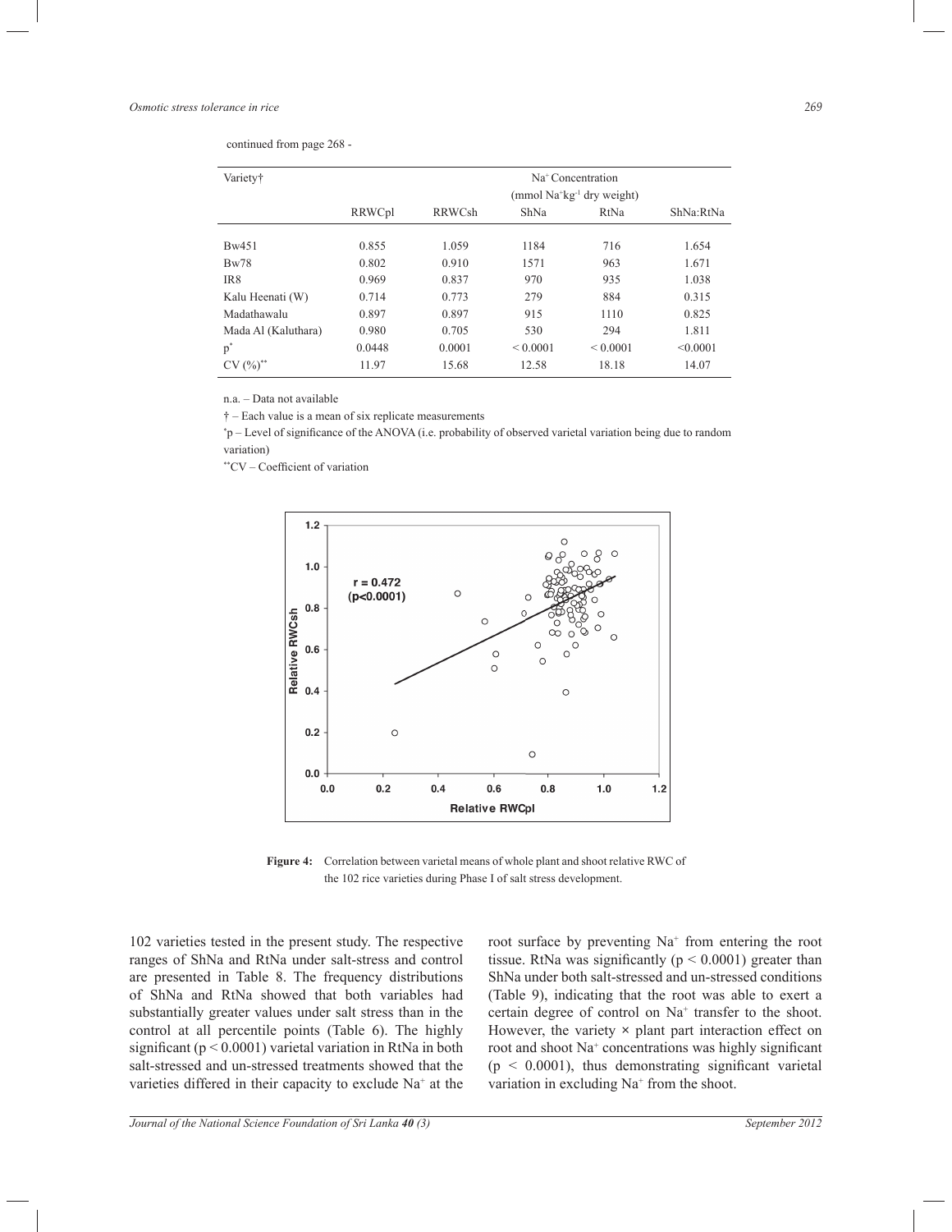continued from page 268 -

| Variety† | | | Na$^+$ Concentration (mmol Na$^+$kg$^{-1}$ dry weight) | | |
|---|---|---|---|---|---|
| | RRWCpl | RRWCsh | ShNa | RtNa | ShNa:RtNa |
| Bw451 | 0.855 | 1.059 | 1184 | 716 | 1.654 |
| Bw78 | 0.802 | 0.910 | 1571 | 963 | 1.671 |
| IR8 | 0.969 | 0.837 | 970 | 935 | 1.038 |
| Kalu Heenati (W) | 0.714 | 0.773 | 279 | 884 | 0.315 |
| Madathawalu | 0.897 | 0.897 | 915 | 1110 | 0.825 |
| Mada Al (Kaluthara) | 0.980 | 0.705 | 530 | 294 | 1.811 |
| p* | 0.0448 | 0.0001 | < 0.0001 | < 0.0001 | <0.0001 |
| CV (%)** | 11.97 | 15.68 | 12.58 | 18.18 | 14.07 |

n.a. – Data not available

† – Each value is a mean of six replicate measurements

*p – Level of significance of the ANOVA (i.e. probability of observed varietal variation being due to random variation)

**CV – Coefficient of variation

**Figure 4:** Correlation between varietal means of whole plant and shoot relative RWC of the 102 rice varieties during Phase I of salt stress development.

102 varieties tested in the present study. The respective ranges of ShNa and RtNa under salt-stress and control are presented in Table 8. The frequency distributions of ShNa and RtNa showed that both variables had substantially greater values under salt stress than in the control at all percentile points (Table 6). The highly significant ($p < 0.0001$) varietal variation in RtNa in both salt-stressed and un-stressed treatments showed that the varieties differed in their capacity to exclude Na$^+$ at the root surface by preventing Na$^+$ from entering the root tissue. RtNa was significantly ($p < 0.0001$) greater than ShNa under both salt-stressed and un-stressed conditions (Table 9), indicating that the root was able to exert a certain degree of control on Na$^+$ transfer to the shoot. However, the variety × plant part interaction effect on root and shoot Na$^+$ concentrations was highly significant ($p < 0.0001$), thus demonstrating significant varietal variation in excluding Na$^+$ from the shoot.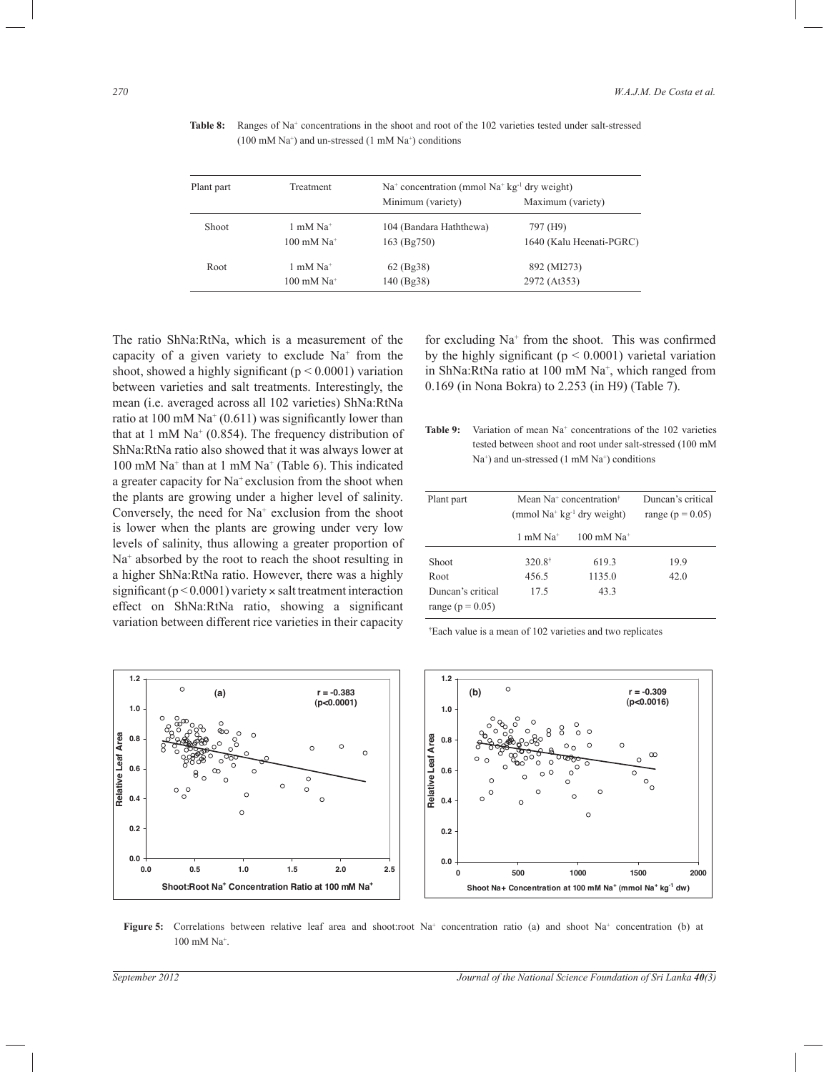**Table 8:** Ranges of $Na^+$ concentrations in the shoot and root of the 102 varieties tested under salt-stressed (100 mM $Na^+$) and un-stressed (1 mM $Na^+$) conditions

| Plant part | Treatment | $Na^+$ concentration (mmol $Na^+$ $kg^{-1}$ dry weight) | |
|---|---|---|---|
| | | Minimum (variety) | Maximum (variety) |
| Shoot | 1 mM $Na^+$ | 104 (Bandara Haththewa) | 797 (H9) |
| | 100 mM $Na^+$ | 163 (Bg750) | 1640 (Kalu Heenati-PGRC) |
| Root | 1 mM $Na^+$ | 62 (Bg38) | 892 (MI273) |
| | 100 mM $Na^+$ | 140 (Bg38) | 2972 (At353) |

The ratio ShNa:RtNa, which is a measurement of the capacity of a given variety to exclude $Na^+$ from the shoot, showed a highly significant ($p < 0.0001$) variation between varieties and salt treatments. Interestingly, the mean (i.e. averaged across all 102 varieties) ShNa:RtNa ratio at 100 mM $Na^+$ (0.611) was significantly lower than that at 1 mM $Na^+$ (0.854). The frequency distribution of ShNa:RtNa ratio also showed that it was always lower at 100 mM $Na^+$ than at 1 mM $Na^+$ (Table 6). This indicated a greater capacity for $Na^+$ exclusion from the shoot when the plants are growing under a higher level of salinity. Conversely, the need for $Na^+$ exclusion from the shoot is lower when the plants are growing under very low levels of salinity, thus allowing a greater proportion of $Na^+$ absorbed by the root to reach the shoot resulting in a higher ShNa:RtNa ratio. However, there was a highly significant ($p < 0.0001$) variety × salt treatment interaction effect on ShNa:RtNa ratio, showing a significant variation between different rice varieties in their capacity for excluding $Na^+$ from the shoot. This was confirmed by the highly significant ($p < 0.0001$) varietal variation in ShNa:RtNa ratio at 100 mM $Na^+$, which ranged from 0.169 (in Nona Bokra) to 2.253 (in H9) (Table 7).

**Table 9:** Variation of mean $Na^+$ concentrations of the 102 varieties tested between shoot and root under salt-stressed (100 mM $Na^+$) and un-stressed (1 mM $Na^+$) conditions

| Plant part | Mean $Na^+$ concentration[†] (mmol $Na^+$ $kg^{-1}$ dry weight) | | Duncan's critical range ($p = 0.05$) |
|---|---|---|---|
| | 1 mM $Na^+$ | 100 mM $Na^+$ | |
| Shoot | 320.8[†] | 619.3 | 19.9 |
| Root | 456.5 | 1135.0 | 42.0 |
| Duncan's critical range ($p = 0.05$) | 17.5 | 43.3 | |

[†]Each value is a mean of 102 varieties and two replicates

**Figure 5:** Correlations between relative leaf area and shoot:root $Na^+$ concentration ratio (a) and shoot $Na^+$ concentration (b) at 100 mM $Na^+$.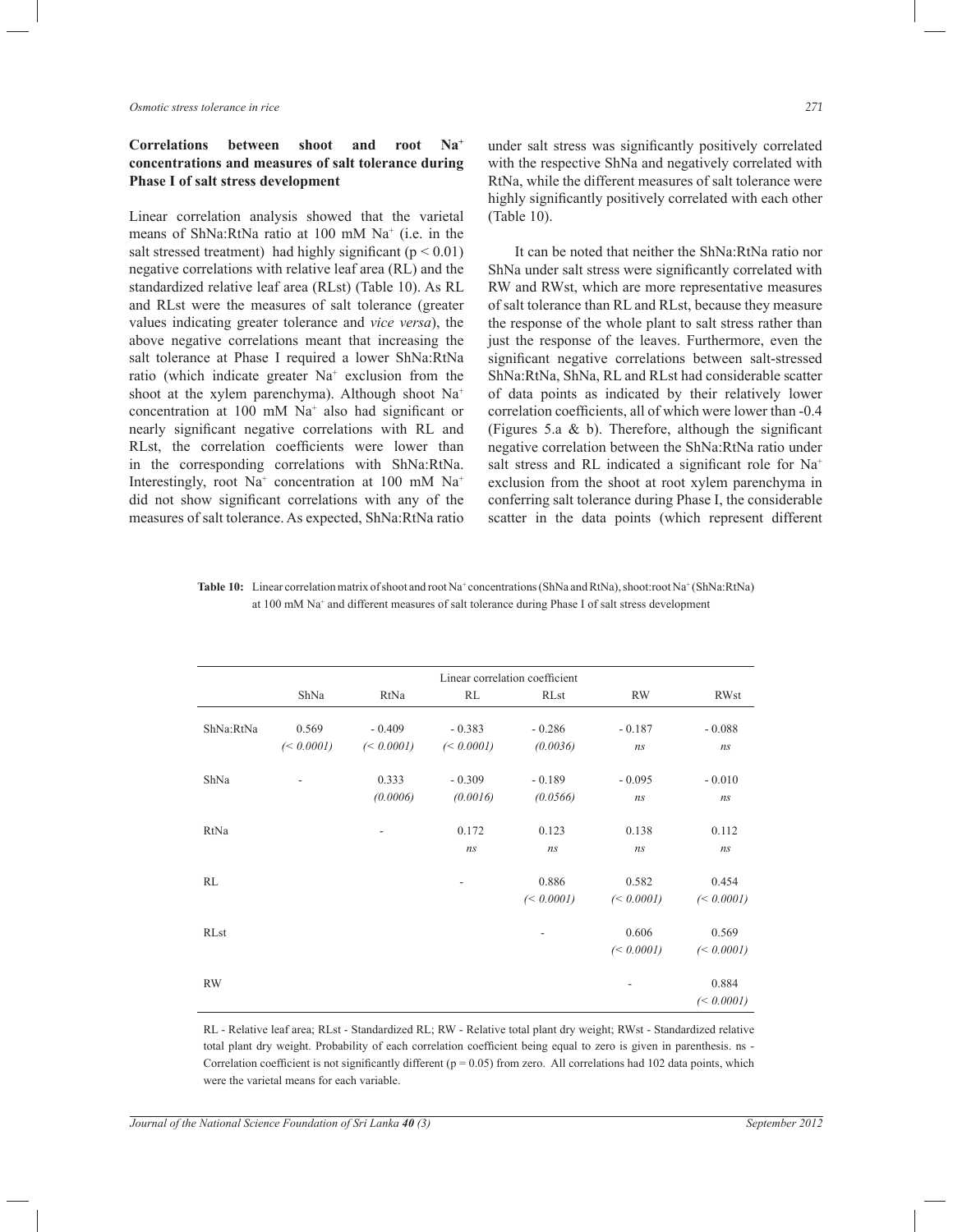## Correlations between shoot and root $Na^+$ concentrations and measures of salt tolerance during Phase I of salt stress development

Linear correlation analysis showed that the varietal means of ShNa:RtNa ratio at 100 mM $Na^+$ (i.e. in the salt stressed treatment) had highly significant ($p < 0.01$) negative correlations with relative leaf area (RL) and the standardized relative leaf area (RLst) (Table 10). As RL and RLst were the measures of salt tolerance (greater values indicating greater tolerance and *vice versa*), the above negative correlations meant that increasing the salt tolerance at Phase I required a lower ShNa:RtNa ratio (which indicate greater $Na^+$ exclusion from the shoot at the xylem parenchyma). Although shoot $Na^+$ concentration at 100 mM $Na^+$ also had significant or nearly significant negative correlations with RL and RLst, the correlation coefficients were lower than in the corresponding correlations with ShNa:RtNa. Interestingly, root $Na^+$ concentration at 100 mM $Na^+$ did not show significant correlations with any of the measures of salt tolerance. As expected, ShNa:RtNa ratio under salt stress was significantly positively correlated with the respective ShNa and negatively correlated with RtNa, while the different measures of salt tolerance were highly significantly positively correlated with each other (Table 10).

It can be noted that neither the ShNa:RtNa ratio nor ShNa under salt stress were significantly correlated with RW and RWst, which are more representative measures of salt tolerance than RL and RLst, because they measure the response of the whole plant to salt stress rather than just the response of the leaves. Furthermore, even the significant negative correlations between salt-stressed ShNa:RtNa, ShNa, RL and RLst had considerable scatter of data points as indicated by their relatively lower correlation coefficients, all of which were lower than -0.4 (Figures 5.a & b). Therefore, although the significant negative correlation between the ShNa:RtNa ratio under salt stress and RL indicated a significant role for $Na^+$ exclusion from the shoot at root xylem parenchyma in conferring salt tolerance during Phase I, the considerable scatter in the data points (which represent different

**Table 10:** Linear correlation matrix of shoot and root $Na^+$ concentrations (ShNa and RtNa), shoot:root $Na^+$ (ShNa:RtNa) at 100 mM $Na^+$ and different measures of salt tolerance during Phase I of salt stress development

| | Linear correlation coefficient | | | | | |
|---|---|---|---|---|---|---|
| | ShNa | RtNa | RL | RLst | RW | RWst |
| ShNa:RtNa | 0.569 *(< 0.0001)* | - 0.409 *(< 0.0001)* | - 0.383 *(< 0.0001)* | - 0.286 *(0.0036)* | - 0.187 *ns* | - 0.088 *ns* |
| ShNa | - | 0.333 *(0.0006)* | - 0.309 *(0.0016)* | - 0.189 *(0.0566)* | - 0.095 *ns* | - 0.010 *ns* |
| RtNa | | - | 0.172 *ns* | 0.123 *ns* | 0.138 *ns* | 0.112 *ns* |
| RL | | | - | 0.886 *(< 0.0001)* | 0.582 *(< 0.0001)* | 0.454 *(< 0.0001)* |
| RLst | | | | - | 0.606 *(< 0.0001)* | 0.569 *(< 0.0001)* |
| RW | | | | | - | 0.884 *(< 0.0001)* |

RL - Relative leaf area; RLst - Standardized RL; RW - Relative total plant dry weight; RWst - Standardized relative total plant dry weight. Probability of each correlation coefficient being equal to zero is given in parenthesis. ns - Correlation coefficient is not significantly different ($p = 0.05$) from zero. All correlations had 102 data points, which were the varietal means for each variable.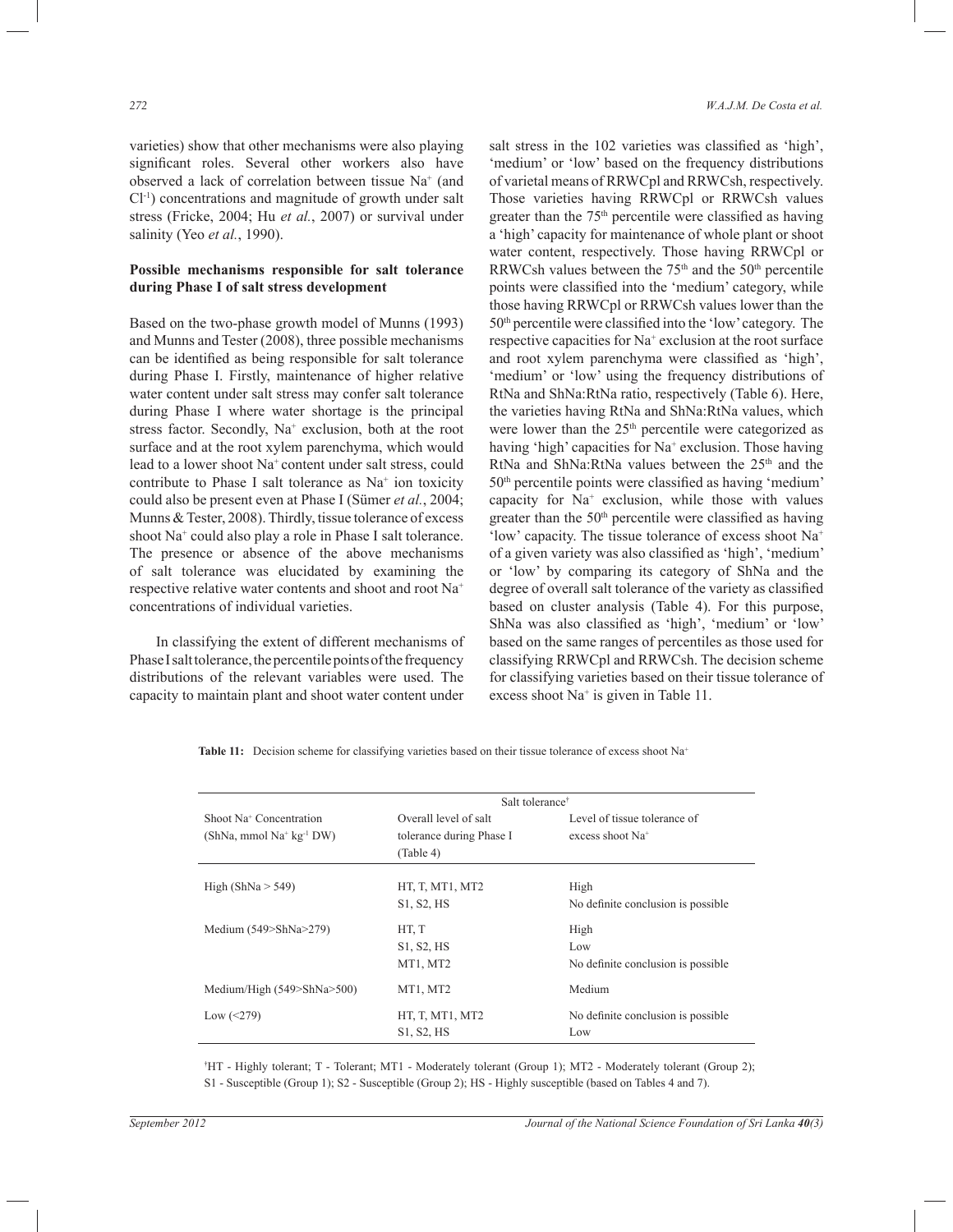varieties) show that other mechanisms were also playing significant roles. Several other workers also have observed a lack of correlation between tissue $Na^+$ (and $Cl^{-1}$) concentrations and magnitude of growth under salt stress (Fricke, 2004; Hu *et al.*, 2007) or survival under salinity (Yeo *et al.*, 1990).

**Possible mechanisms responsible for salt tolerance during Phase I of salt stress development**

Based on the two-phase growth model of Munns (1993) and Munns and Tester (2008), three possible mechanisms can be identified as being responsible for salt tolerance during Phase I. Firstly, maintenance of higher relative water content under salt stress may confer salt tolerance during Phase I where water shortage is the principal stress factor. Secondly, $Na^+$ exclusion, both at the root surface and at the root xylem parenchyma, which would lead to a lower shoot $Na^+$ content under salt stress, could contribute to Phase I salt tolerance as $Na^+$ ion toxicity could also be present even at Phase I (Sümer *et al.*, 2004; Munns & Tester, 2008). Thirdly, tissue tolerance of excess shoot $Na^+$ could also play a role in Phase I salt tolerance. The presence or absence of the above mechanisms of salt tolerance was elucidated by examining the respective relative water contents and shoot and root $Na^+$ concentrations of individual varieties.

In classifying the extent of different mechanisms of Phase I salt tolerance, the percentile points of the frequency distributions of the relevant variables were used. The capacity to maintain plant and shoot water content under salt stress in the 102 varieties was classified as 'high', 'medium' or 'low' based on the frequency distributions of varietal means of RRWCpl and RRWCsh, respectively. Those varieties having RRWCpl or RRWCsh values greater than the 75th percentile were classified as having a 'high' capacity for maintenance of whole plant or shoot water content, respectively. Those having RRWCpl or RRWCsh values between the 75th and the 50th percentile points were classified into the 'medium' category, while those having RRWCpl or RRWCsh values lower than the 50th percentile were classified into the 'low' category. The respective capacities for $Na^+$ exclusion at the root surface and root xylem parenchyma were classified as 'high', 'medium' or 'low' using the frequency distributions of RtNa and ShNa:RtNa ratio, respectively (Table 6). Here, the varieties having RtNa and ShNa:RtNa values, which were lower than the 25th percentile were categorized as having 'high' capacities for $Na^+$ exclusion. Those having RtNa and ShNa:RtNa values between the 25th and the 50th percentile points were classified as having 'medium' capacity for $Na^+$ exclusion, while those with values greater than the 50th percentile were classified as having 'low' capacity. The tissue tolerance of excess shoot $Na^+$ of a given variety was also classified as 'high', 'medium' or 'low' by comparing its category of ShNa and the degree of overall salt tolerance of the variety as classified based on cluster analysis (Table 4). For this purpose, ShNa was also classified as 'high', 'medium' or 'low' based on the same ranges of percentiles as those used for classifying RRWCpl and RRWCsh. The decision scheme for classifying varieties based on their tissue tolerance of excess shoot $Na^+$ is given in Table 11.

**Table 11:** Decision scheme for classifying varieties based on their tissue tolerance of excess shoot $Na^+$

| Shoot $Na^+$ Concentration ($ShNa$, mmol $Na^+$ kg$^{-1}$ DW) | Salt tolerance[†] Overall level of salt tolerance during Phase I (Table 4) | Level of tissue tolerance of excess shoot $Na^+$ |
|---|---|---|
| High (ShNa > 549) | HT, T, MT1, MT2 | High |
| | S1, S2, HS | No definite conclusion is possible |
| Medium (549>ShNa>279) | HT, T | High |
| | S1, S2, HS | Low |
| | MT1, MT2 | No definite conclusion is possible |
| Medium/High (549>ShNa>500) | MT1, MT2 | Medium |
| Low (<279) | HT, T, MT1, MT2 | No definite conclusion is possible |
| | S1, S2, HS | Low |

[†]HT - Highly tolerant; T - Tolerant; MT1 - Moderately tolerant (Group 1); MT2 - Moderately tolerant (Group 2); S1 - Susceptible (Group 1); S2 - Susceptible (Group 2); HS - Highly susceptible (based on Tables 4 and 7).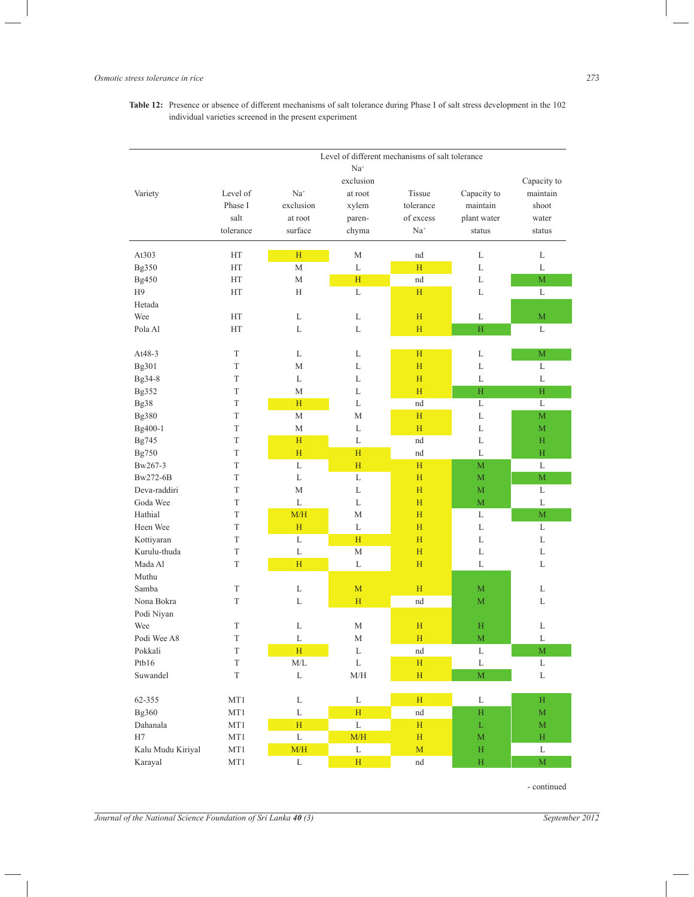**Table 12:** Presence or absence of different mechanisms of salt tolerance during Phase I of salt stress development in the 102 individual varieties screened in the present experiment

| Variety | Level of Phase I salt tolerance | Level of different mechanisms of salt tolerance | | | | |
|---|---|---|---|---|---|---|
| | | $Na^+$ exclusion at root surface | $Na^+$ exclusion at root xylem parenchyma | Tissue tolerance of excess $Na^+$ | Capacity to maintain plant water status | Capacity to maintain shoot water status |
| At303 | HT | H | M | nd | L | L |
| Bg350 | HT | M | L | H | L | L |
| Bg450 | HT | M | H | nd | L | M |
| H9 | HT | H | L | H | L | L |
| Hetada Wee | HT | L | L | H | L | M |
| Pola Al | HT | L | L | H | H | L |
| At48-3 | T | L | L | H | L | M |
| Bg301 | T | M | L | H | L | L |
| Bg34-8 | T | L | L | H | L | L |
| Bg352 | T | M | L | H | H | H |
| Bg38 | T | H | L | nd | L | L |
| Bg380 | T | M | M | H | L | M |
| Bg400-1 | T | M | L | H | L | M |
| Bg745 | T | H | L | nd | L | H |
| Bg750 | T | H | H | nd | L | H |
| Bw267-3 | T | L | H | H | M | L |
| Bw272-6B | T | L | L | H | M | M |
| Deva-raddiri | T | M | L | H | M | L |
| Goda Wee | T | L | L | H | M | L |
| Hathial | T | M/H | M | H | L | M |
| Heen Wee | T | H | L | H | L | L |
| Kottiyaran | T | L | H | H | L | L |
| Kurulu-thuda | T | L | M | H | L | L |
| Mada Al | T | H | L | H | L | L |
| Muthu Samba | T | L | M | H | M | L |
| Nona Bokra | T | L | H | nd | M | L |
| Podi Niyan Wee | T | L | M | H | H | L |
| Podi Wee A8 | T | L | M | H | M | L |
| Pokkali | T | H | L | nd | L | M |
| Ptb16 | T | M/L | L | H | L | L |
| Suwandel | T | L | M/H | H | M | L |
| 62-355 | MT1 | L | L | H | L | H |
| Bg360 | MT1 | L | H | nd | H | M |
| Dahanala | MT1 | H | L | H | L | M |
| H7 | MT1 | L | M/H | H | M | H |
| Kalu Mudu Kiriyal | MT1 | M/H | L | M | H | L |
| Karayal | MT1 | L | H | nd | H | M |

- continued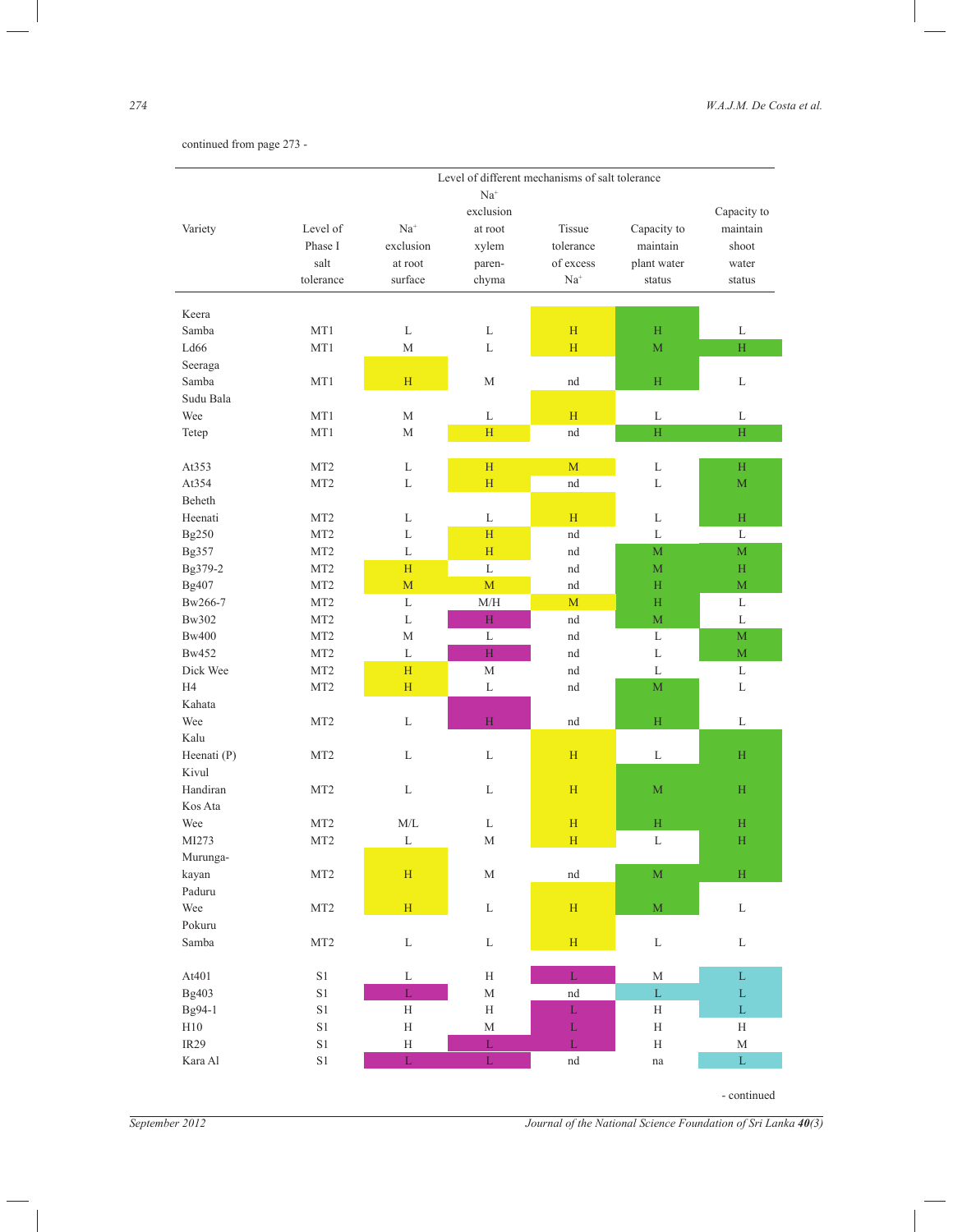continued from page 273 -

| Variety | Level of Phase I salt tolerance | Level of different mechanisms of salt tolerance | | | | |
|---|---|---|---|---|---|---|
| | | $Na^+$ exclusion at root surface | $Na^+$ exclusion at root xylem paren-chyma | Tissue tolerance of excess $Na^+$ | Capacity to maintain plant water status | Capacity to maintain shoot water status |
| Keera Samba | MT1 | L | L | H | H | L |
| Ld66 | MT1 | M | L | H | M | H |
| Seeraga Samba | MT1 | H | M | nd | H | L |
| Sudu Bala Wee | MT1 | M | L | H | L | L |
| Tetep | MT1 | M | H | nd | H | H |
| At353 | MT2 | L | H | M | L | H |
| At354 | MT2 | L | H | nd | L | M |
| Beheth Heenati | MT2 | L | L | H | L | H |
| Bg250 | MT2 | L | H | nd | L | L |
| Bg357 | MT2 | L | H | nd | M | M |
| Bg379-2 | MT2 | H | L | nd | M | H |
| Bg407 | MT2 | M | M | nd | H | M |
| Bw266-7 | MT2 | L | M/H | M | H | L |
| Bw302 | MT2 | L | H | nd | M | L |
| Bw400 | MT2 | M | L | nd | L | M |
| Bw452 | MT2 | L | H | nd | L | M |
| Dick Wee | MT2 | H | M | nd | L | L |
| H4 | MT2 | H | L | nd | M | L |
| Kahata Wee | MT2 | L | H | nd | H | L |
| Kalu Heenati (P) | MT2 | L | L | H | L | H |
| Kivul Handiran | MT2 | L | L | H | M | H |
| Kos Ata Wee | MT2 | M/L | L | H | H | H |
| MI273 | MT2 | L | M | H | L | H |
| Murunga-kayan | MT2 | H | M | nd | M | H |
| Paduru Wee | MT2 | H | L | H | M | L |
| Pokuru Samba | MT2 | L | L | H | L | L |
| At401 | S1 | L | H | L | M | L |
| Bg403 | S1 | L | M | nd | L | L |
| Bg94-1 | S1 | H | H | L | H | L |
| H10 | S1 | H | M | L | H | H |
| IR29 | S1 | H | L | L | H | M |
| Kara Al | S1 | L | L | nd | na | L |

- continued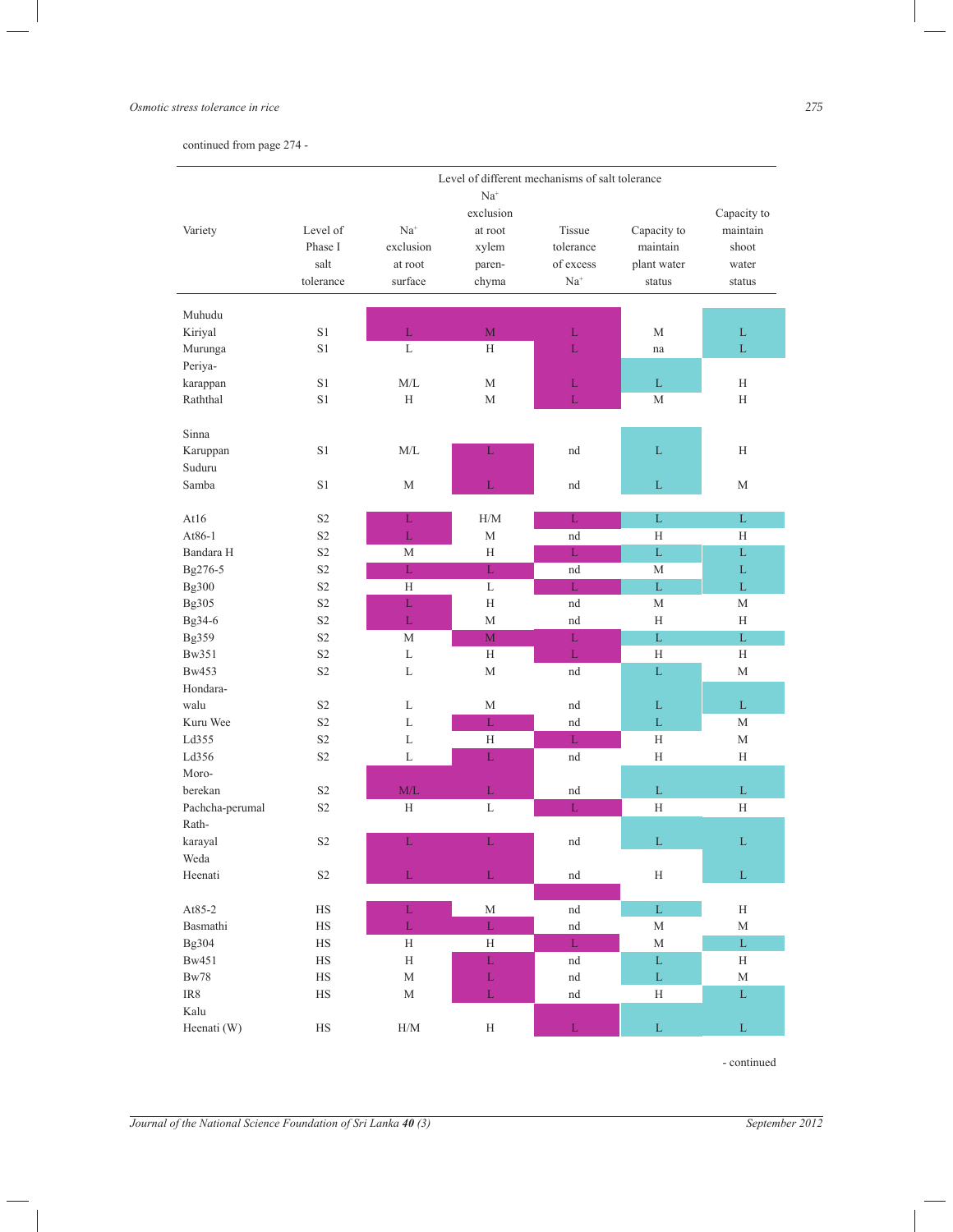continued from page 274 -

| Variety | Level of Phase I salt tolerance | Level of different mechanisms of salt tolerance | | | | |
|---|---|---|---|---|---|---|
| | | $Na^+$ exclusion at root surface | $Na^+$ exclusion at root xylem paren-chyma | Tissue tolerance of excess $Na^+$ | Capacity to maintain plant water status | Capacity to maintain shoot water status |
| Muhudu Kiriyal | S1 | L | M | L | M | L |
| Murunga | S1 | L | H | L | na | L |
| Periya-karappan | S1 | M/L | M | L | L | H |
| Raththal | S1 | H | M | L | M | H |
| Sinna Karuppan | S1 | M/L | L | nd | L | H |
| Suduru Samba | S1 | M | L | nd | L | M |
| At16 | S2 | L | H/M | L | L | L |
| At86-1 | S2 | L | M | nd | H | H |
| Bandara H | S2 | M | H | L | L | L |
| Bg276-5 | S2 | L | L | nd | M | L |
| Bg300 | S2 | H | L | L | L | L |
| Bg305 | S2 | L | H | nd | M | M |
| Bg34-6 | S2 | L | M | nd | H | H |
| Bg359 | S2 | M | M | L | L | L |
| Bw351 | S2 | L | H | L | H | H |
| Bw453 | S2 | L | M | nd | L | M |
| Hondara-walu | S2 | L | M | nd | L | L |
| Kuru Wee | S2 | L | L | nd | L | M |
| Ld355 | S2 | L | H | L | H | M |
| Ld356 | S2 | L | L | nd | H | H |
| Moro-berekan | S2 | M/L | L | nd | L | L |
| Pachcha-perumal | S2 | H | L | L | H | H |
| Rath-karayal | S2 | L | L | nd | L | L |
| Weda Heenati | S2 | L | L | nd | H | L |
| At85-2 | HS | L | M | nd | L | H |
| Basmathi | HS | L | L | nd | M | M |
| Bg304 | HS | H | H | L | M | L |
| Bw451 | HS | H | L | nd | L | H |
| Bw78 | HS | M | L | nd | L | M |
| IR8 | HS | M | L | nd | H | L |
| Kalu Heenati (W) | HS | H/M | H | L | L | L |

- continued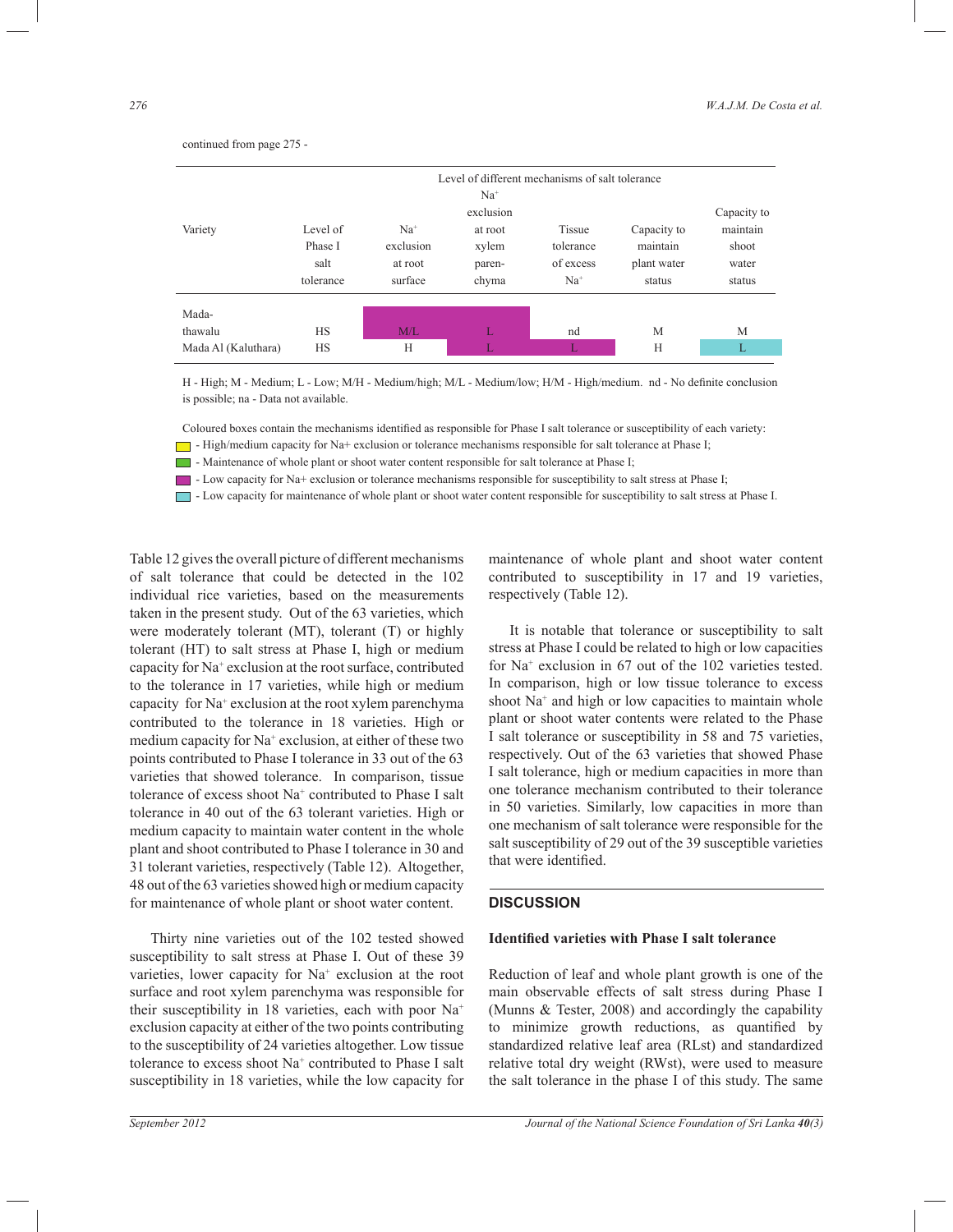continued from page 275 -

| Variety | Level of Phase I salt tolerance | Level of different mechanisms of salt tolerance | | | | |
|---|---|---|---|---|---|---|
| | | $Na^+$ exclusion at root surface | $Na^+$ exclusion at root xylem paren-chyma | Tissue tolerance of excess $Na^+$ | Capacity to maintain plant water status | Capacity to maintain shoot water status |
| Mada-thawalu | HS | M/L | L | nd | M | M |
| Mada Al (Kaluthara) | HS | H | L | L | H | L |

H - High; M - Medium; L - Low; M/H - Medium/high; M/L - Medium/low; H/M - High/medium. nd - No definite conclusion is possible; na - Data not available.

Coloured boxes contain the mechanisms identified as responsible for Phase I salt tolerance or susceptibility of each variety:
- (yellow) - High/medium capacity for Na+ exclusion or tolerance mechanisms responsible for salt tolerance at Phase I;
- (green) - Maintenance of whole plant or shoot water content responsible for salt tolerance at Phase I;
- (magenta) - Low capacity for Na+ exclusion or tolerance mechanisms responsible for susceptibility to salt stress at Phase I;
- (cyan) - Low capacity for maintenance of whole plant or shoot water content responsible for susceptibility to salt stress at Phase I.

Table 12 gives the overall picture of different mechanisms of salt tolerance that could be detected in the 102 individual rice varieties, based on the measurements taken in the present study. Out of the 63 varieties, which were moderately tolerant (MT), tolerant (T) or highly tolerant (HT) to salt stress at Phase I, high or medium capacity for $Na^+$ exclusion at the root surface, contributed to the tolerance in 17 varieties, while high or medium capacity for $Na^+$ exclusion at the root xylem parenchyma contributed to the tolerance in 18 varieties. High or medium capacity for $Na^+$ exclusion, at either of these two points contributed to Phase I tolerance in 33 out of the 63 varieties that showed tolerance. In comparison, tissue tolerance of excess shoot $Na^+$ contributed to Phase I salt tolerance in 40 out of the 63 tolerant varieties. High or medium capacity to maintain water content in the whole plant and shoot contributed to Phase I tolerance in 30 and 31 tolerant varieties, respectively (Table 12). Altogether, 48 out of the 63 varieties showed high or medium capacity for maintenance of whole plant or shoot water content.

Thirty nine varieties out of the 102 tested showed susceptibility to salt stress at Phase I. Out of these 39 varieties, lower capacity for $Na^+$ exclusion at the root surface and root xylem parenchyma was responsible for their susceptibility in 18 varieties, each with poor $Na^+$ exclusion capacity at either of the two points contributing to the susceptibility of 24 varieties altogether. Low tissue tolerance to excess shoot $Na^+$ contributed to Phase I salt susceptibility in 18 varieties, while the low capacity for maintenance of whole plant and shoot water content contributed to susceptibility in 17 and 19 varieties, respectively (Table 12).

It is notable that tolerance or susceptibility to salt stress at Phase I could be related to high or low capacities for $Na^+$ exclusion in 67 out of the 102 varieties tested. In comparison, high or low tissue tolerance to excess shoot $Na^+$ and high or low capacities to maintain whole plant or shoot water contents were related to the Phase I salt tolerance or susceptibility in 58 and 75 varieties, respectively. Out of the 63 varieties that showed Phase I salt tolerance, high or medium capacities in more than one tolerance mechanism contributed to their tolerance in 50 varieties. Similarly, low capacities in more than one mechanism of salt tolerance were responsible for the salt susceptibility of 29 out of the 39 susceptible varieties that were identified.

## DISCUSSION

### Identified varieties with Phase I salt tolerance

Reduction of leaf and whole plant growth is one of the main observable effects of salt stress during Phase I (Munns & Tester, 2008) and accordingly the capability to minimize growth reductions, as quantified by standardized relative leaf area (RLst) and standardized relative total dry weight (RWst), were used to measure the salt tolerance in the phase I of this study. The same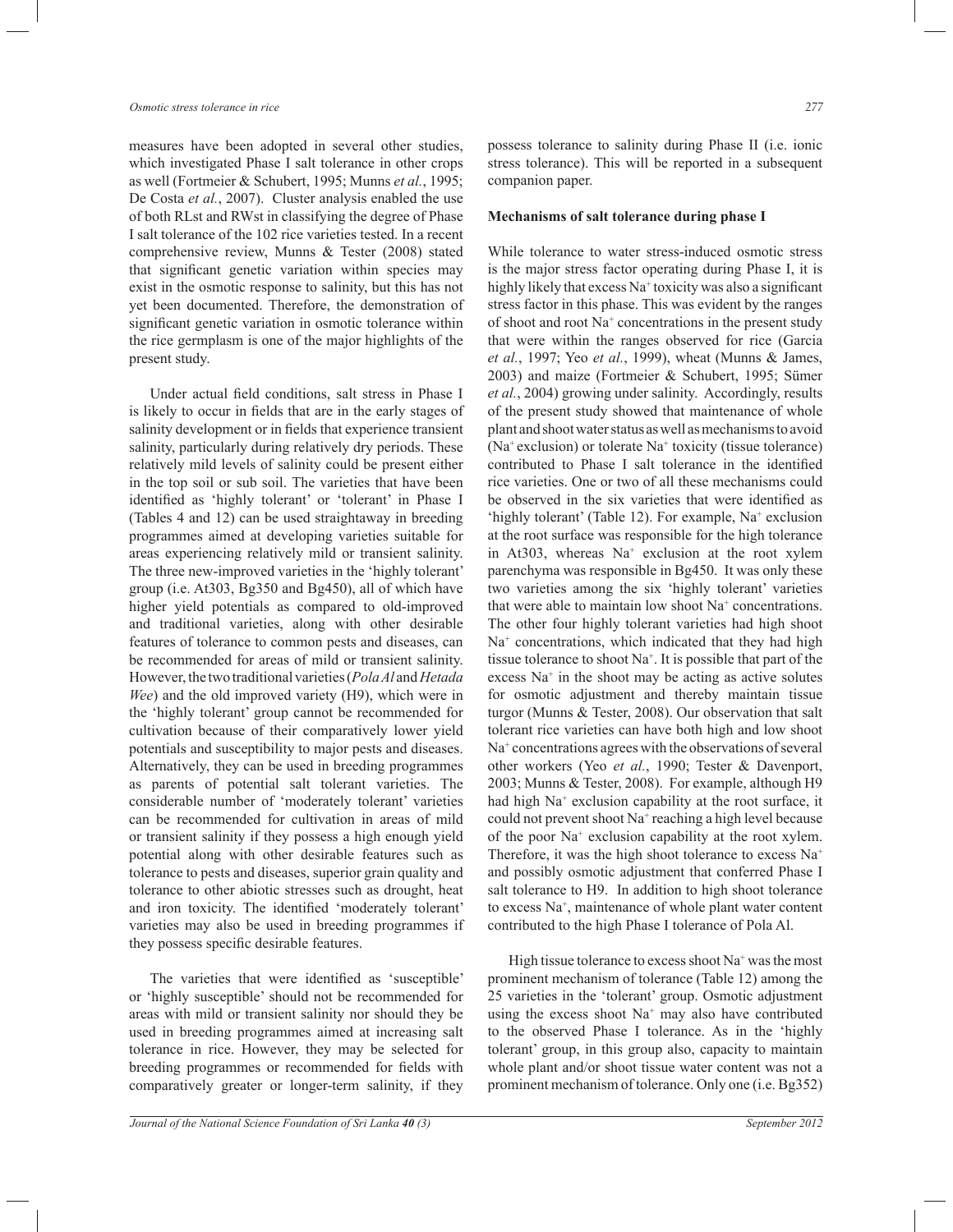measures have been adopted in several other studies, which investigated Phase I salt tolerance in other crops as well (Fortmeier & Schubert, 1995; Munns *et al.*, 1995; De Costa *et al.*, 2007). Cluster analysis enabled the use of both RLst and RWst in classifying the degree of Phase I salt tolerance of the 102 rice varieties tested. In a recent comprehensive review, Munns & Tester (2008) stated that significant genetic variation within species may exist in the osmotic response to salinity, but this has not yet been documented. Therefore, the demonstration of significant genetic variation in osmotic tolerance within the rice germplasm is one of the major highlights of the present study.

Under actual field conditions, salt stress in Phase I is likely to occur in fields that are in the early stages of salinity development or in fields that experience transient salinity, particularly during relatively dry periods. These relatively mild levels of salinity could be present either in the top soil or sub soil. The varieties that have been identified as 'highly tolerant' or 'tolerant' in Phase I (Tables 4 and 12) can be used straightaway in breeding programmes aimed at developing varieties suitable for areas experiencing relatively mild or transient salinity. The three new-improved varieties in the 'highly tolerant' group (i.e. At303, Bg350 and Bg450), all of which have higher yield potentials as compared to old-improved and traditional varieties, along with other desirable features of tolerance to common pests and diseases, can be recommended for areas of mild or transient salinity. However, the two traditional varieties (*Pola Al* and *Hetada Wee*) and the old improved variety (H9), which were in the 'highly tolerant' group cannot be recommended for cultivation because of their comparatively lower yield potentials and susceptibility to major pests and diseases. Alternatively, they can be used in breeding programmes as parents of potential salt tolerant varieties. The considerable number of 'moderately tolerant' varieties can be recommended for cultivation in areas of mild or transient salinity if they possess a high enough yield potential along with other desirable features such as tolerance to pests and diseases, superior grain quality and tolerance to other abiotic stresses such as drought, heat and iron toxicity. The identified 'moderately tolerant' varieties may also be used in breeding programmes if they possess specific desirable features.

The varieties that were identified as 'susceptible' or 'highly susceptible' should not be recommended for areas with mild or transient salinity nor should they be used in breeding programmes aimed at increasing salt tolerance in rice. However, they may be selected for breeding programmes or recommended for fields with comparatively greater or longer-term salinity, if they possess tolerance to salinity during Phase II (i.e. ionic stress tolerance). This will be reported in a subsequent companion paper.

**Mechanisms of salt tolerance during phase I**

While tolerance to water stress-induced osmotic stress is the major stress factor operating during Phase I, it is highly likely that excess $Na^+$ toxicity was also a significant stress factor in this phase. This was evident by the ranges of shoot and root $Na^+$ concentrations in the present study that were within the ranges observed for rice (Garcia *et al.*, 1997; Yeo *et al.*, 1999), wheat (Munns & James, 2003) and maize (Fortmeier & Schubert, 1995; Sümer *et al.*, 2004) growing under salinity. Accordingly, results of the present study showed that maintenance of whole plant and shoot water status as well as mechanisms to avoid ($Na^+$ exclusion) or tolerate $Na^+$ toxicity (tissue tolerance) contributed to Phase I salt tolerance in the identified rice varieties. One or two of all these mechanisms could be observed in the six varieties that were identified as 'highly tolerant' (Table 12). For example, $Na^+$ exclusion at the root surface was responsible for the high tolerance in At303, whereas $Na^+$ exclusion at the root xylem parenchyma was responsible in Bg450. It was only these two varieties among the six 'highly tolerant' varieties that were able to maintain low shoot $Na^+$ concentrations. The other four highly tolerant varieties had high shoot $Na^+$ concentrations, which indicated that they had high tissue tolerance to shoot $Na^+$. It is possible that part of the excess $Na^+$ in the shoot may be acting as active solutes for osmotic adjustment and thereby maintain tissue turgor (Munns & Tester, 2008). Our observation that salt tolerant rice varieties can have both high and low shoot $Na^+$ concentrations agrees with the observations of several other workers (Yeo *et al.*, 1990; Tester & Davenport, 2003; Munns & Tester, 2008). For example, although H9 had high $Na^+$ exclusion capability at the root surface, it could not prevent shoot $Na^+$ reaching a high level because of the poor $Na^+$ exclusion capability at the root xylem. Therefore, it was the high shoot tolerance to excess $Na^+$ and possibly osmotic adjustment that conferred Phase I salt tolerance to H9. In addition to high shoot tolerance to excess $Na^+$, maintenance of whole plant water content contributed to the high Phase I tolerance of Pola Al.

High tissue tolerance to excess shoot $Na^+$ was the most prominent mechanism of tolerance (Table 12) among the 25 varieties in the 'tolerant' group. Osmotic adjustment using the excess shoot $Na^+$ may also have contributed to the observed Phase I tolerance. As in the 'highly tolerant' group, in this group also, capacity to maintain whole plant and/or shoot tissue water content was not a prominent mechanism of tolerance. Only one (i.e. Bg352)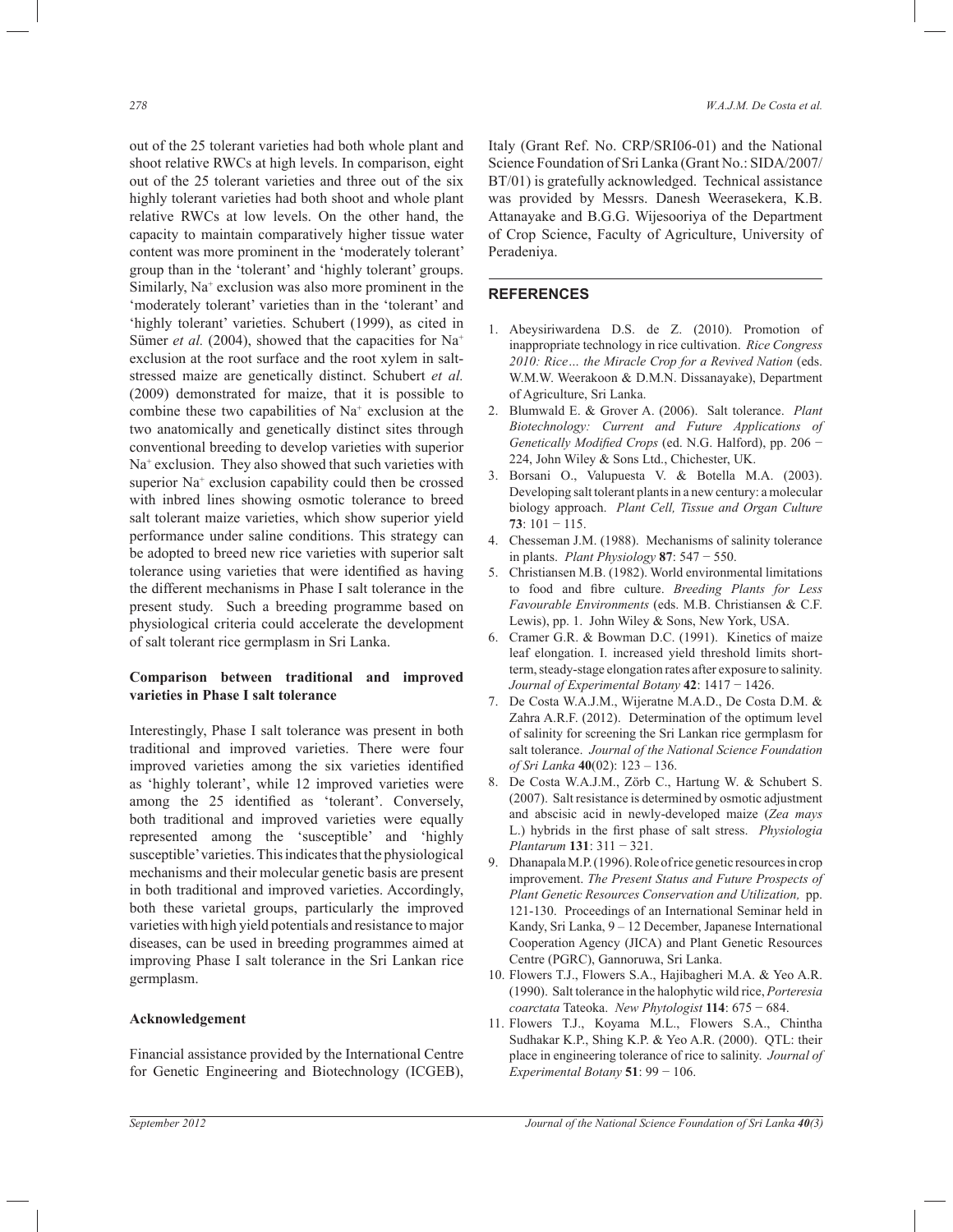out of the 25 tolerant varieties had both whole plant and shoot relative RWCs at high levels. In comparison, eight out of the 25 tolerant varieties and three out of the six highly tolerant varieties had both shoot and whole plant relative RWCs at low levels. On the other hand, the capacity to maintain comparatively higher tissue water content was more prominent in the 'moderately tolerant' group than in the 'tolerant' and 'highly tolerant' groups. Similarly, $Na^+$ exclusion was also more prominent in the 'moderately tolerant' varieties than in the 'tolerant' and 'highly tolerant' varieties. Schubert (1999), as cited in Sümer *et al.* (2004), showed that the capacities for $Na^+$ exclusion at the root surface and the root xylem in salt-stressed maize are genetically distinct. Schubert *et al.* (2009) demonstrated for maize, that it is possible to combine these two capabilities of $Na^+$ exclusion at the two anatomically and genetically distinct sites through conventional breeding to develop varieties with superior $Na^+$ exclusion. They also showed that such varieties with superior $Na^+$ exclusion capability could then be crossed with inbred lines showing osmotic tolerance to breed salt tolerant maize varieties, which show superior yield performance under saline conditions. This strategy can be adopted to breed new rice varieties with superior salt tolerance using varieties that were identified as having the different mechanisms in Phase I salt tolerance in the present study. Such a breeding programme based on physiological criteria could accelerate the development of salt tolerant rice germplasm in Sri Lanka.

### Comparison between traditional and improved varieties in Phase I salt tolerance

Interestingly, Phase I salt tolerance was present in both traditional and improved varieties. There were four improved varieties among the six varieties identified as 'highly tolerant', while 12 improved varieties were among the 25 identified as 'tolerant'. Conversely, both traditional and improved varieties were equally represented among the 'susceptible' and 'highly susceptible' varieties. This indicates that the physiological mechanisms and their molecular genetic basis are present in both traditional and improved varieties. Accordingly, both these varietal groups, particularly the improved varieties with high yield potentials and resistance to major diseases, can be used in breeding programmes aimed at improving Phase I salt tolerance in the Sri Lankan rice germplasm.

### Acknowledgement

Financial assistance provided by the International Centre for Genetic Engineering and Biotechnology (ICGEB), Italy (Grant Ref. No. CRP/SRI06-01) and the National Science Foundation of Sri Lanka (Grant No.: SIDA/2007/BT/01) is gratefully acknowledged. Technical assistance was provided by Messrs. Danesh Weerasekera, K.B. Attanayake and B.G.G. Wijesooriya of the Department of Crop Science, Faculty of Agriculture, University of Peradeniya.

## REFERENCES

1. Abeysiriwardena D.S. de Z. (2010). Promotion of inappropriate technology in rice cultivation. *Rice Congress 2010: Rice… the Miracle Crop for a Revived Nation* (eds. W.M.W. Weerakoon & D.M.N. Dissanayake), Department of Agriculture, Sri Lanka.
2. Blumwald E. & Grover A. (2006). Salt tolerance. *Plant Biotechnology: Current and Future Applications of Genetically Modified Crops* (ed. N.G. Halford), pp. 206 − 224, John Wiley & Sons Ltd., Chichester, UK.
3. Borsani O., Valupuesta V. & Botella M.A. (2003). Developing salt tolerant plants in a new century: a molecular biology approach. *Plant Cell, Tissue and Organ Culture* **73**: 101 − 115.
4. Chesseman J.M. (1988). Mechanisms of salinity tolerance in plants. *Plant Physiology* **87**: 547 − 550.
5. Christiansen M.B. (1982). World environmental limitations to food and fibre culture. *Breeding Plants for Less Favourable Environments* (eds. M.B. Christiansen & C.F. Lewis), pp. 1. John Wiley & Sons, New York, USA.
6. Cramer G.R. & Bowman D.C. (1991). Kinetics of maize leaf elongation. I. increased yield threshold limits short-term, steady-stage elongation rates after exposure to salinity. *Journal of Experimental Botany* **42**: 1417 − 1426.
7. De Costa W.A.J.M., Wijeratne M.A.D., De Costa D.M. & Zahra A.R.F. (2012). Determination of the optimum level of salinity for screening the Sri Lankan rice germplasm for salt tolerance. *Journal of the National Science Foundation of Sri Lanka* **40**(02): 123 – 136.
8. De Costa W.A.J.M., Zörb C., Hartung W. & Schubert S. (2007). Salt resistance is determined by osmotic adjustment and abscisic acid in newly-developed maize (*Zea mays* L.) hybrids in the first phase of salt stress. *Physiologia Plantarum* **131**: 311 − 321.
9. Dhanapala M.P. (1996). Role of rice genetic resources in crop improvement. *The Present Status and Future Prospects of Plant Genetic Resources Conservation and Utilization,* pp. 121-130. Proceedings of an International Seminar held in Kandy, Sri Lanka, 9 – 12 December, Japanese International Cooperation Agency (JICA) and Plant Genetic Resources Centre (PGRC), Gannoruwa, Sri Lanka.
10. Flowers T.J., Flowers S.A., Hajibagheri M.A. & Yeo A.R. (1990). Salt tolerance in the halophytic wild rice, *Porteresia coarctata* Tateoka. *New Phytologist* **114**: 675 − 684.
11. Flowers T.J., Koyama M.L., Flowers S.A., Chintha Sudhakar K.P., Shing K.P. & Yeo A.R. (2000). QTL: their place in engineering tolerance of rice to salinity. *Journal of Experimental Botany* **51**: 99 − 106.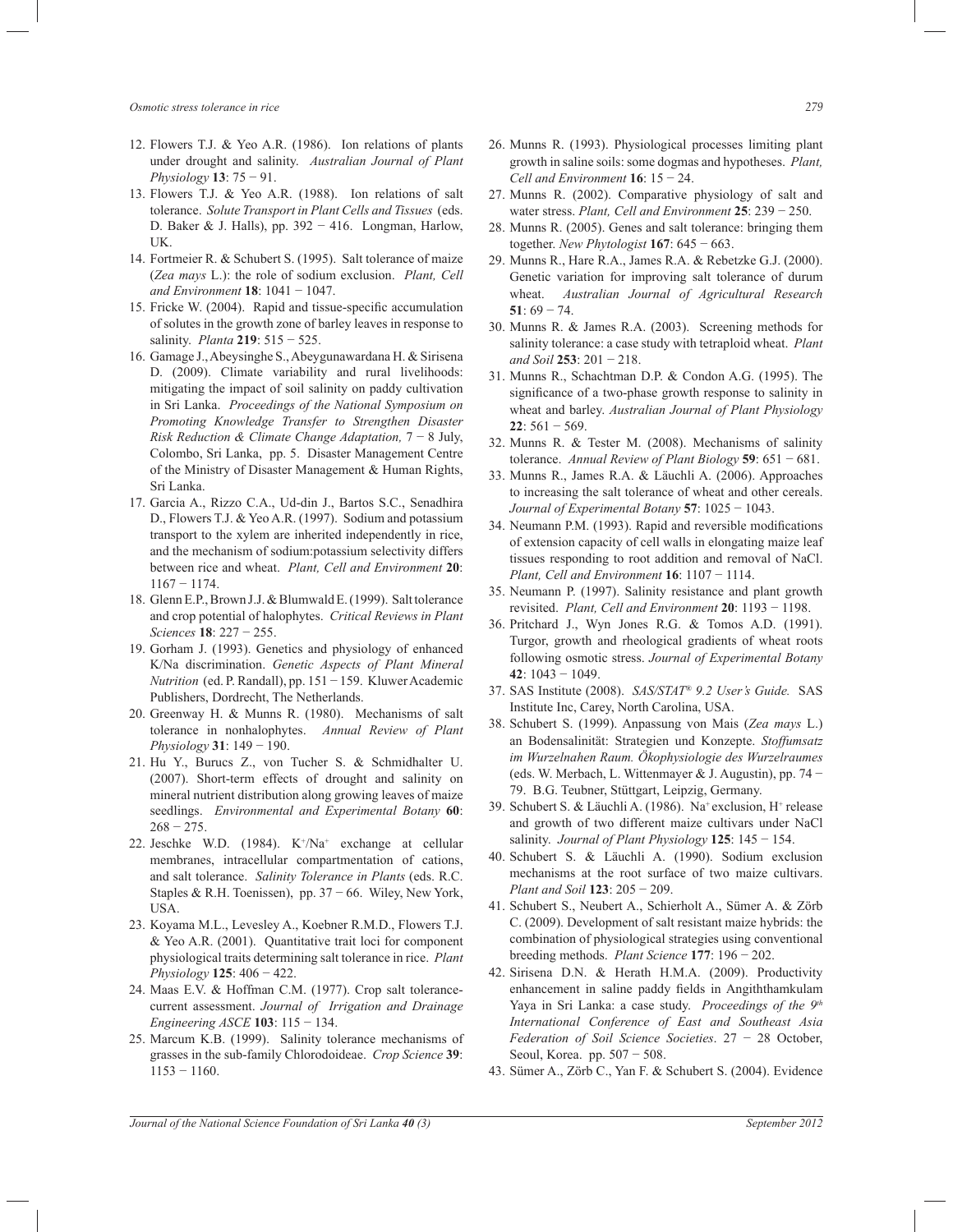12. Flowers T.J. & Yeo A.R. (1986). Ion relations of plants under drought and salinity. *Australian Journal of Plant Physiology* **13**: 75 − 91.
13. Flowers T.J. & Yeo A.R. (1988). Ion relations of salt tolerance. *Solute Transport in Plant Cells and Tissues* (eds. D. Baker & J. Halls), pp. 392 − 416. Longman, Harlow, UK.
14. Fortmeier R. & Schubert S. (1995). Salt tolerance of maize (*Zea mays* L.): the role of sodium exclusion. *Plant, Cell and Environment* **18**: 1041 − 1047.
15. Fricke W. (2004). Rapid and tissue-specific accumulation of solutes in the growth zone of barley leaves in response to salinity. *Planta* **219**: 515 − 525.
16. Gamage J., Abeysinghe S., Abeygunawardana H. & Sirisena D. (2009). Climate variability and rural livelihoods: mitigating the impact of soil salinity on paddy cultivation in Sri Lanka. *Proceedings of the National Symposium on Promoting Knowledge Transfer to Strengthen Disaster Risk Reduction & Climate Change Adaptation,* 7 − 8 July, Colombo, Sri Lanka, pp. 5. Disaster Management Centre of the Ministry of Disaster Management & Human Rights, Sri Lanka.
17. Garcia A., Rizzo C.A., Ud-din J., Bartos S.C., Senadhira D., Flowers T.J. & Yeo A.R. (1997). Sodium and potassium transport to the xylem are inherited independently in rice, and the mechanism of sodium:potassium selectivity differs between rice and wheat. *Plant, Cell and Environment* **20**: 1167 − 1174.
18. Glenn E.P., Brown J.J. & Blumwald E. (1999). Salt tolerance and crop potential of halophytes. *Critical Reviews in Plant Sciences* **18**: 227 − 255.
19. Gorham J. (1993). Genetics and physiology of enhanced K/Na discrimination. *Genetic Aspects of Plant Mineral Nutrition* (ed. P. Randall), pp. 151 − 159. Kluwer Academic Publishers, Dordrecht, The Netherlands.
20. Greenway H. & Munns R. (1980). Mechanisms of salt tolerance in nonhalophytes. *Annual Review of Plant Physiology* **31**: 149 − 190.
21. Hu Y., Burucs Z., von Tucher S. & Schmidhalter U. (2007). Short-term effects of drought and salinity on mineral nutrient distribution along growing leaves of maize seedlings. *Environmental and Experimental Botany* **60**: 268 − 275.
22. Jeschke W.D. (1984). $K^+/Na^+$ exchange at cellular membranes, intracellular compartmentation of cations, and salt tolerance. *Salinity Tolerance in Plants* (eds. R.C. Staples & R.H. Toenissen), pp. 37 − 66. Wiley, New York, USA.
23. Koyama M.L., Levesley A., Koebner R.M.D., Flowers T.J. & Yeo A.R. (2001). Quantitative trait loci for component physiological traits determining salt tolerance in rice. *Plant Physiology* **125**: 406 − 422.
24. Maas E.V. & Hoffman C.M. (1977). Crop salt tolerance-current assessment. *Journal of Irrigation and Drainage Engineering ASCE* **103**: 115 − 134.
25. Marcum K.B. (1999). Salinity tolerance mechanisms of grasses in the sub-family Chlorodoideae. *Crop Science* **39**: 1153 − 1160.
26. Munns R. (1993). Physiological processes limiting plant growth in saline soils: some dogmas and hypotheses. *Plant, Cell and Environment* **16**: 15 − 24.
27. Munns R. (2002). Comparative physiology of salt and water stress. *Plant, Cell and Environment* **25**: 239 − 250.
28. Munns R. (2005). Genes and salt tolerance: bringing them together. *New Phytologist* **167**: 645 − 663.
29. Munns R., Hare R.A., James R.A. & Rebetzke G.J. (2000). Genetic variation for improving salt tolerance of durum wheat. *Australian Journal of Agricultural Research* **51**: 69 − 74.
30. Munns R. & James R.A. (2003). Screening methods for salinity tolerance: a case study with tetraploid wheat. *Plant and Soil* **253**: 201 − 218.
31. Munns R., Schachtman D.P. & Condon A.G. (1995). The significance of a two-phase growth response to salinity in wheat and barley. *Australian Journal of Plant Physiology* **22**: 561 − 569.
32. Munns R. & Tester M. (2008). Mechanisms of salinity tolerance. *Annual Review of Plant Biology* **59**: 651 − 681.
33. Munns R., James R.A. & Läuchli A. (2006). Approaches to increasing the salt tolerance of wheat and other cereals. *Journal of Experimental Botany* **57**: 1025 − 1043.
34. Neumann P.M. (1993). Rapid and reversible modifications of extension capacity of cell walls in elongating maize leaf tissues responding to root addition and removal of NaCl. *Plant, Cell and Environment* **16**: 1107 − 1114.
35. Neumann P. (1997). Salinity resistance and plant growth revisited. *Plant, Cell and Environment* **20**: 1193 − 1198.
36. Pritchard J., Wyn Jones R.G. & Tomos A.D. (1991). Turgor, growth and rheological gradients of wheat roots following osmotic stress. *Journal of Experimental Botany* **42**: 1043 − 1049.
37. SAS Institute (2008). *SAS/STAT® 9.2 User's Guide.* SAS Institute Inc, Carey, North Carolina, USA.
38. Schubert S. (1999). Anpassung von Mais (*Zea mays* L.) an Bodensalinität: Strategien und Konzepte. *Stoffumsatz im Wurzelnahen Raum. Ökophysiologie des Wurzelraumes* (eds. W. Merbach, L. Wittenmayer & J. Augustin), pp. 74 − 79. B.G. Teubner, Stüttgart, Leipzig, Germany.
39. Schubert S. & Läuchli A. (1986). $Na^+$ exclusion, $H^+$ release and growth of two different maize cultivars under NaCl salinity. *Journal of Plant Physiology* **125**: 145 − 154.
40. Schubert S. & Läuchli A. (1990). Sodium exclusion mechanisms at the root surface of two maize cultivars. *Plant and Soil* **123**: 205 − 209.
41. Schubert S., Neubert A., Schierholt A., Sümer A. & Zörb C. (2009). Development of salt resistant maize hybrids: the combination of physiological strategies using conventional breeding methods. *Plant Science* **177**: 196 − 202.
42. Sirisena D.N. & Herath H.M.A. (2009). Productivity enhancement in saline paddy fields in Angiththamkulam Yaya in Sri Lanka: a case study. *Proceedings of the 9th International Conference of East and Southeast Asia Federation of Soil Science Societies*. 27 − 28 October, Seoul, Korea. pp. 507 − 508.
43. Sümer A., Zörb C., Yan F. & Schubert S. (2004). Evidence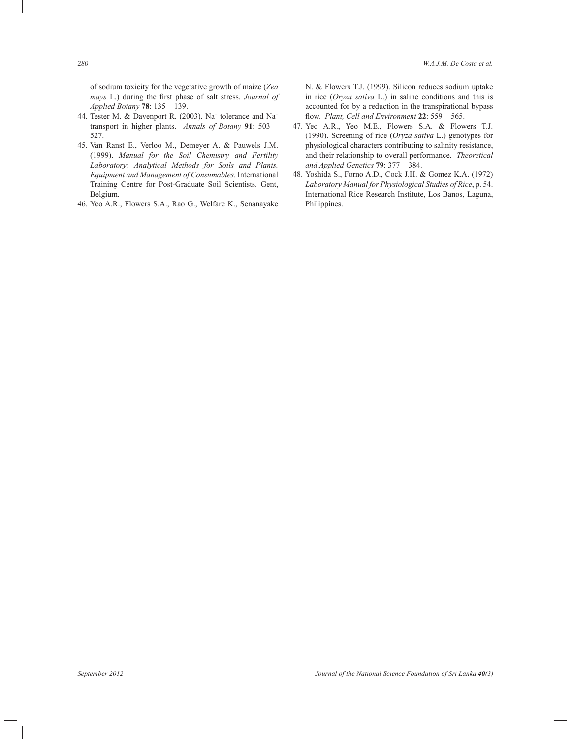of sodium toxicity for the vegetative growth of maize (*Zea mays* L.) during the first phase of salt stress. *Journal of Applied Botany* **78**: 135 − 139.

44. Tester M. & Davenport R. (2003). $Na^+$ tolerance and $Na^+$ transport in higher plants. *Annals of Botany* **91**: 503 − 527.
45. Van Ranst E., Verloo M., Demeyer A. & Pauwels J.M. (1999). *Manual for the Soil Chemistry and Fertility Laboratory: Analytical Methods for Soils and Plants, Equipment and Management of Consumables.* International Training Centre for Post-Graduate Soil Scientists. Gent, Belgium.
46. Yeo A.R., Flowers S.A., Rao G., Welfare K., Senanayake N. & Flowers T.J. (1999). Silicon reduces sodium uptake in rice (*Oryza sativa* L.) in saline conditions and this is accounted for by a reduction in the transpirational bypass flow. *Plant, Cell and Environment* **22**: 559 − 565.
47. Yeo A.R., Yeo M.E., Flowers S.A. & Flowers T.J. (1990). Screening of rice (*Oryza sativa* L.) genotypes for physiological characters contributing to salinity resistance, and their relationship to overall performance. *Theoretical and Applied Genetics* **79**: 377 − 384.
48. Yoshida S., Forno A.D., Cock J.H. & Gomez K.A. (1972) *Laboratory Manual for Physiological Studies of Rice*, p. 54. International Rice Research Institute, Los Banos, Laguna, Philippines.